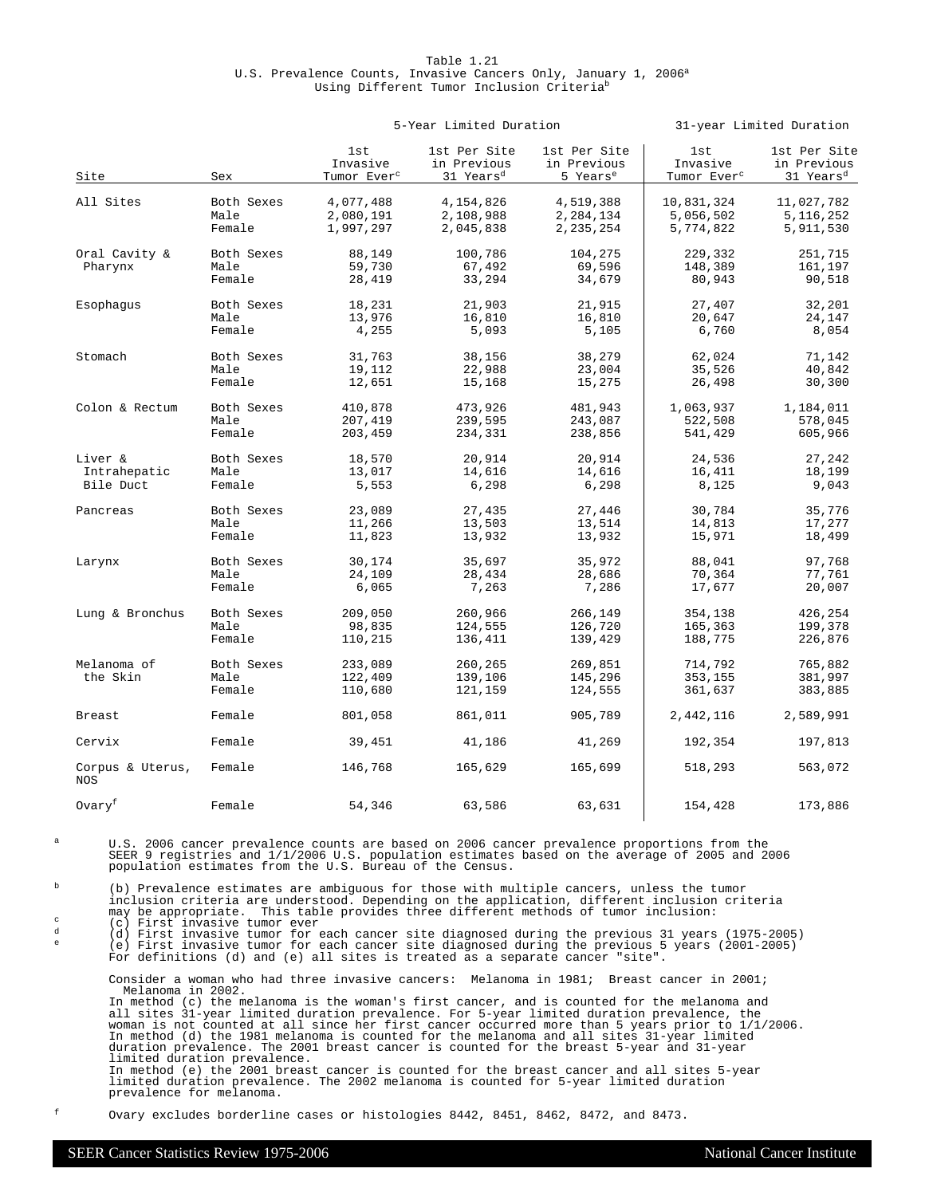Table 1.21
U.S. Prevalence Counts, Invasive Cancers Only, January 1, 2006[a]
Using Different Tumor Inclusion Criteria[b]

| Site | Sex | 5-Year Limited Duration | | | 31-year Limited Duration | |
|---|---|---|---|---|---|---|
| | | 1st Invasive Tumor Ever[c] | 1st Per Site in Previous 31 Years[d] | 1st Per Site in Previous 5 Years[e] | 1st Invasive Tumor Ever[c] | 1st Per Site in Previous 31 Years[d] |
| All Sites | Both Sexes | 4,077,488 | 4,154,826 | 4,519,388 | 10,831,324 | 11,027,782 |
| | Male | 2,080,191 | 2,108,988 | 2,284,134 | 5,056,502 | 5,116,252 |
| | Female | 1,997,297 | 2,045,838 | 2,235,254 | 5,774,822 | 5,911,530 |
| Oral Cavity & Pharynx | Both Sexes | 88,149 | 100,786 | 104,275 | 229,332 | 251,715 |
| | Male | 59,730 | 67,492 | 69,596 | 148,389 | 161,197 |
| | Female | 28,419 | 33,294 | 34,679 | 80,943 | 90,518 |
| Esophagus | Both Sexes | 18,231 | 21,903 | 21,915 | 27,407 | 32,201 |
| | Male | 13,976 | 16,810 | 16,810 | 20,647 | 24,147 |
| | Female | 4,255 | 5,093 | 5,105 | 6,760 | 8,054 |
| Stomach | Both Sexes | 31,763 | 38,156 | 38,279 | 62,024 | 71,142 |
| | Male | 19,112 | 22,988 | 23,004 | 35,526 | 40,842 |
| | Female | 12,651 | 15,168 | 15,275 | 26,498 | 30,300 |
| Colon & Rectum | Both Sexes | 410,878 | 473,926 | 481,943 | 1,063,937 | 1,184,011 |
| | Male | 207,419 | 239,595 | 243,087 | 522,508 | 578,045 |
| | Female | 203,459 | 234,331 | 238,856 | 541,429 | 605,966 |
| Liver & Intrahepatic Bile Duct | Both Sexes | 18,570 | 20,914 | 20,914 | 24,536 | 27,242 |
| | Male | 13,017 | 14,616 | 14,616 | 16,411 | 18,199 |
| | Female | 5,553 | 6,298 | 6,298 | 8,125 | 9,043 |
| Pancreas | Both Sexes | 23,089 | 27,435 | 27,446 | 30,784 | 35,776 |
| | Male | 11,266 | 13,503 | 13,514 | 14,813 | 17,277 |
| | Female | 11,823 | 13,932 | 13,932 | 15,971 | 18,499 |
| Larynx | Both Sexes | 30,174 | 35,697 | 35,972 | 88,041 | 97,768 |
| | Male | 24,109 | 28,434 | 28,686 | 70,364 | 77,761 |
| | Female | 6,065 | 7,263 | 7,286 | 17,677 | 20,007 |
| Lung & Bronchus | Both Sexes | 209,050 | 260,966 | 266,149 | 354,138 | 426,254 |
| | Male | 98,835 | 124,555 | 126,720 | 165,363 | 199,378 |
| | Female | 110,215 | 136,411 | 139,429 | 188,775 | 226,876 |
| Melanoma of the Skin | Both Sexes | 233,089 | 260,265 | 269,851 | 714,792 | 765,882 |
| | Male | 122,409 | 139,106 | 145,296 | 353,155 | 381,997 |
| | Female | 110,680 | 121,159 | 124,555 | 361,637 | 383,885 |
| Breast | Female | 801,058 | 861,011 | 905,789 | 2,442,116 | 2,589,991 |
| Cervix | Female | 39,451 | 41,186 | 41,269 | 192,354 | 197,813 |
| Corpus & Uterus, NOS | Female | 146,768 | 165,629 | 165,699 | 518,293 | 563,072 |
| Ovary[f] | Female | 54,346 | 63,586 | 63,631 | 154,428 | 173,886 |

[a] U.S. 2006 cancer prevalence counts are based on 2006 cancer prevalence proportions from the SEER 9 registries and 1/1/2006 U.S. population estimates based on the average of 2005 and 2006 population estimates from the U.S. Bureau of the Census.

[b] (b) Prevalence estimates are ambiguous for those with multiple cancers, unless the tumor inclusion criteria are understood. Depending on the application, different inclusion criteria may be appropriate. This table provides three different methods of tumor inclusion:
[c] (c) First invasive tumor ever
[d] (d) First invasive tumor for each cancer site diagnosed during the previous 31 years (1975-2005)
[e] (e) First invasive tumor for each cancer site diagnosed during the previous 5 years (2001-2005)
For definitions (d) and (e) all sites is treated as a separate cancer "site".

Consider a woman who had three invasive cancers: Melanoma in 1981; Breast cancer in 2001; Melanoma in 2002.
In method (c) the melanoma is the woman's first cancer, and is counted for the melanoma and all sites 31-year limited duration prevalence. For 5-year limited duration prevalence, the woman is not counted at all since her first cancer occurred more than 5 years prior to 1/1/2006.
In method (d) the 1981 melanoma is counted for the melanoma and all sites 31-year limited duration prevalence. The 2001 breast cancer is counted for the breast 5-year and 31-year limited duration prevalence.
In method (e) the 2001 breast cancer is counted for the breast cancer and all sites 5-year limited duration prevalence. The 2002 melanoma is counted for 5-year limited duration prevalence for melanoma.

[f] Ovary excludes borderline cases or histologies 8442, 8451, 8462, 8472, and 8473.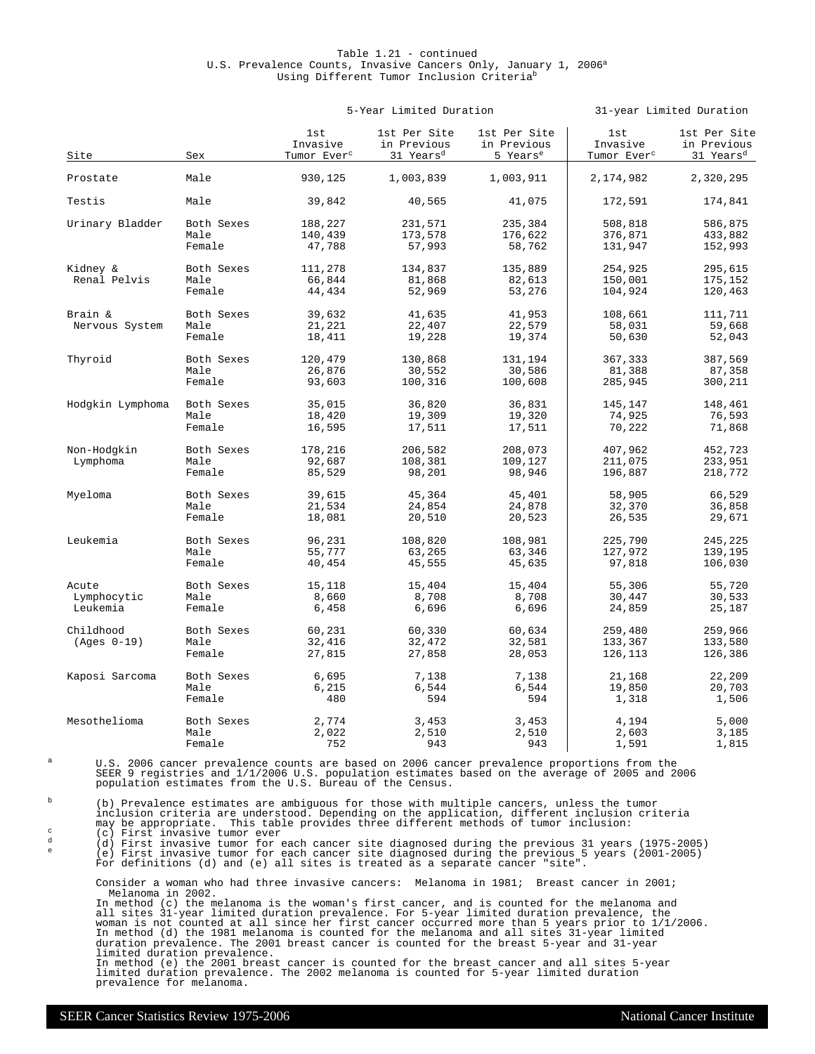Table 1.21 - continued
U.S. Prevalence Counts, Invasive Cancers Only, January 1, 2006[a]
Using Different Tumor Inclusion Criteria[b]

| Site | Sex | 5-Year Limited Duration | | | 31-year Limited Duration | |
|---|---|---|---|---|---|---|
| | | 1st Invasive Tumor Ever[c] | 1st Per Site in Previous 31 Years[d] | 1st Per Site in Previous 5 Years[e] | 1st Invasive Tumor Ever[c] | 1st Per Site in Previous 31 Years[d] |
| Prostate | Male | 930,125 | 1,003,839 | 1,003,911 | 2,174,982 | 2,320,295 |
| Testis | Male | 39,842 | 40,565 | 41,075 | 172,591 | 174,841 |
| Urinary Bladder | Both Sexes | 188,227 | 231,571 | 235,384 | 508,818 | 586,875 |
| | Male | 140,439 | 173,578 | 176,622 | 376,871 | 433,882 |
| | Female | 47,788 | 57,993 | 58,762 | 131,947 | 152,993 |
| Kidney & Renal Pelvis | Both Sexes | 111,278 | 134,837 | 135,889 | 254,925 | 295,615 |
| | Male | 66,844 | 81,868 | 82,613 | 150,001 | 175,152 |
| | Female | 44,434 | 52,969 | 53,276 | 104,924 | 120,463 |
| Brain & Nervous System | Both Sexes | 39,632 | 41,635 | 41,953 | 108,661 | 111,711 |
| | Male | 21,221 | 22,407 | 22,579 | 58,031 | 59,668 |
| | Female | 18,411 | 19,228 | 19,374 | 50,630 | 52,043 |
| Thyroid | Both Sexes | 120,479 | 130,868 | 131,194 | 367,333 | 387,569 |
| | Male | 26,876 | 30,552 | 30,586 | 81,388 | 87,358 |
| | Female | 93,603 | 100,316 | 100,608 | 285,945 | 300,211 |
| Hodgkin Lymphoma | Both Sexes | 35,015 | 36,820 | 36,831 | 145,147 | 148,461 |
| | Male | 18,420 | 19,309 | 19,320 | 74,925 | 76,593 |
| | Female | 16,595 | 17,511 | 17,511 | 70,222 | 71,868 |
| Non-Hodgkin Lymphoma | Both Sexes | 178,216 | 206,582 | 208,073 | 407,962 | 452,723 |
| | Male | 92,687 | 108,381 | 109,127 | 211,075 | 233,951 |
| | Female | 85,529 | 98,201 | 98,946 | 196,887 | 218,772 |
| Myeloma | Both Sexes | 39,615 | 45,364 | 45,401 | 58,905 | 66,529 |
| | Male | 21,534 | 24,854 | 24,878 | 32,370 | 36,858 |
| | Female | 18,081 | 20,510 | 20,523 | 26,535 | 29,671 |
| Leukemia | Both Sexes | 96,231 | 108,820 | 108,981 | 225,790 | 245,225 |
| | Male | 55,777 | 63,265 | 63,346 | 127,972 | 139,195 |
| | Female | 40,454 | 45,555 | 45,635 | 97,818 | 106,030 |
| Acute Lymphocytic Leukemia | Both Sexes | 15,118 | 15,404 | 15,404 | 55,306 | 55,720 |
| | Male | 8,660 | 8,708 | 8,708 | 30,447 | 30,533 |
| | Female | 6,458 | 6,696 | 6,696 | 24,859 | 25,187 |
| Childhood (Ages 0-19) | Both Sexes | 60,231 | 60,330 | 60,634 | 259,480 | 259,966 |
| | Male | 32,416 | 32,472 | 32,581 | 133,367 | 133,580 |
| | Female | 27,815 | 27,858 | 28,053 | 126,113 | 126,386 |
| Kaposi Sarcoma | Both Sexes | 6,695 | 7,138 | 7,138 | 21,168 | 22,209 |
| | Male | 6,215 | 6,544 | 6,544 | 19,850 | 20,703 |
| | Female | 480 | 594 | 594 | 1,318 | 1,506 |
| Mesothelioma | Both Sexes | 2,774 | 3,453 | 3,453 | 4,194 | 5,000 |
| | Male | 2,022 | 2,510 | 2,510 | 2,603 | 3,185 |
| | Female | 752 | 943 | 943 | 1,591 | 1,815 |

[a] U.S. 2006 cancer prevalence counts are based on 2006 cancer prevalence proportions from the SEER 9 registries and 1/1/2006 U.S. population estimates based on the average of 2005 and 2006 population estimates from the U.S. Bureau of the Census.

[b] (b) Prevalence estimates are ambiguous for those with multiple cancers, unless the tumor inclusion criteria are understood. Depending on the application, different inclusion criteria may be appropriate. This table provides three different methods of tumor inclusion:

[c] (c) First invasive tumor ever

[d] (d) First invasive tumor for each cancer site diagnosed during the previous 31 years (1975-2005)

[e] (e) First invasive tumor for each cancer site diagnosed during the previous 5 years (2001-2005)

For definitions (d) and (e) all sites is treated as a separate cancer "site".

Consider a woman who had three invasive cancers: Melanoma in 1981; Breast cancer in 2001; Melanoma in 2002.
In method (c) the melanoma is the woman's first cancer, and is counted for the melanoma and all sites 31-year limited duration prevalence. For 5-year limited duration prevalence, the woman is not counted at all since her first cancer occurred more than 5 years prior to 1/1/2006.
In method (d) the 1981 melanoma is counted for the melanoma and all sites 31-year limited duration prevalence. The 2001 breast cancer is counted for the breast 5-year and 31-year limited duration prevalence.
In method (e) the 2001 breast cancer is counted for the breast cancer and all sites 5-year limited duration prevalence. The 2002 melanoma is counted for 5-year limited duration prevalence for melanoma.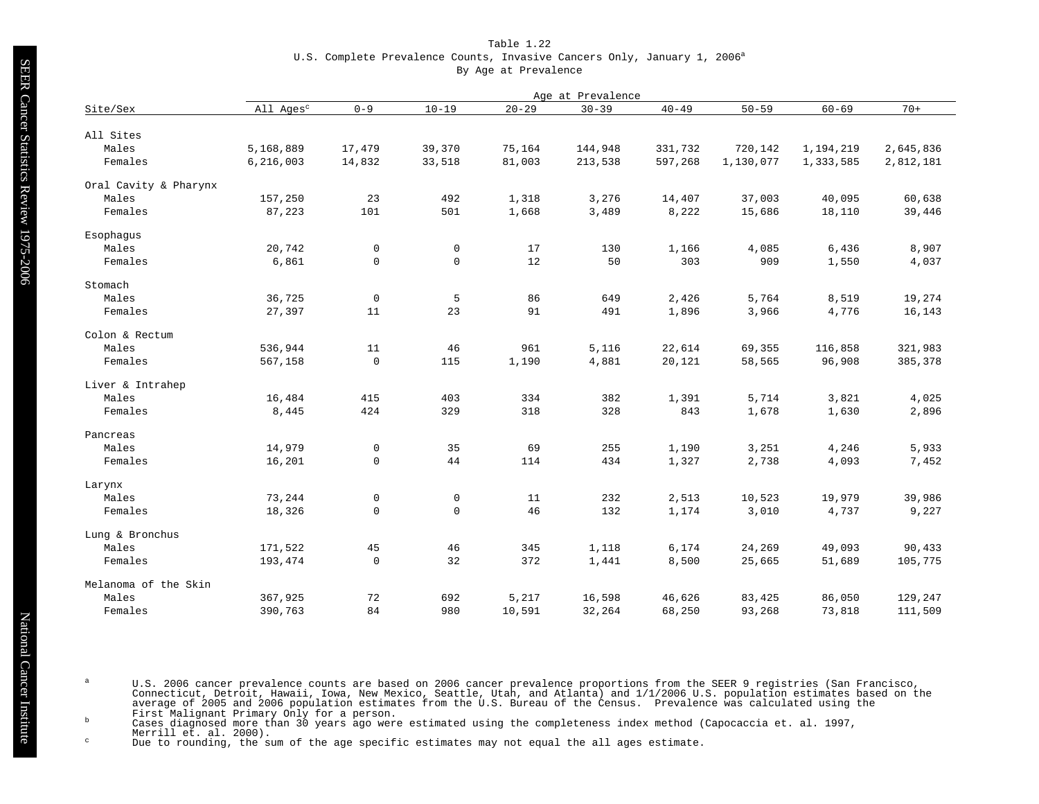Table 1.22

U.S. Complete Prevalence Counts, Invasive Cancers Only, January 1, 2006[a]

By Age at Prevalence

| Site/Sex | All Ages[c] | 0-9 | 10-19 | 20-29 | 30-39 | 40-49 | 50-59 | 60-69 | 70+ |
|---|---|---|---|---|---|---|---|---|---|
| | | Age at Prevalence | | | | | | | |
| **All Sites** | | | | | | | | | |
| Males | 5,168,889 | 17,479 | 39,370 | 75,164 | 144,948 | 331,732 | 720,142 | 1,194,219 | 2,645,836 |
| Females | 6,216,003 | 14,832 | 33,518 | 81,003 | 213,538 | 597,268 | 1,130,077 | 1,333,585 | 2,812,181 |
| **Oral Cavity & Pharynx** | | | | | | | | | |
| Males | 157,250 | 23 | 492 | 1,318 | 3,276 | 14,407 | 37,003 | 40,095 | 60,638 |
| Females | 87,223 | 101 | 501 | 1,668 | 3,489 | 8,222 | 15,686 | 18,110 | 39,446 |
| **Esophagus** | | | | | | | | | |
| Males | 20,742 | 0 | 0 | 17 | 130 | 1,166 | 4,085 | 6,436 | 8,907 |
| Females | 6,861 | 0 | 0 | 12 | 50 | 303 | 909 | 1,550 | 4,037 |
| **Stomach** | | | | | | | | | |
| Males | 36,725 | 0 | 5 | 86 | 649 | 2,426 | 5,764 | 8,519 | 19,274 |
| Females | 27,397 | 11 | 23 | 91 | 491 | 1,896 | 3,966 | 4,776 | 16,143 |
| **Colon & Rectum** | | | | | | | | | |
| Males | 536,944 | 11 | 46 | 961 | 5,116 | 22,614 | 69,355 | 116,858 | 321,983 |
| Females | 567,158 | 0 | 115 | 1,190 | 4,881 | 20,121 | 58,565 | 96,908 | 385,378 |
| **Liver & Intrahep** | | | | | | | | | |
| Males | 16,484 | 415 | 403 | 334 | 382 | 1,391 | 5,714 | 3,821 | 4,025 |
| Females | 8,445 | 424 | 329 | 318 | 328 | 843 | 1,678 | 1,630 | 2,896 |
| **Pancreas** | | | | | | | | | |
| Males | 14,979 | 0 | 35 | 69 | 255 | 1,190 | 3,251 | 4,246 | 5,933 |
| Females | 16,201 | 0 | 44 | 114 | 434 | 1,327 | 2,738 | 4,093 | 7,452 |
| **Larynx** | | | | | | | | | |
| Males | 73,244 | 0 | 0 | 11 | 232 | 2,513 | 10,523 | 19,979 | 39,986 |
| Females | 18,326 | 0 | 0 | 46 | 132 | 1,174 | 3,010 | 4,737 | 9,227 |
| **Lung & Bronchus** | | | | | | | | | |
| Males | 171,522 | 45 | 46 | 345 | 1,118 | 6,174 | 24,269 | 49,093 | 90,433 |
| Females | 193,474 | 0 | 32 | 372 | 1,441 | 8,500 | 25,665 | 51,689 | 105,775 |
| **Melanoma of the Skin** | | | | | | | | | |
| Males | 367,925 | 72 | 692 | 5,217 | 16,598 | 46,626 | 83,425 | 86,050 | 129,247 |
| Females | 390,763 | 84 | 980 | 10,591 | 32,264 | 68,250 | 93,268 | 73,818 | 111,509 |

[a] U.S. 2006 cancer prevalence counts are based on 2006 cancer prevalence proportions from the SEER 9 registries (San Francisco, Connecticut, Detroit, Hawaii, Iowa, New Mexico, Seattle, Utah, and Atlanta) and 1/1/2006 U.S. population estimates based on the average of 2005 and 2006 population estimates from the U.S. Bureau of the Census. Prevalence was calculated using the First Malignant Primary Only for a person.

[b] Cases diagnosed more than 30 years ago were estimated using the completeness index method (Capocaccia et. al. 1997, Merrill et. al. 2000).

[c] Due to rounding, the sum of the age specific estimates may not equal the all ages estimate.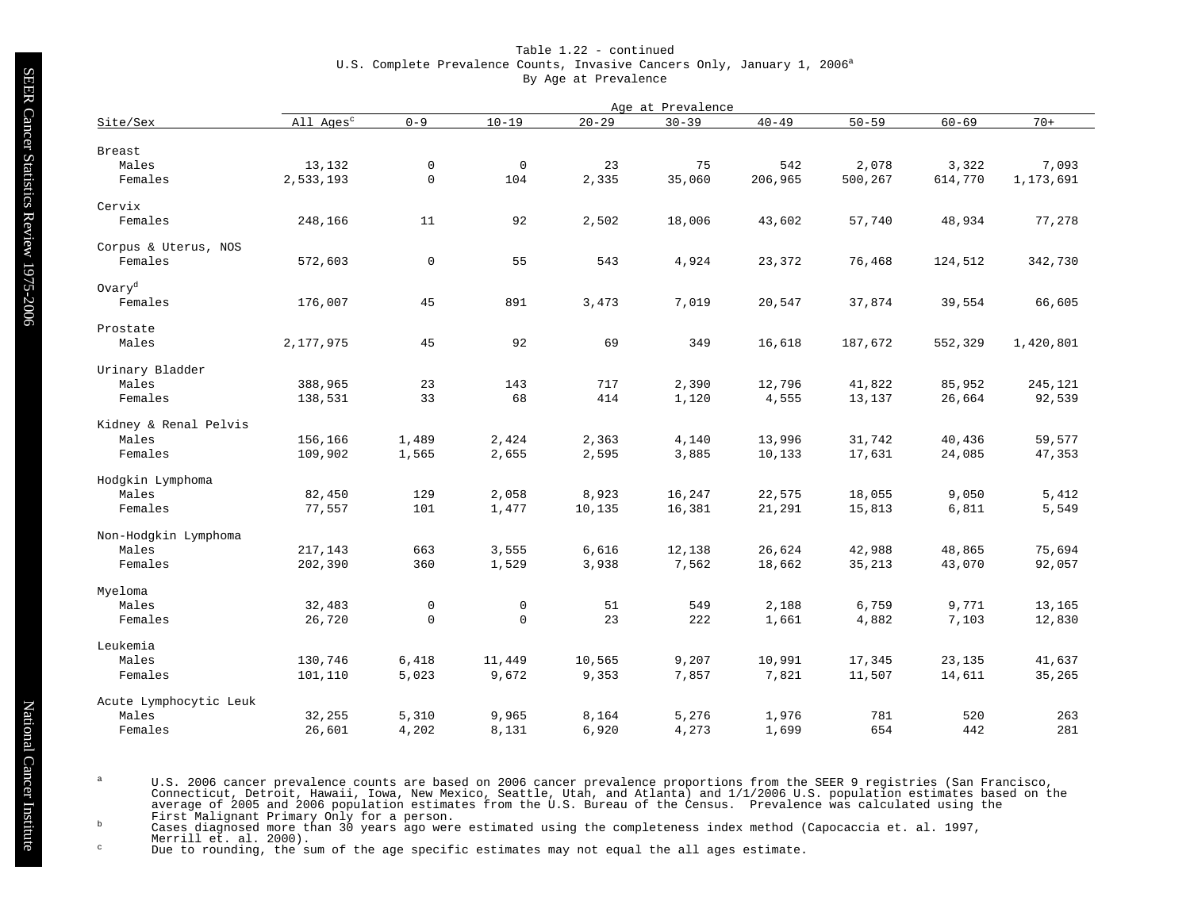Table 1.22 - continued
U.S. Complete Prevalence Counts, Invasive Cancers Only, January 1, 2006[a]
By Age at Prevalence

| Site/Sex | All Ages[c] | Age at Prevalence | | | | | | | |
|---|---|---|---|---|---|---|---|---|---|
| | | 0-9 | 10-19 | 20-29 | 30-39 | 40-49 | 50-59 | 60-69 | 70+ |
| **Breast** | | | | | | | | | |
| Males | 13,132 | 0 | 0 | 23 | 75 | 542 | 2,078 | 3,322 | 7,093 |
| Females | 2,533,193 | 0 | 104 | 2,335 | 35,060 | 206,965 | 500,267 | 614,770 | 1,173,691 |
| **Cervix** | | | | | | | | | |
| Females | 248,166 | 11 | 92 | 2,502 | 18,006 | 43,602 | 57,740 | 48,934 | 77,278 |
| **Corpus & Uterus, NOS** | | | | | | | | | |
| Females | 572,603 | 0 | 55 | 543 | 4,924 | 23,372 | 76,468 | 124,512 | 342,730 |
| **Ovary[d]** | | | | | | | | | |
| Females | 176,007 | 45 | 891 | 3,473 | 7,019 | 20,547 | 37,874 | 39,554 | 66,605 |
| **Prostate** | | | | | | | | | |
| Males | 2,177,975 | 45 | 92 | 69 | 349 | 16,618 | 187,672 | 552,329 | 1,420,801 |
| **Urinary Bladder** | | | | | | | | | |
| Males | 388,965 | 23 | 143 | 717 | 2,390 | 12,796 | 41,822 | 85,952 | 245,121 |
| Females | 138,531 | 33 | 68 | 414 | 1,120 | 4,555 | 13,137 | 26,664 | 92,539 |
| **Kidney & Renal Pelvis** | | | | | | | | | |
| Males | 156,166 | 1,489 | 2,424 | 2,363 | 4,140 | 13,996 | 31,742 | 40,436 | 59,577 |
| Females | 109,902 | 1,565 | 2,655 | 2,595 | 3,885 | 10,133 | 17,631 | 24,085 | 47,353 |
| **Hodgkin Lymphoma** | | | | | | | | | |
| Males | 82,450 | 129 | 2,058 | 8,923 | 16,247 | 22,575 | 18,055 | 9,050 | 5,412 |
| Females | 77,557 | 101 | 1,477 | 10,135 | 16,381 | 21,291 | 15,813 | 6,811 | 5,549 |
| **Non-Hodgkin Lymphoma** | | | | | | | | | |
| Males | 217,143 | 663 | 3,555 | 6,616 | 12,138 | 26,624 | 42,988 | 48,865 | 75,694 |
| Females | 202,390 | 360 | 1,529 | 3,938 | 7,562 | 18,662 | 35,213 | 43,070 | 92,057 |
| **Myeloma** | | | | | | | | | |
| Males | 32,483 | 0 | 0 | 51 | 549 | 2,188 | 6,759 | 9,771 | 13,165 |
| Females | 26,720 | 0 | 0 | 23 | 222 | 1,661 | 4,882 | 7,103 | 12,830 |
| **Leukemia** | | | | | | | | | |
| Males | 130,746 | 6,418 | 11,449 | 10,565 | 9,207 | 10,991 | 17,345 | 23,135 | 41,637 |
| Females | 101,110 | 5,023 | 9,672 | 9,353 | 7,857 | 7,821 | 11,507 | 14,611 | 35,265 |
| **Acute Lymphocytic Leuk** | | | | | | | | | |
| Males | 32,255 | 5,310 | 9,965 | 8,164 | 5,276 | 1,976 | 781 | 520 | 263 |
| Females | 26,601 | 4,202 | 8,131 | 6,920 | 4,273 | 1,699 | 654 | 442 | 281 |

[a] U.S. 2006 cancer prevalence counts are based on 2006 cancer prevalence proportions from the SEER 9 registries (San Francisco, Connecticut, Detroit, Hawaii, Iowa, New Mexico, Seattle, Utah, and Atlanta) and 1/1/2006 U.S. population estimates based on the average of 2005 and 2006 population estimates from the U.S. Bureau of the Census. Prevalence was calculated using the First Malignant Primary Only for a person.

[b] Cases diagnosed more than 30 years ago were estimated using the completeness index method (Capocaccia et. al. 1997, Merrill et. al. 2000).

[c] Due to rounding, the sum of the age specific estimates may not equal the all ages estimate.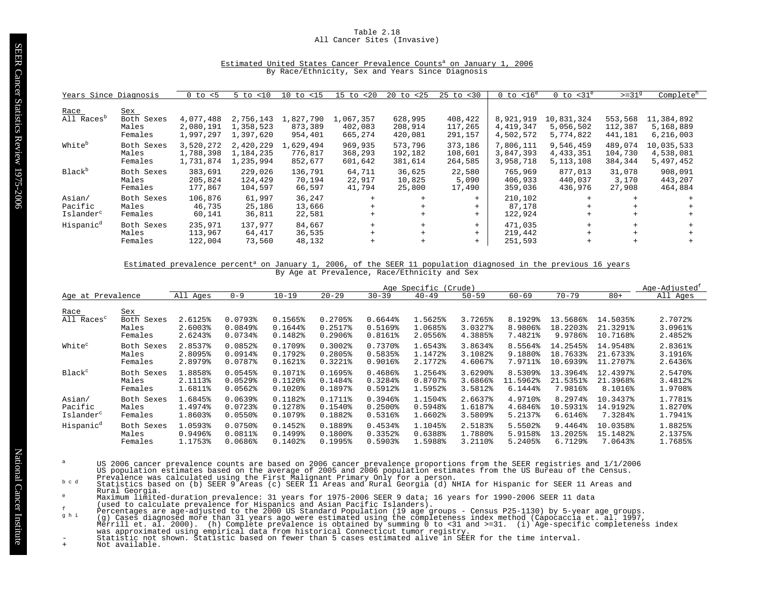# Table 2.18
## All Cancer Sites (Invasive)

### Estimated United States Cancer Prevalence Counts[a] on January 1, 2006
By Race/Ethnicity, Sex and Years Since Diagnosis

| Race | Sex | 0 to <5 | 5 to <10 | 10 to <15 | 15 to <20 | 20 to <25 | 25 to <30 | 0 to <16[e] | 0 to <31[e] | >=31[g] | Complete[h] |
|---|---|---|---|---|---|---|---|---|---|---|---|
| All Races[b] | Both Sexes | 4,077,488 | 2,756,143 | 1,827,790 | 1,067,357 | 628,995 | 408,422 | 8,921,919 | 10,831,324 | 553,568 | 11,384,892 |
| | Males | 2,080,191 | 1,358,523 | 873,389 | 402,083 | 208,914 | 117,265 | 4,419,347 | 5,056,502 | 112,387 | 5,168,889 |
| | Females | 1,997,297 | 1,397,620 | 954,401 | 665,274 | 420,081 | 291,157 | 4,502,572 | 5,774,822 | 441,181 | 6,216,003 |
| White[b] | Both Sexes | 3,520,272 | 2,420,229 | 1,629,494 | 969,935 | 573,796 | 373,186 | 7,806,111 | 9,546,459 | 489,074 | 10,035,533 |
| | Males | 1,788,398 | 1,184,235 | 776,817 | 368,293 | 192,182 | 108,601 | 3,847,393 | 4,433,351 | 104,730 | 4,538,081 |
| | Females | 1,731,874 | 1,235,994 | 852,677 | 601,642 | 381,614 | 264,585 | 3,958,718 | 5,113,108 | 384,344 | 5,497,452 |
| Black[b] | Both Sexes | 383,691 | 229,026 | 136,791 | 64,711 | 36,625 | 22,580 | 765,969 | 877,013 | 31,078 | 908,091 |
| | Males | 205,824 | 124,429 | 70,194 | 22,917 | 10,825 | 5,090 | 406,933 | 440,037 | 3,170 | 443,207 |
| | Females | 177,867 | 104,597 | 66,597 | 41,794 | 25,800 | 17,490 | 359,036 | 436,976 | 27,908 | 464,884 |
| Asian/ Pacific Islander[c] | Both Sexes | 106,876 | 61,997 | 36,247 | + | + | + | 210,102 | + | + | + |
| | Males | 46,735 | 25,186 | 13,666 | + | + | + | 87,178 | + | + | + |
| | Females | 60,141 | 36,811 | 22,581 | + | + | + | 122,924 | + | + | + |
| Hispanic[d] | Both Sexes | 235,971 | 137,977 | 84,667 | + | + | + | 471,035 | + | + | + |
| | Males | 113,967 | 64,417 | 36,535 | + | + | + | 219,442 | + | + | + |
| | Females | 122,004 | 73,560 | 48,132 | + | + | + | 251,593 | + | + | + |

### Estimated prevalence percent[a] on January 1, 2006, of the SEER 11 population diagnosed in the previous 16 years
By Age at Prevalence, Race/Ethnicity and Sex

| | | Age Specific (Crude) | | | | | | | | | | Age-Adjusted[f] |
|---|---|---|---|---|---|---|---|---|---|---|---|---|
| Race | Sex | All Ages | 0-9 | 10-19 | 20-29 | 30-39 | 40-49 | 50-59 | 60-69 | 70-79 | 80+ | All Ages |
| All Races[c] | Both Sexes | 2.6125% | 0.0793% | 0.1565% | 0.2705% | 0.6644% | 1.5625% | 3.7265% | 8.1929% | 13.5686% | 14.5035% | 2.7072% |
| | Males | 2.6003% | 0.0849% | 0.1644% | 0.2517% | 0.5169% | 1.0685% | 3.0327% | 8.9806% | 18.2203% | 21.3291% | 3.0961% |
| | Females | 2.6243% | 0.0734% | 0.1482% | 0.2906% | 0.8161% | 2.0556% | 4.3885% | 7.4821% | 9.9786% | 10.7168% | 2.4852% |
| White[c] | Both Sexes | 2.8537% | 0.0852% | 0.1709% | 0.3002% | 0.7370% | 1.6543% | 3.8634% | 8.5564% | 14.2545% | 14.9548% | 2.8361% |
| | Males | 2.8095% | 0.0914% | 0.1792% | 0.2805% | 0.5835% | 1.1472% | 3.1082% | 9.1880% | 18.7633% | 21.6733% | 3.1916% |
| | Females | 2.8979% | 0.0787% | 0.1621% | 0.3221% | 0.9016% | 2.1772% | 4.6067% | 7.9711% | 10.6939% | 11.2707% | 2.6436% |
| Black[c] | Both Sexes | 1.8858% | 0.0545% | 0.1071% | 0.1695% | 0.4686% | 1.2564% | 3.6290% | 8.5309% | 13.3964% | 12.4397% | 2.5470% |
| | Males | 2.1113% | 0.0529% | 0.1120% | 0.1484% | 0.3284% | 0.8707% | 3.6866% | 11.5962% | 21.5351% | 21.3968% | 3.4812% |
| | Females | 1.6811% | 0.0562% | 0.1020% | 0.1897% | 0.5912% | 1.5952% | 3.5812% | 6.1444% | 7.9816% | 8.1016% | 1.9708% |
| Asian/ Pacific Islander[c] | Both Sexes | 1.6845% | 0.0639% | 0.1182% | 0.1711% | 0.3946% | 1.1504% | 2.6637% | 4.9710% | 8.2974% | 10.3437% | 1.7781% |
| | Males | 1.4974% | 0.0723% | 0.1278% | 0.1540% | 0.2500% | 0.5948% | 1.6187% | 4.6846% | 10.5931% | 14.9192% | 1.8270% |
| | Females | 1.8603% | 0.0550% | 0.1079% | 0.1882% | 0.5316% | 1.6602% | 3.5809% | 5.2137% | 6.6146% | 7.3284% | 1.7941% |
| Hispanic[d] | Both Sexes | 1.0593% | 0.0750% | 0.1452% | 0.1889% | 0.4534% | 1.1045% | 2.5183% | 5.5502% | 9.4464% | 10.0358% | 1.8825% |
| | Males | 0.9496% | 0.0811% | 0.1499% | 0.1800% | 0.3352% | 0.6388% | 1.7880% | 5.9158% | 13.2025% | 15.1482% | 2.1375% |
| | Females | 1.1753% | 0.0686% | 0.1402% | 0.1995% | 0.5903% | 1.5988% | 3.2110% | 5.2405% | 6.7129% | 7.0643% | 1.7685% |

[a] US 2006 cancer prevalence counts are based on 2006 cancer prevalence proportions from the SEER registries and 1/1/2006 US population estimates based on the average of 2005 and 2006 population estimates from the US Bureau of the Census. Prevalence was calculated using the First Malignant Primary Only for a person.

[b c d] Statistics based on (b) SEER 9 Areas (c) SEER 11 Areas and Rural Georgia (d) NHIA for Hispanic for SEER 11 Areas and Rural Georgia.

[e] Maximum limited-duration prevalence: 31 years for 1975-2006 SEER 9 data; 16 years for 1990-2006 SEER 11 data (used to calculate prevalence for Hispanics and Asian Pacific Islanders).

[f] Percentages are age-adjusted to the 2000 US Standard Population (19 age groups - Census P25-1130) by 5-year age groups.

[g h i] (g) Cases diagnosed more than 31 years ago were estimated using the completeness index method (Capocaccia et. al. 1997, Merrill et. al. 2000). (h) Complete prevalence is obtained by summing 0 to <31 and >=31. (i) Age-specific completeness index was approximated using empirical data from historical Connecticut tumor registry.

\- Statistic not shown. Statistic based on fewer than 5 cases estimated alive in SEER for the time interval.

\+ Not available.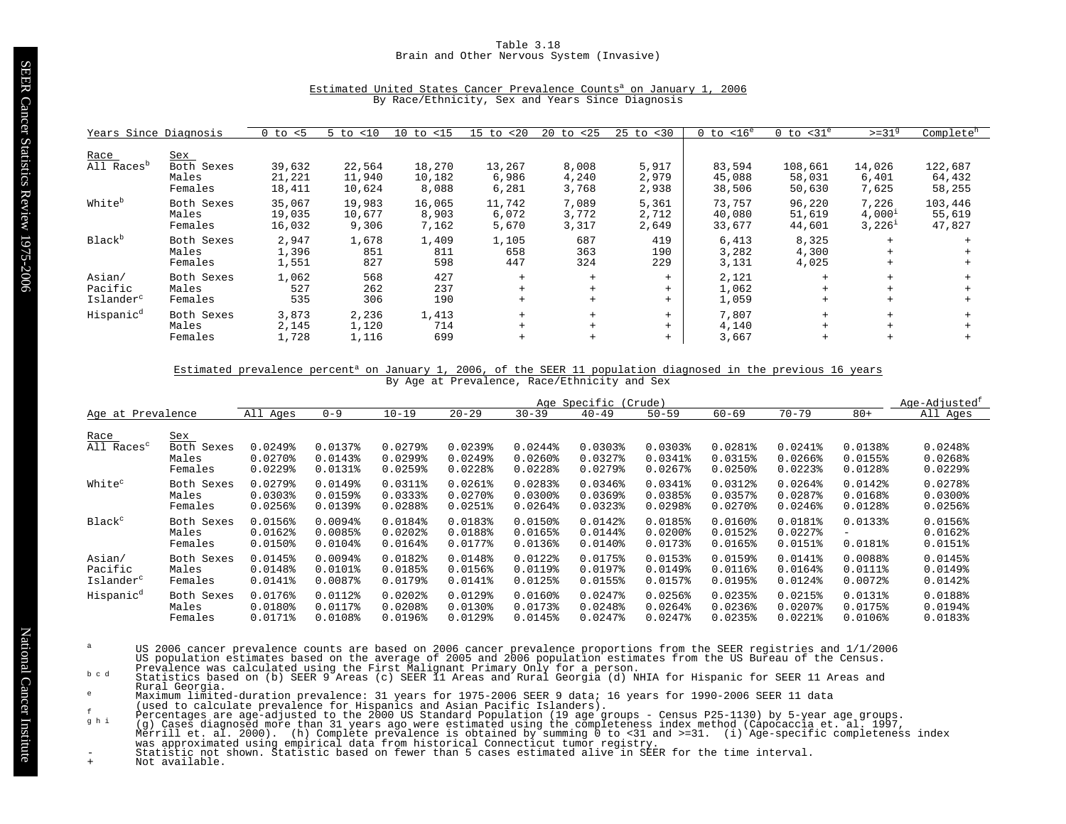Table 3.18
Brain and Other Nervous System (Invasive)

Estimated United States Cancer Prevalence Counts[a] on January 1, 2006
By Race/Ethnicity, Sex and Years Since Diagnosis

| Years Since Diagnosis | | 0 to <5 | 5 to <10 | 10 to <15 | 15 to <20 | 20 to <25 | 25 to <30 | 0 to <16[e] | 0 to <31[e] | >=31[g] | Complete[h] |
|---|---|---|---|---|---|---|---|---|---|---|---|
| Race | Sex | | | | | | | | | | |
| All Races[b] | Both Sexes | 39,632 | 22,564 | 18,270 | 13,267 | 8,008 | 5,917 | 83,594 | 108,661 | 14,026 | 122,687 |
| | Males | 21,221 | 11,940 | 10,182 | 6,986 | 4,240 | 2,979 | 45,088 | 58,031 | 6,401 | 64,432 |
| | Females | 18,411 | 10,624 | 8,088 | 6,281 | 3,768 | 2,938 | 38,506 | 50,630 | 7,625 | 58,255 |
| White[b] | Both Sexes | 35,067 | 19,983 | 16,065 | 11,742 | 7,089 | 5,361 | 73,757 | 96,220 | 7,226 | 103,446 |
| | Males | 19,035 | 10,677 | 8,903 | 6,072 | 3,772 | 2,712 | 40,080 | 51,619 | 4,000[i] | 55,619 |
| | Females | 16,032 | 9,306 | 7,162 | 5,670 | 3,317 | 2,649 | 33,677 | 44,601 | 3,226[i] | 47,827 |
| Black[b] | Both Sexes | 2,947 | 1,678 | 1,409 | 1,105 | 687 | 419 | 6,413 | 8,325 | + | + |
| | Males | 1,396 | 851 | 811 | 658 | 363 | 190 | 3,282 | 4,300 | + | + |
| | Females | 1,551 | 827 | 598 | 447 | 324 | 229 | 3,131 | 4,025 | + | + |
| Asian/ Pacific Islander[c] | Both Sexes | 1,062 | 568 | 427 | + | + | + | 2,121 | + | + | + |
| | Males | 527 | 262 | 237 | + | + | + | 1,062 | + | + | + |
| | Females | 535 | 306 | 190 | + | + | + | 1,059 | + | + | + |
| Hispanic[d] | Both Sexes | 3,873 | 2,236 | 1,413 | + | + | + | 7,807 | + | + | + |
| | Males | 2,145 | 1,120 | 714 | + | + | + | 4,140 | + | + | + |
| | Females | 1,728 | 1,116 | 699 | + | + | + | 3,667 | + | + | + |

Estimated prevalence percent[a] on January 1, 2006, of the SEER 11 population diagnosed in the previous 16 years
By Age at Prevalence, Race/Ethnicity and Sex

| | | Age Specific (Crude) | | | | | | | | | | Age-Adjusted[f] |
|---|---|---|---|---|---|---|---|---|---|---|---|---|
| Age at Prevalence | | All Ages | 0-9 | 10-19 | 20-29 | 30-39 | 40-49 | 50-59 | 60-69 | 70-79 | 80+ | All Ages |
| Race | Sex | | | | | | | | | | | |
| All Races[c] | Both Sexes | 0.0249% | 0.0137% | 0.0279% | 0.0239% | 0.0244% | 0.0303% | 0.0303% | 0.0281% | 0.0241% | 0.0138% | 0.0248% |
| | Males | 0.0270% | 0.0143% | 0.0299% | 0.0249% | 0.0260% | 0.0327% | 0.0341% | 0.0315% | 0.0266% | 0.0155% | 0.0268% |
| | Females | 0.0229% | 0.0131% | 0.0259% | 0.0228% | 0.0228% | 0.0279% | 0.0267% | 0.0250% | 0.0223% | 0.0128% | 0.0229% |
| White[c] | Both Sexes | 0.0279% | 0.0149% | 0.0311% | 0.0261% | 0.0283% | 0.0346% | 0.0341% | 0.0312% | 0.0264% | 0.0142% | 0.0278% |
| | Males | 0.0303% | 0.0159% | 0.0333% | 0.0270% | 0.0300% | 0.0369% | 0.0385% | 0.0357% | 0.0287% | 0.0168% | 0.0300% |
| | Females | 0.0256% | 0.0139% | 0.0288% | 0.0251% | 0.0264% | 0.0323% | 0.0298% | 0.0270% | 0.0246% | 0.0128% | 0.0256% |
| Black[c] | Both Sexes | 0.0156% | 0.0094% | 0.0184% | 0.0183% | 0.0150% | 0.0142% | 0.0185% | 0.0160% | 0.0181% | 0.0133% | 0.0156% |
| | Males | 0.0162% | 0.0085% | 0.0202% | 0.0188% | 0.0165% | 0.0144% | 0.0200% | 0.0152% | 0.0227% | - | 0.0162% |
| | Females | 0.0150% | 0.0104% | 0.0164% | 0.0177% | 0.0136% | 0.0140% | 0.0173% | 0.0165% | 0.0151% | 0.0181% | 0.0151% |
| Asian/ Pacific Islander[c] | Both Sexes | 0.0145% | 0.0094% | 0.0182% | 0.0148% | 0.0122% | 0.0175% | 0.0153% | 0.0159% | 0.0141% | 0.0088% | 0.0145% |
| | Males | 0.0148% | 0.0101% | 0.0185% | 0.0156% | 0.0119% | 0.0197% | 0.0149% | 0.0116% | 0.0164% | 0.0111% | 0.0149% |
| | Females | 0.0141% | 0.0087% | 0.0179% | 0.0141% | 0.0125% | 0.0155% | 0.0157% | 0.0195% | 0.0124% | 0.0072% | 0.0142% |
| Hispanic[d] | Both Sexes | 0.0176% | 0.0112% | 0.0202% | 0.0129% | 0.0160% | 0.0247% | 0.0256% | 0.0235% | 0.0215% | 0.0131% | 0.0188% |
| | Males | 0.0180% | 0.0117% | 0.0208% | 0.0130% | 0.0173% | 0.0248% | 0.0264% | 0.0236% | 0.0207% | 0.0175% | 0.0194% |
| | Females | 0.0171% | 0.0108% | 0.0196% | 0.0129% | 0.0145% | 0.0247% | 0.0247% | 0.0235% | 0.0221% | 0.0106% | 0.0183% |

a US 2006 cancer prevalence counts are based on 2006 cancer prevalence proportions from the SEER registries and 1/1/2006 US population estimates based on the average of 2005 and 2006 population estimates from the US Bureau of the Census. Prevalence was calculated using the First Malignant Primary Only for a person.

b c d Statistics based on (b) SEER 9 Areas (c) SEER 11 Areas and Rural Georgia (d) NHIA for Hispanic for SEER 11 Areas and Rural Georgia.

e Maximum limited-duration prevalence: 31 years for 1975-2006 SEER 9 data; 16 years for 1990-2006 SEER 11 data (used to calculate prevalence for Hispanics and Asian Pacific Islanders).

f Percentages are age-adjusted to the 2000 US Standard Population (19 age groups - Census P25-1130) by 5-year age groups.

g h i (g) Cases diagnosed more than 31 years ago were estimated using the completeness index method (Capocaccia et. al. 1997, Merrill et. al. 2000). (h) Complete prevalence is obtained by summing 0 to <31 and >=31. (i) Age-specific completeness index was approximated using empirical data from historical Connecticut tumor registry.

\- Statistic not shown. Statistic based on fewer than 5 cases estimated alive in SEER for the time interval.

\+ Not available.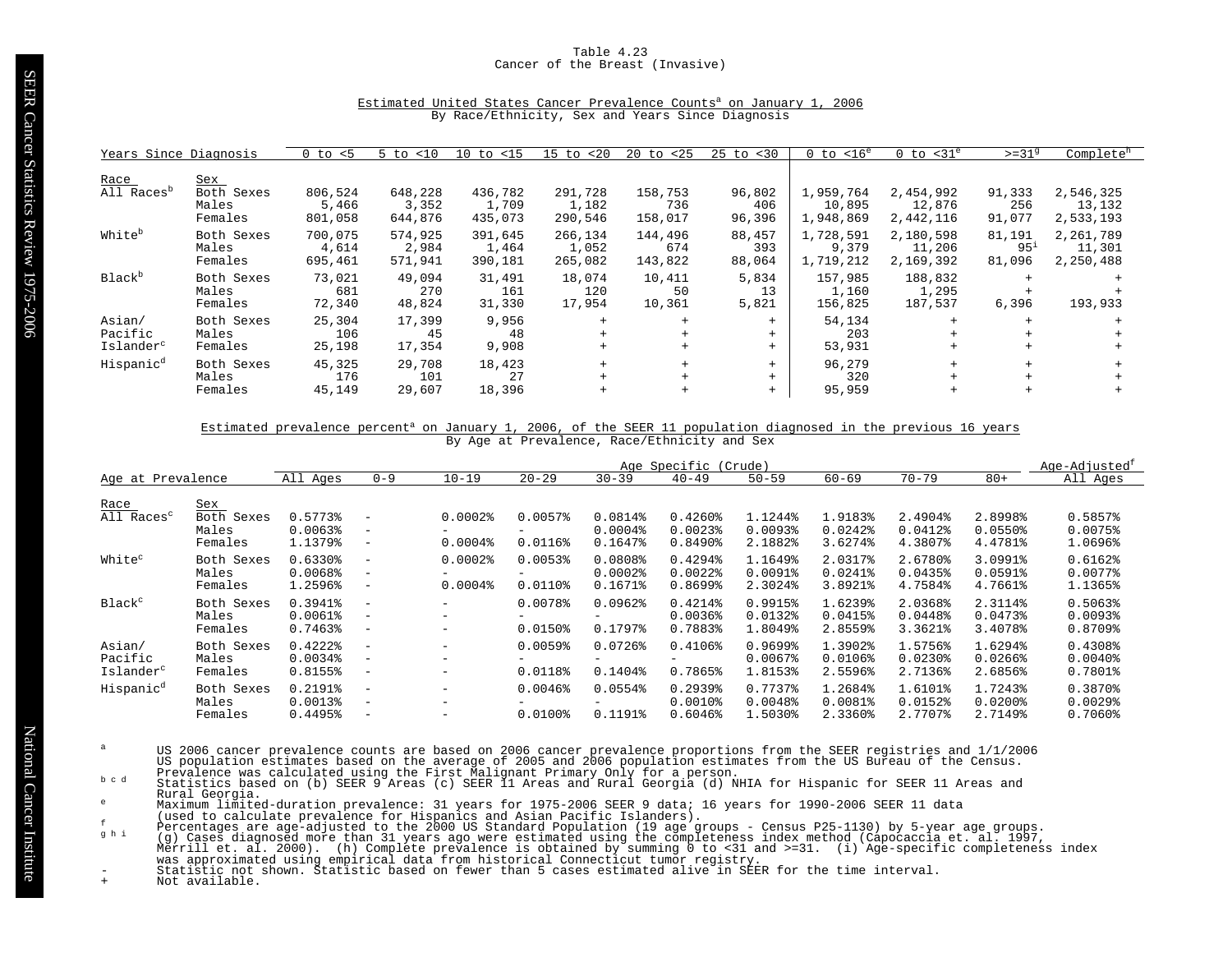Table 4.23
Cancer of the Breast (Invasive)

Estimated United States Cancer Prevalence Counts[a] on January 1, 2006
By Race/Ethnicity, Sex and Years Since Diagnosis

| Race | Sex | 0 to <5 | 5 to <10 | 10 to <15 | 15 to <20 | 20 to <25 | 25 to <30 | 0 to <16[e] | 0 to <31[e] | >=31[g] | Complete[h] |
|---|---|---|---|---|---|---|---|---|---|---|---|
| All Races[b] | Both Sexes | 806,524 | 648,228 | 436,782 | 291,728 | 158,753 | 96,802 | 1,959,764 | 2,454,992 | 91,333 | 2,546,325 |
| | Males | 5,466 | 3,352 | 1,709 | 1,182 | 736 | 406 | 10,895 | 12,876 | 256 | 13,132 |
| | Females | 801,058 | 644,876 | 435,073 | 290,546 | 158,017 | 96,396 | 1,948,869 | 2,442,116 | 91,077 | 2,533,193 |
| White[b] | Both Sexes | 700,075 | 574,925 | 391,645 | 266,134 | 144,496 | 88,457 | 1,728,591 | 2,180,598 | 81,191 | 2,261,789 |
| | Males | 4,614 | 2,984 | 1,464 | 1,052 | 674 | 393 | 9,379 | 11,206 | 95[i] | 11,301 |
| | Females | 695,461 | 571,941 | 390,181 | 265,082 | 143,822 | 88,064 | 1,719,212 | 2,169,392 | 81,096 | 2,250,488 |
| Black[b] | Both Sexes | 73,021 | 49,094 | 31,491 | 18,074 | 10,411 | 5,834 | 157,985 | 188,832 | + | + |
| | Males | 681 | 270 | 161 | 120 | 50 | 13 | 1,160 | 1,295 | + | + |
| | Females | 72,340 | 48,824 | 31,330 | 17,954 | 10,361 | 5,821 | 156,825 | 187,537 | 6,396 | 193,933 |
| Asian/ Pacific Islander[c] | Both Sexes | 25,304 | 17,399 | 9,956 | + | + | + | 54,134 | + | + | + |
| | Males | 106 | 45 | 48 | + | + | + | 203 | + | + | + |
| | Females | 25,198 | 17,354 | 9,908 | + | + | + | 53,931 | + | + | + |
| Hispanic[d] | Both Sexes | 45,325 | 29,708 | 18,423 | + | + | + | 96,279 | + | + | + |
| | Males | 176 | 101 | 27 | + | + | + | 320 | + | + | + |
| | Females | 45,149 | 29,607 | 18,396 | + | + | + | 95,959 | + | + | + |

Estimated prevalence percent[a] on January 1, 2006, of the SEER 11 population diagnosed in the previous 16 years
By Age at Prevalence, Race/Ethnicity and Sex

| | | Age Specific (Crude) | | | | | | | | | | Age-Adjusted[f] |
|---|---|---|---|---|---|---|---|---|---|---|---|---|
| Race | Sex | All Ages | 0-9 | 10-19 | 20-29 | 30-39 | 40-49 | 50-59 | 60-69 | 70-79 | 80+ | All Ages |
| All Races[c] | Both Sexes | 0.5773% | - | 0.0002% | 0.0057% | 0.0814% | 0.4260% | 1.1244% | 1.9183% | 2.4904% | 2.8998% | 0.5857% |
| | Males | 0.0063% | - | - | - | 0.0004% | 0.0023% | 0.0093% | 0.0242% | 0.0412% | 0.0550% | 0.0075% |
| | Females | 1.1379% | - | 0.0004% | 0.0116% | 0.1647% | 0.8490% | 2.1882% | 3.6274% | 4.3807% | 4.4781% | 1.0696% |
| White[c] | Both Sexes | 0.6330% | - | 0.0002% | 0.0053% | 0.0808% | 0.4294% | 1.1649% | 2.0317% | 2.6780% | 3.0991% | 0.6162% |
| | Males | 0.0068% | - | - | - | 0.0002% | 0.0022% | 0.0091% | 0.0241% | 0.0435% | 0.0591% | 0.0077% |
| | Females | 1.2596% | - | 0.0004% | 0.0110% | 0.1671% | 0.8699% | 2.3024% | 3.8921% | 4.7584% | 4.7661% | 1.1365% |
| Black[c] | Both Sexes | 0.3941% | - | - | 0.0078% | 0.0962% | 0.4214% | 0.9915% | 1.6239% | 2.0368% | 2.3114% | 0.5063% |
| | Males | 0.0061% | - | - | - | - | 0.0036% | 0.0132% | 0.0415% | 0.0448% | 0.0473% | 0.0093% |
| | Females | 0.7463% | - | - | 0.0150% | 0.1797% | 0.7883% | 1.8049% | 2.8559% | 3.3621% | 3.4078% | 0.8709% |
| Asian/ Pacific Islander[c] | Both Sexes | 0.4222% | - | - | 0.0059% | 0.0726% | 0.4106% | 0.9699% | 1.3902% | 1.5756% | 1.6294% | 0.4308% |
| | Males | 0.0034% | - | - | - | - | - | 0.0067% | 0.0106% | 0.0230% | 0.0266% | 0.0040% |
| | Females | 0.8155% | - | - | 0.0118% | 0.1404% | 0.7865% | 1.8153% | 2.5596% | 2.7136% | 2.6856% | 0.7801% |
| Hispanic[d] | Both Sexes | 0.2191% | - | - | 0.0046% | 0.0554% | 0.2939% | 0.7737% | 1.2684% | 1.6101% | 1.7243% | 0.3870% |
| | Males | 0.0013% | - | - | - | - | 0.0010% | 0.0048% | 0.0081% | 0.0152% | 0.0200% | 0.0029% |
| | Females | 0.4495% | - | - | 0.0100% | 0.1191% | 0.6046% | 1.5030% | 2.3360% | 2.7707% | 2.7149% | 0.7060% |

a US 2006 cancer prevalence counts are based on 2006 cancer prevalence proportions from the SEER registries and 1/1/2006 US population estimates based on the average of 2005 and 2006 population estimates from the US Bureau of the Census. Prevalence was calculated using the First Malignant Primary Only for a person.

b c d Statistics based on (b) SEER 9 Areas (c) SEER 11 Areas and Rural Georgia (d) NHIA for Hispanic for SEER 11 Areas and Rural Georgia.

e Maximum limited-duration prevalence: 31 years for 1975-2006 SEER 9 data; 16 years for 1990-2006 SEER 11 data (used to calculate prevalence for Hispanics and Asian Pacific Islanders).

f Percentages are age-adjusted to the 2000 US Standard Population (19 age groups - Census P25-1130) by 5-year age groups.

g h i (g) Cases diagnosed more than 31 years ago were estimated using the completeness index method (Capocaccia et. al. 1997, Merrill et. al. 2000). (h) Complete prevalence is obtained by summing 0 to <31 and >=31. (i) Age-specific completeness index was approximated using empirical data from historical Connecticut tumor registry.

\- Statistic not shown. Statistic based on fewer than 5 cases estimated alive in SEER for the time interval.

\+ Not available.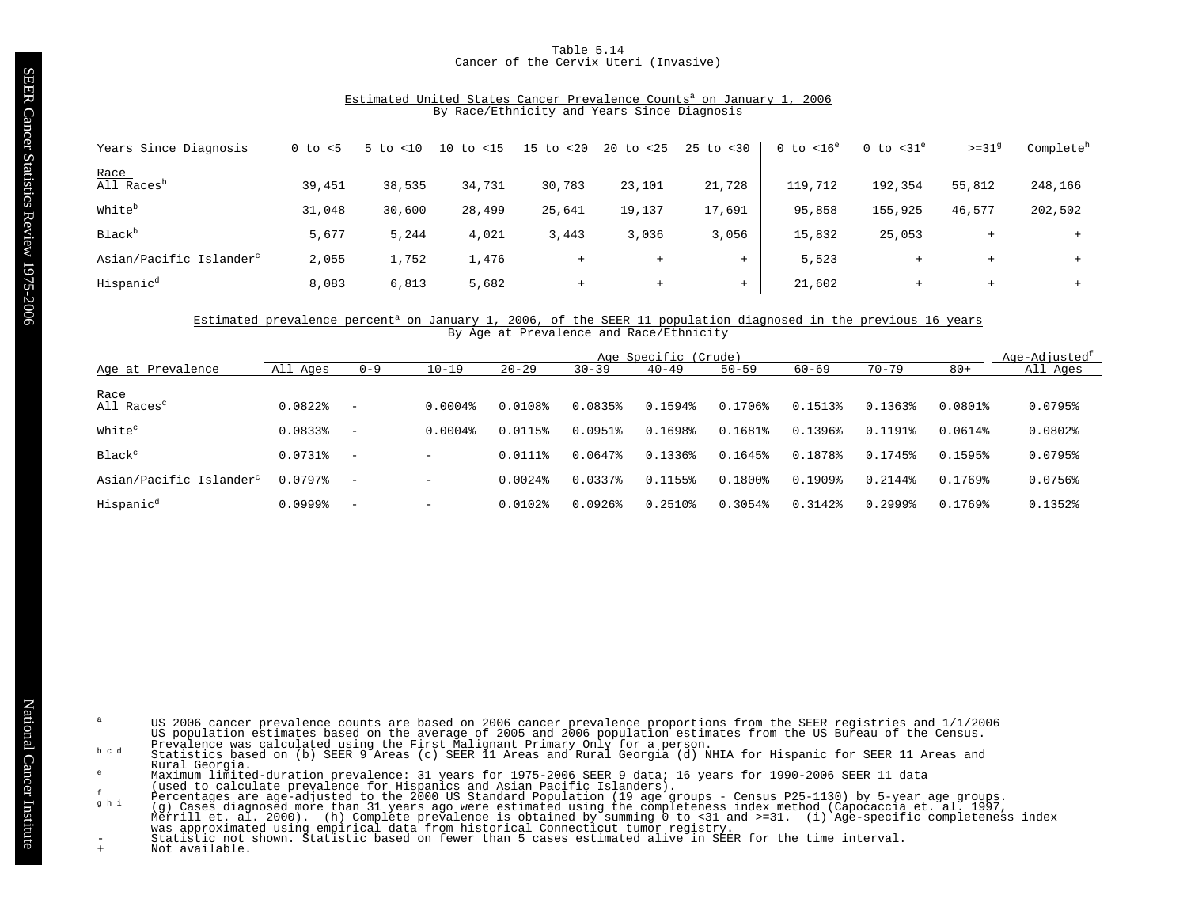# Table 5.14
## Cancer of the Cervix Uteri (Invasive)

### Estimated United States Cancer Prevalence Counts[a] on January 1, 2006
By Race/Ethnicity and Years Since Diagnosis

| Years Since Diagnosis | 0 to <5 | 5 to <10 | 10 to <15 | 15 to <20 | 20 to <25 | 25 to <30 | 0 to <16[e] | 0 to <31[e] | >=31[g] | Complete[h] |
|---|---|---|---|---|---|---|---|---|---|---|
| **Race** | | | | | | | | | | |
| All Races[b] | 39,451 | 38,535 | 34,731 | 30,783 | 23,101 | 21,728 | 119,712 | 192,354 | 55,812 | 248,166 |
| White[b] | 31,048 | 30,600 | 28,499 | 25,641 | 19,137 | 17,691 | 95,858 | 155,925 | 46,577 | 202,502 |
| Black[b] | 5,677 | 5,244 | 4,021 | 3,443 | 3,036 | 3,056 | 15,832 | 25,053 | + | + |
| Asian/Pacific Islander[c] | 2,055 | 1,752 | 1,476 | + | + | + | 5,523 | + | + | + |
| Hispanic[d] | 8,083 | 6,813 | 5,682 | + | + | + | 21,602 | + | + | + |

### Estimated prevalence percent[a] on January 1, 2006, of the SEER 11 population diagnosed in the previous 16 years
By Age at Prevalence and Race/Ethnicity

| | Age Specific (Crude) | | | | | | | | | | Age-Adjusted[f] |
|---|---|---|---|---|---|---|---|---|---|---|---|
| Age at Prevalence | All Ages | 0-9 | 10-19 | 20-29 | 30-39 | 40-49 | 50-59 | 60-69 | 70-79 | 80+ | All Ages |
| **Race** | | | | | | | | | | | |
| All Races[c] | 0.0822% | - | 0.0004% | 0.0108% | 0.0835% | 0.1594% | 0.1706% | 0.1513% | 0.1363% | 0.0801% | 0.0795% |
| White[c] | 0.0833% | - | 0.0004% | 0.0115% | 0.0951% | 0.1698% | 0.1681% | 0.1396% | 0.1191% | 0.0614% | 0.0802% |
| Black[c] | 0.0731% | - | - | 0.0111% | 0.0647% | 0.1336% | 0.1645% | 0.1878% | 0.1745% | 0.1595% | 0.0795% |
| Asian/Pacific Islander[c] | 0.0797% | - | - | 0.0024% | 0.0337% | 0.1155% | 0.1800% | 0.1909% | 0.2144% | 0.1769% | 0.0756% |
| Hispanic[d] | 0.0999% | - | - | 0.0102% | 0.0926% | 0.2510% | 0.3054% | 0.3142% | 0.2999% | 0.1769% | 0.1352% |

[a] US 2006 cancer prevalence counts are based on 2006 cancer prevalence proportions from the SEER registries and 1/1/2006 US population estimates based on the average of 2005 and 2006 population estimates from the US Bureau of the Census. Prevalence was calculated using the First Malignant Primary Only for a person.

[b c d] Statistics based on (b) SEER 9 Areas (c) SEER 11 Areas and Rural Georgia (d) NHIA for Hispanic for SEER 11 Areas and Rural Georgia.

[e] Maximum limited-duration prevalence: 31 years for 1975-2006 SEER 9 data; 16 years for 1990-2006 SEER 11 data (used to calculate prevalence for Hispanics and Asian Pacific Islanders).

[f] Percentages are age-adjusted to the 2000 US Standard Population (19 age groups - Census P25-1130) by 5-year age groups.

[g h i] (g) Cases diagnosed more than 31 years ago were estimated using the completeness index method (Capocaccia et. al. 1997, Merrill et. al. 2000). (h) Complete prevalence is obtained by summing 0 to <31 and >=31. (i) Age-specific completeness index was approximated using empirical data from historical Connecticut tumor registry.

- Statistic not shown. Statistic based on fewer than 5 cases estimated alive in SEER for the time interval.

+ Not available.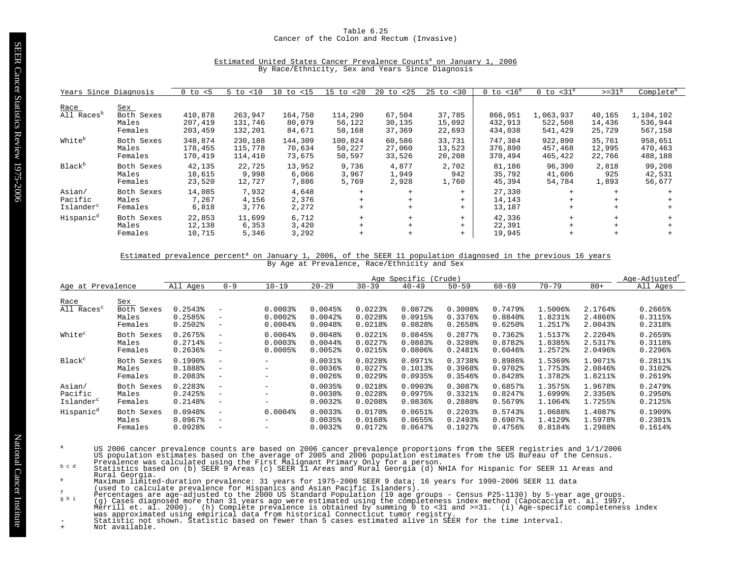Table 6.25
Cancer of the Colon and Rectum (Invasive)

Estimated United States Cancer Prevalence Counts[a] on January 1, 2006
By Race/Ethnicity, Sex and Years Since Diagnosis

| Race | Sex | 0 to <5 | 5 to <10 | 10 to <15 | 15 to <20 | 20 to <25 | 25 to <30 | 0 to <16[e] | 0 to <31[e] | >=31[g] | Complete[h] |
|---|---|---|---|---|---|---|---|---|---|---|---|
| All Races[b] | Both Sexes | 410,878 | 263,947 | 164,750 | 114,290 | 67,504 | 37,785 | 866,951 | 1,063,937 | 40,165 | 1,104,102 |
| | Males | 207,419 | 131,746 | 80,079 | 56,122 | 30,135 | 15,092 | 432,913 | 522,508 | 14,436 | 536,944 |
| | Females | 203,459 | 132,201 | 84,671 | 58,168 | 37,369 | 22,693 | 434,038 | 541,429 | 25,729 | 567,158 |
| White[b] | Both Sexes | 348,874 | 230,188 | 144,309 | 100,824 | 60,586 | 33,731 | 747,384 | 922,890 | 35,761 | 958,651 |
| | Males | 178,455 | 115,778 | 70,634 | 50,227 | 27,060 | 13,523 | 376,890 | 457,468 | 12,995 | 470,463 |
| | Females | 170,419 | 114,410 | 73,675 | 50,597 | 33,526 | 20,208 | 370,494 | 465,422 | 22,766 | 488,188 |
| Black[b] | Both Sexes | 42,135 | 22,725 | 13,952 | 9,736 | 4,877 | 2,702 | 81,186 | 96,390 | 2,818 | 99,208 |
| | Males | 18,615 | 9,998 | 6,066 | 3,967 | 1,949 | 942 | 35,792 | 41,606 | 925 | 42,531 |
| | Females | 23,520 | 12,727 | 7,886 | 5,769 | 2,928 | 1,760 | 45,394 | 54,784 | 1,893 | 56,677 |
| Asian/Pacific Islander[c] | Both Sexes | 14,085 | 7,932 | 4,648 | + | + | + | 27,330 | + | + | + |
| | Males | 7,267 | 4,156 | 2,376 | + | + | + | 14,143 | + | + | + |
| | Females | 6,818 | 3,776 | 2,272 | + | + | + | 13,187 | + | + | + |
| Hispanic[d] | Both Sexes | 22,853 | 11,699 | 6,712 | + | + | + | 42,336 | + | + | + |
| | Males | 12,138 | 6,353 | 3,420 | + | + | + | 22,391 | + | + | + |
| | Females | 10,715 | 5,346 | 3,292 | + | + | + | 19,945 | + | + | + |

Estimated prevalence percent[a] on January 1, 2006, of the SEER 11 population diagnosed in the previous 16 years
By Age at Prevalence, Race/Ethnicity and Sex

| | | Age Specific (Crude) | | | | | | | | | | Age-Adjusted[f] |
|---|---|---|---|---|---|---|---|---|---|---|---|---|
| Race | Sex | All Ages | 0-9 | 10-19 | 20-29 | 30-39 | 40-49 | 50-59 | 60-69 | 70-79 | 80+ | All Ages |
| All Races[c] | Both Sexes | 0.2543% | - | 0.0003% | 0.0045% | 0.0223% | 0.0872% | 0.3008% | 0.7479% | 1.5006% | 2.1764% | 0.2665% |
| | Males | 0.2585% | - | 0.0002% | 0.0042% | 0.0228% | 0.0915% | 0.3376% | 0.8840% | 1.8231% | 2.4866% | 0.3115% |
| | Females | 0.2502% | - | 0.0004% | 0.0048% | 0.0218% | 0.0828% | 0.2658% | 0.6250% | 1.2517% | 2.0043% | 0.2318% |
| White[c] | Both Sexes | 0.2675% | - | 0.0004% | 0.0048% | 0.0221% | 0.0845% | 0.2877% | 0.7362% | 1.5137% | 2.2204% | 0.2659% |
| | Males | 0.2714% | - | 0.0003% | 0.0044% | 0.0227% | 0.0883% | 0.3280% | 0.8782% | 1.8385% | 2.5317% | 0.3118% |
| | Females | 0.2636% | - | 0.0005% | 0.0052% | 0.0215% | 0.0806% | 0.2481% | 0.6046% | 1.2572% | 2.0496% | 0.2296% |
| Black[c] | Both Sexes | 0.1990% | - | - | 0.0031% | 0.0228% | 0.0971% | 0.3738% | 0.8986% | 1.5369% | 1.9071% | 0.2811% |
| | Males | 0.1888% | - | - | 0.0036% | 0.0227% | 0.1013% | 0.3968% | 0.9702% | 1.7753% | 2.0846% | 0.3102% |
| | Females | 0.2083% | - | - | 0.0026% | 0.0229% | 0.0935% | 0.3546% | 0.8428% | 1.3782% | 1.8211% | 0.2619% |
| Asian/Pacific Islander[c] | Both Sexes | 0.2283% | - | - | 0.0035% | 0.0218% | 0.0903% | 0.3087% | 0.6857% | 1.3575% | 1.9678% | 0.2479% |
| | Males | 0.2425% | - | - | 0.0038% | 0.0228% | 0.0975% | 0.3321% | 0.8247% | 1.6999% | 2.3356% | 0.2950% |
| | Females | 0.2148% | - | - | 0.0032% | 0.0208% | 0.0836% | 0.2880% | 0.5679% | 1.1064% | 1.7255% | 0.2125% |
| Hispanic[d] | Both Sexes | 0.0948% | - | 0.0004% | 0.0033% | 0.0170% | 0.0651% | 0.2203% | 0.5743% | 1.0688% | 1.4087% | 0.1909% |
| | Males | 0.0967% | - | - | 0.0035% | 0.0168% | 0.0655% | 0.2493% | 0.6907% | 1.4129% | 1.5978% | 0.2301% |
| | Females | 0.0928% | - | - | 0.0032% | 0.0172% | 0.0647% | 0.1927% | 0.4756% | 0.8184% | 1.2988% | 0.1614% |

[a] US 2006 cancer prevalence counts are based on 2006 cancer prevalence proportions from the SEER registries and 1/1/2006 US population estimates based on the average of 2005 and 2006 population estimates from the US Bureau of the Census. Prevalence was calculated using the First Malignant Primary Only for a person.
[b c d] Statistics based on (b) SEER 9 Areas (c) SEER 11 Areas and Rural Georgia (d) NHIA for Hispanic for SEER 11 Areas and Rural Georgia.
[e] Maximum limited-duration prevalence: 31 years for 1975-2006 SEER 9 data; 16 years for 1990-2006 SEER 11 data (used to calculate prevalence for Hispanics and Asian Pacific Islanders).
[f] Percentages are age-adjusted to the 2000 US Standard Population (19 age groups - Census P25-1130) by 5-year age groups.
[g h i] (g) Cases diagnosed more than 31 years ago were estimated using the completeness index method (Capocaccia et. al. 1997, Merrill et. al. 2000). (h) Complete prevalence is obtained by summing 0 to <31 and >=31. (i) Age-specific completeness index was approximated using empirical data from historical Connecticut tumor registry.
- Statistic not shown. Statistic based on fewer than 5 cases estimated alive in SEER for the time interval.
\+ Not available.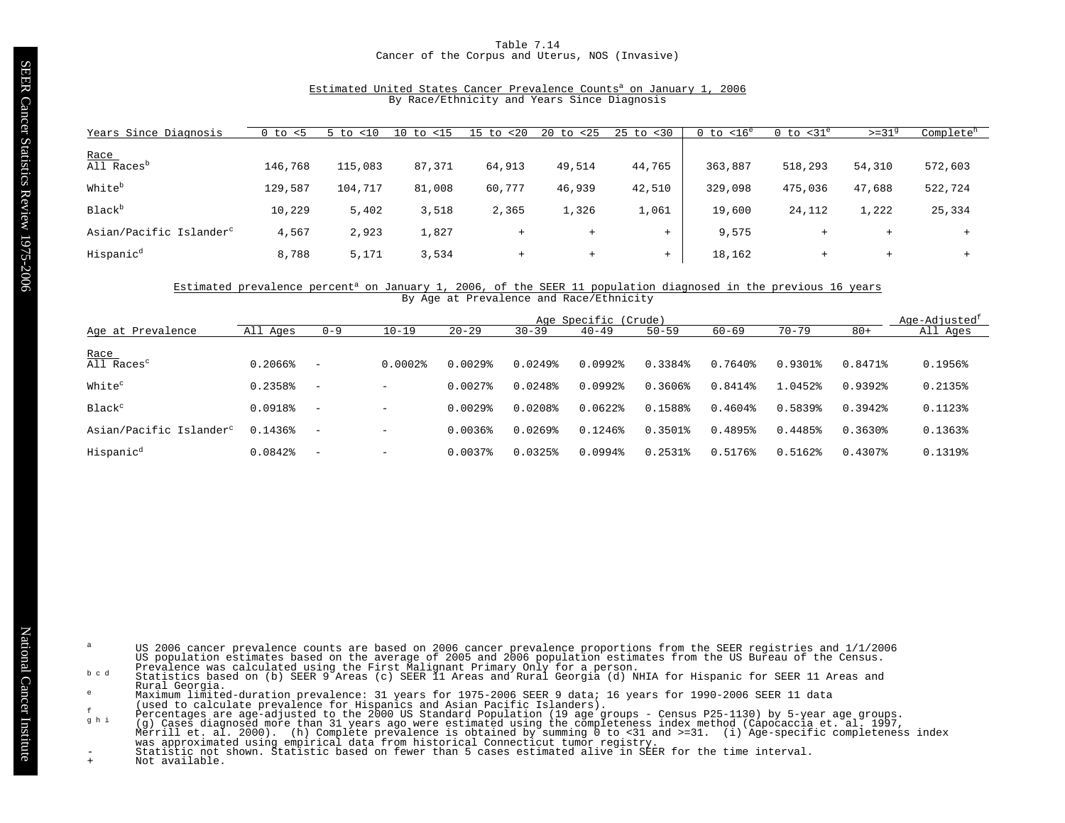# Table 7.14
## Cancer of the Corpus and Uterus, NOS (Invasive)

### Estimated United States Cancer Prevalence Counts[a] on January 1, 2006
By Race/Ethnicity and Years Since Diagnosis

| Years Since Diagnosis | 0 to <5 | 5 to <10 | 10 to <15 | 15 to <20 | 20 to <25 | 25 to <30 | 0 to <16[e] | 0 to <31[e] | >=31[g] | Complete[h] |
|---|---|---|---|---|---|---|---|---|---|---|
| **Race** | | | | | | | | | | |
| All Races[b] | 146,768 | 115,083 | 87,371 | 64,913 | 49,514 | 44,765 | 363,887 | 518,293 | 54,310 | 572,603 |
| White[b] | 129,587 | 104,717 | 81,008 | 60,777 | 46,939 | 42,510 | 329,098 | 475,036 | 47,688 | 522,724 |
| Black[b] | 10,229 | 5,402 | 3,518 | 2,365 | 1,326 | 1,061 | 19,600 | 24,112 | 1,222 | 25,334 |
| Asian/Pacific Islander[c] | 4,567 | 2,923 | 1,827 | + | + | + | 9,575 | + | + | + |
| Hispanic[d] | 8,788 | 5,171 | 3,534 | + | + | + | 18,162 | + | + | + |

### Estimated prevalence percent[a] on January 1, 2006, of the SEER 11 population diagnosed in the previous 16 years
By Age at Prevalence and Race/Ethnicity

| | Age Specific (Crude) | | | | | | | | | | Age-Adjusted[f] |
|---|---|---|---|---|---|---|---|---|---|---|---|
| Age at Prevalence | All Ages | 0-9 | 10-19 | 20-29 | 30-39 | 40-49 | 50-59 | 60-69 | 70-79 | 80+ | All Ages |
| **Race** | | | | | | | | | | | |
| All Races[c] | 0.2066% | - | 0.0002% | 0.0029% | 0.0249% | 0.0992% | 0.3384% | 0.7640% | 0.9301% | 0.8471% | 0.1956% |
| White[c] | 0.2358% | - | - | 0.0027% | 0.0248% | 0.0992% | 0.3606% | 0.8414% | 1.0452% | 0.9392% | 0.2135% |
| Black[c] | 0.0918% | - | - | 0.0029% | 0.0208% | 0.0622% | 0.1588% | 0.4604% | 0.5839% | 0.3942% | 0.1123% |
| Asian/Pacific Islander[c] | 0.1436% | - | - | 0.0036% | 0.0269% | 0.1246% | 0.3501% | 0.4895% | 0.4485% | 0.3630% | 0.1363% |
| Hispanic[d] | 0.0842% | - | - | 0.0037% | 0.0325% | 0.0994% | 0.2531% | 0.5176% | 0.5162% | 0.4307% | 0.1319% |

[a] US 2006 cancer prevalence counts are based on 2006 cancer prevalence proportions from the SEER registries and 1/1/2006 US population estimates based on the average of 2005 and 2006 population estimates from the US Bureau of the Census. Prevalence was calculated using the First Malignant Primary Only for a person.

[b c d] Statistics based on (b) SEER 9 Areas (c) SEER 11 Areas and Rural Georgia (d) NHIA for Hispanic for SEER 11 Areas and Rural Georgia.

[e] Maximum limited-duration prevalence: 31 years for 1975-2006 SEER 9 data; 16 years for 1990-2006 SEER 11 data (used to calculate prevalence for Hispanics and Asian Pacific Islanders).

[f] Percentages are age-adjusted to the 2000 US Standard Population (19 age groups - Census P25-1130) by 5-year age groups.

[g h i] (g) Cases diagnosed more than 31 years ago were estimated using the completeness index method (Capocaccia et. al. 1997, Merrill et. al. 2000). (h) Complete prevalence is obtained by summing 0 to <31 and >=31. (i) Age-specific completeness index was approximated using empirical data from historical Connecticut tumor registry.

- Statistic not shown. Statistic based on fewer than 5 cases estimated alive in SEER for the time interval.

+ Not available.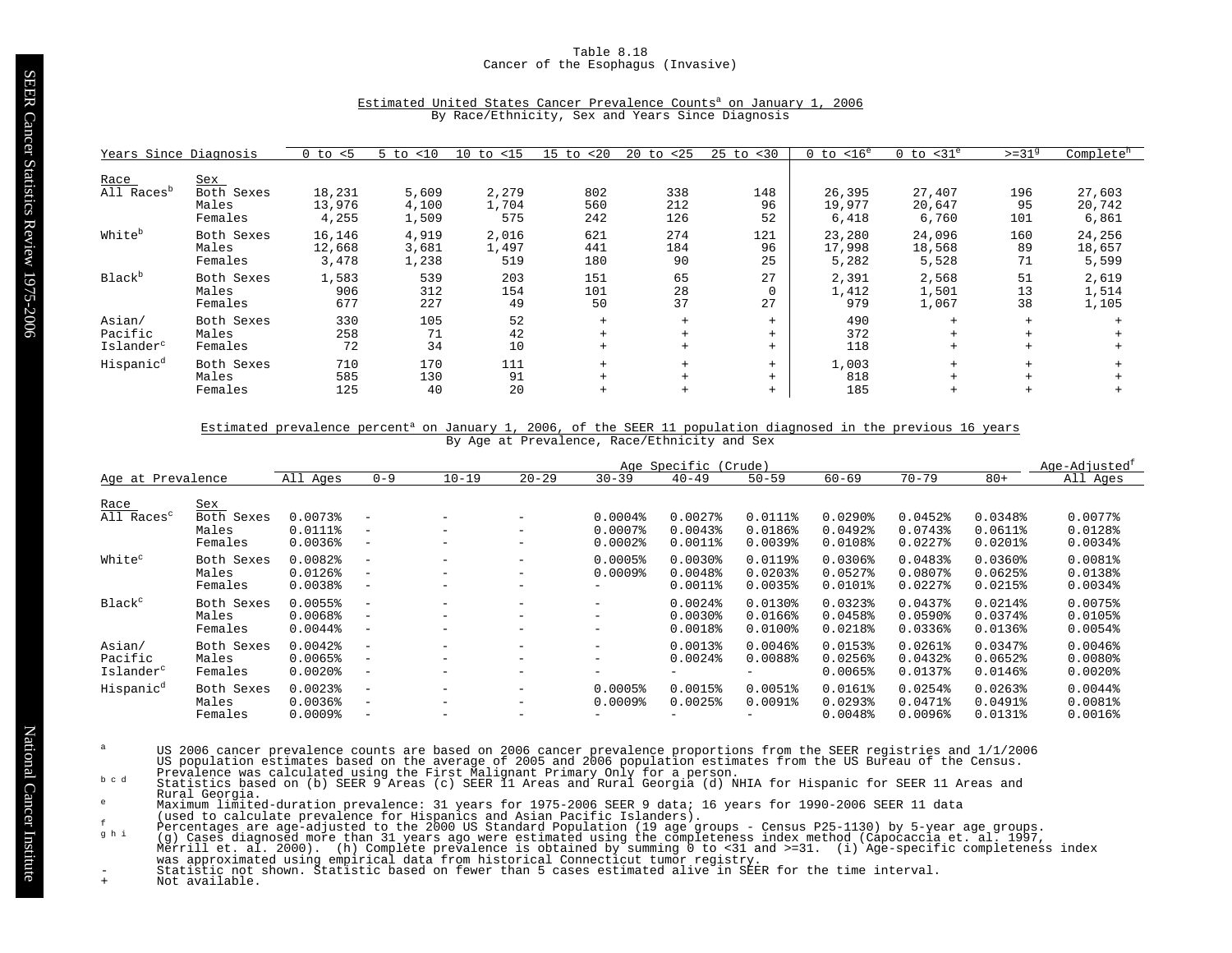# Table 8.18
## Cancer of the Esophagus (Invasive)

### Estimated United States Cancer Prevalence Counts[a] on January 1, 2006
By Race/Ethnicity, Sex and Years Since Diagnosis

| Race | Sex | 0 to <5 | 5 to <10 | 10 to <15 | 15 to <20 | 20 to <25 | 25 to <30 | 0 to <16[e] | 0 to <31[e] | >=31[g] | Complete[h] |
|---|---|---|---|---|---|---|---|---|---|---|---|
| All Races[b] | Both Sexes | 18,231 | 5,609 | 2,279 | 802 | 338 | 148 | 26,395 | 27,407 | 196 | 27,603 |
| | Males | 13,976 | 4,100 | 1,704 | 560 | 212 | 96 | 19,977 | 20,647 | 95 | 20,742 |
| | Females | 4,255 | 1,509 | 575 | 242 | 126 | 52 | 6,418 | 6,760 | 101 | 6,861 |
| White[b] | Both Sexes | 16,146 | 4,919 | 2,016 | 621 | 274 | 121 | 23,280 | 24,096 | 160 | 24,256 |
| | Males | 12,668 | 3,681 | 1,497 | 441 | 184 | 96 | 17,998 | 18,568 | 89 | 18,657 |
| | Females | 3,478 | 1,238 | 519 | 180 | 90 | 25 | 5,282 | 5,528 | 71 | 5,599 |
| Black[b] | Both Sexes | 1,583 | 539 | 203 | 151 | 65 | 27 | 2,391 | 2,568 | 51 | 2,619 |
| | Males | 906 | 312 | 154 | 101 | 28 | 0 | 1,412 | 1,501 | 13 | 1,514 |
| | Females | 677 | 227 | 49 | 50 | 37 | 27 | 979 | 1,067 | 38 | 1,105 |
| Asian/Pacific Islander[c] | Both Sexes | 330 | 105 | 52 | + | + | + | 490 | + | + | + |
| | Males | 258 | 71 | 42 | + | + | + | 372 | + | + | + |
| | Females | 72 | 34 | 10 | + | + | + | 118 | + | + | + |
| Hispanic[d] | Both Sexes | 710 | 170 | 111 | + | + | + | 1,003 | + | + | + |
| | Males | 585 | 130 | 91 | + | + | + | 818 | + | + | + |
| | Females | 125 | 40 | 20 | + | + | + | 185 | + | + | + |

### Estimated prevalence percent[a] on January 1, 2006, of the SEER 11 population diagnosed in the previous 16 years
By Age at Prevalence, Race/Ethnicity and Sex

| Race | Sex | All Ages | 0-9 | 10-19 | 20-29 | 30-39 | 40-49 | 50-59 | 60-69 | 70-79 | 80+ | Age-Adjusted[f] All Ages |
|---|---|---|---|---|---|---|---|---|---|---|---|---|
| | | Age Specific (Crude) | | | | | | | | | | |
| All Races[c] | Both Sexes | 0.0073% | - | - | - | 0.0004% | 0.0027% | 0.0111% | 0.0290% | 0.0452% | 0.0348% | 0.0077% |
| | Males | 0.0111% | - | - | - | 0.0007% | 0.0043% | 0.0186% | 0.0492% | 0.0743% | 0.0611% | 0.0128% |
| | Females | 0.0036% | - | - | - | 0.0002% | 0.0011% | 0.0039% | 0.0108% | 0.0227% | 0.0201% | 0.0034% |
| White[c] | Both Sexes | 0.0082% | - | - | - | 0.0005% | 0.0030% | 0.0119% | 0.0306% | 0.0483% | 0.0360% | 0.0081% |
| | Males | 0.0126% | - | - | - | 0.0009% | 0.0048% | 0.0203% | 0.0527% | 0.0807% | 0.0625% | 0.0138% |
| | Females | 0.0038% | - | - | - | - | 0.0011% | 0.0035% | 0.0101% | 0.0227% | 0.0215% | 0.0034% |
| Black[c] | Both Sexes | 0.0055% | - | - | - | - | 0.0024% | 0.0130% | 0.0323% | 0.0437% | 0.0214% | 0.0075% |
| | Males | 0.0068% | - | - | - | - | 0.0030% | 0.0166% | 0.0458% | 0.0590% | 0.0374% | 0.0105% |
| | Females | 0.0044% | - | - | - | - | 0.0018% | 0.0100% | 0.0218% | 0.0336% | 0.0136% | 0.0054% |
| Asian/Pacific Islander[c] | Both Sexes | 0.0042% | - | - | - | - | 0.0013% | 0.0046% | 0.0153% | 0.0261% | 0.0347% | 0.0046% |
| | Males | 0.0065% | - | - | - | - | 0.0024% | 0.0088% | 0.0256% | 0.0432% | 0.0652% | 0.0080% |
| | Females | 0.0020% | - | - | - | - | - | - | 0.0065% | 0.0137% | 0.0146% | 0.0020% |
| Hispanic[d] | Both Sexes | 0.0023% | - | - | - | 0.0005% | 0.0015% | 0.0051% | 0.0161% | 0.0254% | 0.0263% | 0.0044% |
| | Males | 0.0036% | - | - | - | 0.0009% | 0.0025% | 0.0091% | 0.0293% | 0.0471% | 0.0491% | 0.0081% |
| | Females | 0.0009% | - | - | - | - | - | - | 0.0048% | 0.0096% | 0.0131% | 0.0016% |

[a] US 2006 cancer prevalence counts are based on 2006 cancer prevalence proportions from the SEER registries and 1/1/2006 US population estimates based on the average of 2005 and 2006 population estimates from the US Bureau of the Census. Prevalence was calculated using the First Malignant Primary Only for a person.

[b c d] Statistics based on (b) SEER 9 Areas (c) SEER 11 Areas and Rural Georgia (d) NHIA for Hispanic for SEER 11 Areas and Rural Georgia.

[e] Maximum limited-duration prevalence: 31 years for 1975-2006 SEER 9 data; 16 years for 1990-2006 SEER 11 data (used to calculate prevalence for Hispanics and Asian Pacific Islanders).

[f] Percentages are age-adjusted to the 2000 US Standard Population (19 age groups - Census P25-1130) by 5-year age groups.

[g h i] (g) Cases diagnosed more than 31 years ago were estimated using the completeness index method (Capocaccia et. al. 1997, Merrill et. al. 2000). (h) Complete prevalence is obtained by summing 0 to <31 and >=31. (i) Age-specific completeness index was approximated using empirical data from historical Connecticut tumor registry.

- Statistic not shown. Statistic based on fewer than 5 cases estimated alive in SEER for the time interval.

+ Not available.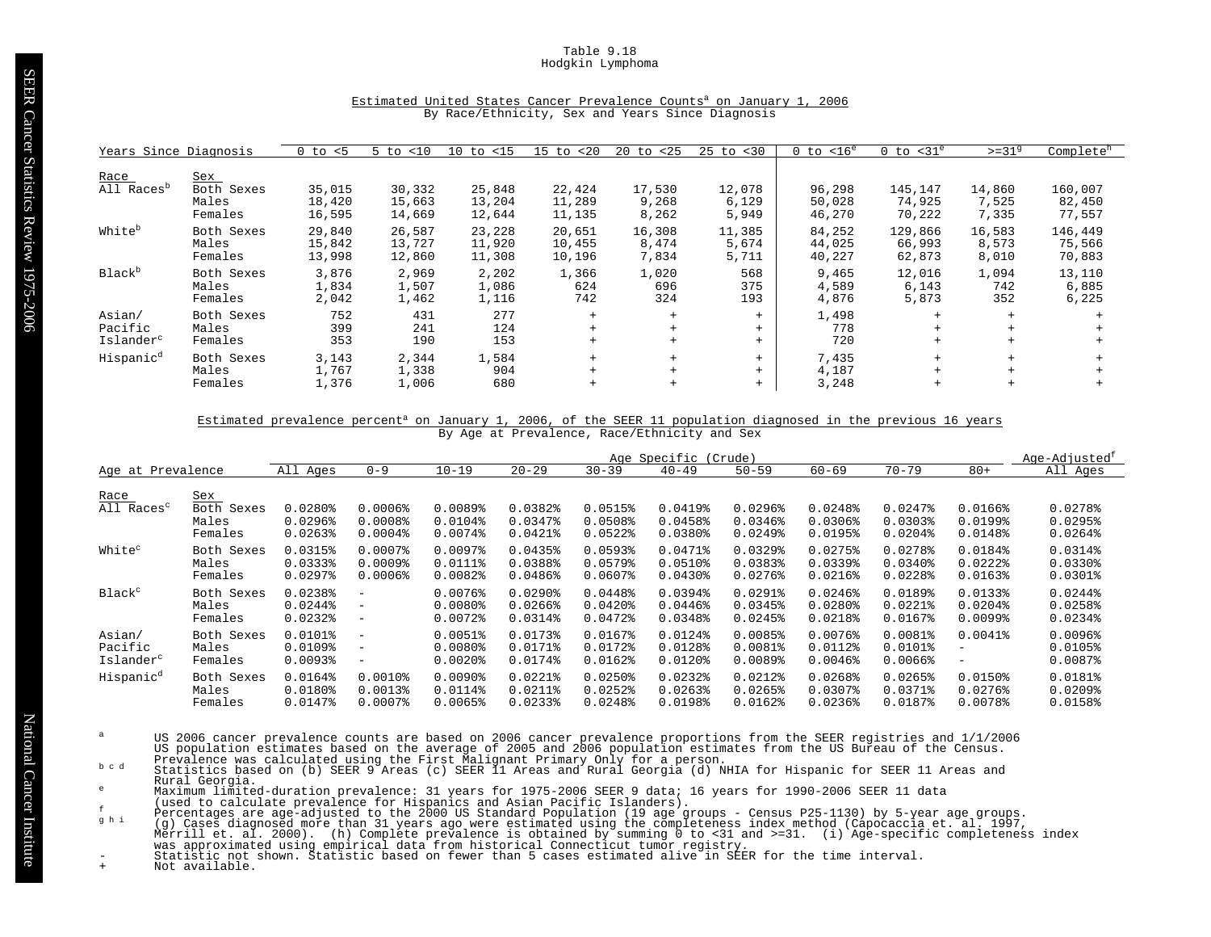Table 9.18
Hodgkin Lymphoma

## Estimated United States Cancer Prevalence Counts[a] on January 1, 2006
By Race/Ethnicity, Sex and Years Since Diagnosis

| Years Since Diagnosis | | 0 to <5 | 5 to <10 | 10 to <15 | 15 to <20 | 20 to <25 | 25 to <30 | 0 to <16[e] | 0 to <31[e] | >=31[g] | Complete[h] |
|---|---|---|---|---|---|---|---|---|---|---|---|
| **Race** | **Sex** | | | | | | | | | | |
| All Races[b] | Both Sexes | 35,015 | 30,332 | 25,848 | 22,424 | 17,530 | 12,078 | 96,298 | 145,147 | 14,860 | 160,007 |
| | Males | 18,420 | 15,663 | 13,204 | 11,289 | 9,268 | 6,129 | 50,028 | 74,925 | 7,525 | 82,450 |
| | Females | 16,595 | 14,669 | 12,644 | 11,135 | 8,262 | 5,949 | 46,270 | 70,222 | 7,335 | 77,557 |
| White[b] | Both Sexes | 29,840 | 26,587 | 23,228 | 20,651 | 16,308 | 11,385 | 84,252 | 129,866 | 16,583 | 146,449 |
| | Males | 15,842 | 13,727 | 11,920 | 10,455 | 8,474 | 5,674 | 44,025 | 66,993 | 8,573 | 75,566 |
| | Females | 13,998 | 12,860 | 11,308 | 10,196 | 7,834 | 5,711 | 40,227 | 62,873 | 8,010 | 70,883 |
| Black[b] | Both Sexes | 3,876 | 2,969 | 2,202 | 1,366 | 1,020 | 568 | 9,465 | 12,016 | 1,094 | 13,110 |
| | Males | 1,834 | 1,507 | 1,086 | 624 | 696 | 375 | 4,589 | 6,143 | 742 | 6,885 |
| | Females | 2,042 | 1,462 | 1,116 | 742 | 324 | 193 | 4,876 | 5,873 | 352 | 6,225 |
| Asian/ Pacific Islander[c] | Both Sexes | 752 | 431 | 277 | + | + | + | 1,498 | + | + | + |
| | Males | 399 | 241 | 124 | + | + | + | 778 | + | + | + |
| | Females | 353 | 190 | 153 | + | + | + | 720 | + | + | + |
| Hispanic[d] | Both Sexes | 3,143 | 2,344 | 1,584 | + | + | + | 7,435 | + | + | + |
| | Males | 1,767 | 1,338 | 904 | + | + | + | 4,187 | + | + | + |
| | Females | 1,376 | 1,006 | 680 | + | + | + | 3,248 | + | + | + |

## Estimated prevalence percent[a] on January 1, 2006, of the SEER 11 population diagnosed in the previous 16 years
By Age at Prevalence, Race/Ethnicity and Sex

| | | Age Specific (Crude) | | | | | | | | | | Age-Adjusted[f] |
|---|---|---|---|---|---|---|---|---|---|---|---|---|
| Age at Prevalence | | All Ages | 0-9 | 10-19 | 20-29 | 30-39 | 40-49 | 50-59 | 60-69 | 70-79 | 80+ | All Ages |
| **Race** | **Sex** | | | | | | | | | | | |
| All Races[c] | Both Sexes | 0.0280% | 0.0006% | 0.0089% | 0.0382% | 0.0515% | 0.0419% | 0.0296% | 0.0248% | 0.0247% | 0.0166% | 0.0278% |
| | Males | 0.0296% | 0.0008% | 0.0104% | 0.0347% | 0.0508% | 0.0458% | 0.0346% | 0.0306% | 0.0303% | 0.0199% | 0.0295% |
| | Females | 0.0263% | 0.0004% | 0.0074% | 0.0421% | 0.0522% | 0.0380% | 0.0249% | 0.0195% | 0.0204% | 0.0148% | 0.0264% |
| White[c] | Both Sexes | 0.0315% | 0.0007% | 0.0097% | 0.0435% | 0.0593% | 0.0471% | 0.0329% | 0.0275% | 0.0278% | 0.0184% | 0.0314% |
| | Males | 0.0333% | 0.0009% | 0.0111% | 0.0388% | 0.0579% | 0.0510% | 0.0383% | 0.0339% | 0.0340% | 0.0222% | 0.0330% |
| | Females | 0.0297% | 0.0006% | 0.0082% | 0.0486% | 0.0607% | 0.0430% | 0.0276% | 0.0216% | 0.0228% | 0.0163% | 0.0301% |
| Black[c] | Both Sexes | 0.0238% | - | 0.0076% | 0.0290% | 0.0448% | 0.0394% | 0.0291% | 0.0246% | 0.0189% | 0.0133% | 0.0244% |
| | Males | 0.0244% | - | 0.0080% | 0.0266% | 0.0420% | 0.0446% | 0.0345% | 0.0280% | 0.0221% | 0.0204% | 0.0258% |
| | Females | 0.0232% | - | 0.0072% | 0.0314% | 0.0472% | 0.0348% | 0.0245% | 0.0218% | 0.0167% | 0.0099% | 0.0234% |
| Asian/ Pacific Islander[c] | Both Sexes | 0.0101% | - | 0.0051% | 0.0173% | 0.0167% | 0.0124% | 0.0085% | 0.0076% | 0.0081% | 0.0041% | 0.0096% |
| | Males | 0.0109% | - | 0.0080% | 0.0171% | 0.0172% | 0.0128% | 0.0081% | 0.0112% | 0.0101% | - | 0.0105% |
| | Females | 0.0093% | - | 0.0020% | 0.0174% | 0.0162% | 0.0120% | 0.0089% | 0.0046% | 0.0066% | - | 0.0087% |
| Hispanic[d] | Both Sexes | 0.0164% | 0.0010% | 0.0090% | 0.0221% | 0.0250% | 0.0232% | 0.0212% | 0.0268% | 0.0265% | 0.0150% | 0.0181% |
| | Males | 0.0180% | 0.0013% | 0.0114% | 0.0211% | 0.0252% | 0.0263% | 0.0265% | 0.0307% | 0.0371% | 0.0276% | 0.0209% |
| | Females | 0.0147% | 0.0007% | 0.0065% | 0.0233% | 0.0248% | 0.0198% | 0.0162% | 0.0236% | 0.0187% | 0.0078% | 0.0158% |

[a] US 2006 cancer prevalence counts are based on 2006 cancer prevalence proportions from the SEER registries and 1/1/2006 US population estimates based on the average of 2005 and 2006 population estimates from the US Bureau of the Census. Prevalence was calculated using the First Malignant Primary Only for a person.

[b c d] Statistics based on (b) SEER 9 Areas (c) SEER 11 Areas and Rural Georgia (d) NHIA for Hispanic for SEER 11 Areas and Rural Georgia.

[e] Maximum limited-duration prevalence: 31 years for 1975-2006 SEER 9 data; 16 years for 1990-2006 SEER 11 data (used to calculate prevalence for Hispanics and Asian Pacific Islanders).

[f] Percentages are age-adjusted to the 2000 US Standard Population (19 age groups - Census P25-1130) by 5-year age groups.

[g h i] (g) Cases diagnosed more than 31 years ago were estimated using the completeness index method (Capocaccia et. al. 1997, Merrill et. al. 2000). (h) Complete prevalence is obtained by summing 0 to <31 and >=31. (i) Age-specific completeness index was approximated using empirical data from historical Connecticut tumor registry.

- Statistic not shown. Statistic based on fewer than 5 cases estimated alive in SEER for the time interval.

+ Not available.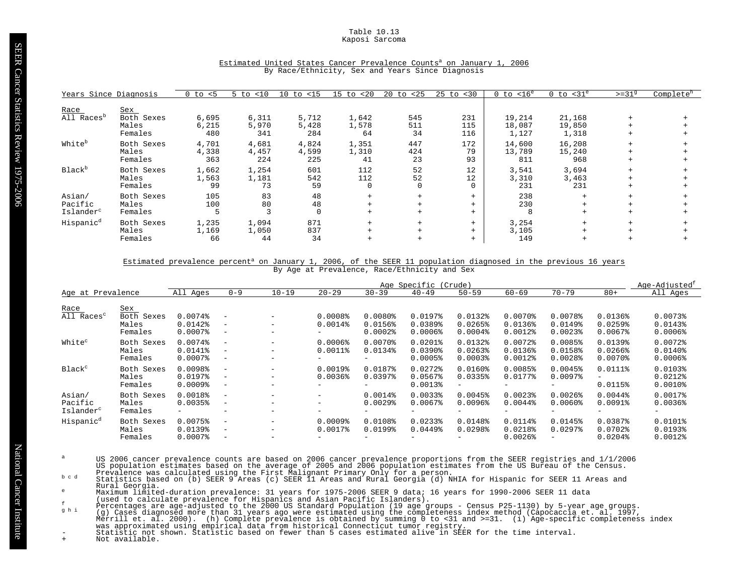# Table 10.13
## Kaposi Sarcoma

### Estimated United States Cancer Prevalence Counts[a] on January 1, 2006
By Race/Ethnicity, Sex and Years Since Diagnosis

| Race | Sex | 0 to <5 | 5 to <10 | 10 to <15 | 15 to <20 | 20 to <25 | 25 to <30 | 0 to <16[e] | 0 to <31[e] | >=31[g] | Complete[h] |
|---|---|---|---|---|---|---|---|---|---|---|---|
| All Races[b] | Both Sexes | 6,695 | 6,311 | 5,712 | 1,642 | 545 | 231 | 19,214 | 21,168 | + | + |
| | Males | 6,215 | 5,970 | 5,428 | 1,578 | 511 | 115 | 18,087 | 19,850 | + | + |
| | Females | 480 | 341 | 284 | 64 | 34 | 116 | 1,127 | 1,318 | + | + |
| White[b] | Both Sexes | 4,701 | 4,681 | 4,824 | 1,351 | 447 | 172 | 14,600 | 16,208 | + | + |
| | Males | 4,338 | 4,457 | 4,599 | 1,310 | 424 | 79 | 13,789 | 15,240 | + | + |
| | Females | 363 | 224 | 225 | 41 | 23 | 93 | 811 | 968 | + | + |
| Black[b] | Both Sexes | 1,662 | 1,254 | 601 | 112 | 52 | 12 | 3,541 | 3,694 | + | + |
| | Males | 1,563 | 1,181 | 542 | 112 | 52 | 12 | 3,310 | 3,463 | + | + |
| | Females | 99 | 73 | 59 | 0 | 0 | 0 | 231 | 231 | + | + |
| Asian/Pacific Islander[c] | Both Sexes | 105 | 83 | 48 | + | + | + | 238 | + | + | + |
| | Males | 100 | 80 | 48 | + | + | + | 230 | + | + | + |
| | Females | 5 | 3 | 0 | + | + | + | 8 | + | + | + |
| Hispanic[d] | Both Sexes | 1,235 | 1,094 | 871 | + | + | + | 3,254 | + | + | + |
| | Males | 1,169 | 1,050 | 837 | + | + | + | 3,105 | + | + | + |
| | Females | 66 | 44 | 34 | + | + | + | 149 | + | + | + |

### Estimated prevalence percent[a] on January 1, 2006, of the SEER 11 population diagnosed in the previous 16 years
By Age at Prevalence, Race/Ethnicity and Sex

| | | Age Specific (Crude) | | | | | | | | | | Age-Adjusted[f] |
|---|---|---|---|---|---|---|---|---|---|---|---|---|
| Race | Sex | All Ages | 0-9 | 10-19 | 20-29 | 30-39 | 40-49 | 50-59 | 60-69 | 70-79 | 80+ | All Ages |
| All Races[c] | Both Sexes | 0.0074% | - | - | 0.0008% | 0.0080% | 0.0197% | 0.0132% | 0.0070% | 0.0078% | 0.0136% | 0.0073% |
| | Males | 0.0142% | - | - | 0.0014% | 0.0156% | 0.0389% | 0.0265% | 0.0136% | 0.0149% | 0.0259% | 0.0143% |
| | Females | 0.0007% | - | - | - | 0.0002% | 0.0006% | 0.0004% | 0.0012% | 0.0023% | 0.0067% | 0.0006% |
| White[c] | Both Sexes | 0.0074% | - | - | 0.0006% | 0.0070% | 0.0201% | 0.0132% | 0.0072% | 0.0085% | 0.0139% | 0.0072% |
| | Males | 0.0141% | - | - | 0.0011% | 0.0134% | 0.0390% | 0.0263% | 0.0136% | 0.0158% | 0.0266% | 0.0140% |
| | Females | 0.0007% | - | - | - | - | 0.0005% | 0.0003% | 0.0012% | 0.0028% | 0.0070% | 0.0006% |
| Black[c] | Both Sexes | 0.0098% | - | - | 0.0019% | 0.0187% | 0.0272% | 0.0160% | 0.0085% | 0.0045% | 0.0111% | 0.0103% |
| | Males | 0.0197% | - | - | 0.0036% | 0.0397% | 0.0567% | 0.0335% | 0.0177% | 0.0097% | - | 0.0212% |
| | Females | 0.0009% | - | - | - | - | 0.0013% | - | - | - | 0.0115% | 0.0010% |
| Asian/Pacific Islander[c] | Both Sexes | 0.0018% | - | - | - | 0.0014% | 0.0033% | 0.0045% | 0.0023% | 0.0026% | 0.0044% | 0.0017% |
| | Males | 0.0035% | - | - | - | 0.0029% | 0.0067% | 0.0096% | 0.0044% | 0.0060% | 0.0091% | 0.0036% |
| | Females | - | - | - | - | - | - | - | - | - | - | - |
| Hispanic[d] | Both Sexes | 0.0075% | - | - | 0.0009% | 0.0108% | 0.0233% | 0.0148% | 0.0114% | 0.0145% | 0.0387% | 0.0101% |
| | Males | 0.0139% | - | - | 0.0017% | 0.0199% | 0.0449% | 0.0298% | 0.0218% | 0.0297% | 0.0702% | 0.0193% |
| | Females | 0.0007% | - | - | - | - | - | - | 0.0026% | - | 0.0204% | 0.0012% |

[a] US 2006 cancer prevalence counts are based on 2006 cancer prevalence proportions from the SEER registries and 1/1/2006 US population estimates based on the average of 2005 and 2006 population estimates from the US Bureau of the Census. Prevalence was calculated using the First Malignant Primary Only for a person.

[b c d] Statistics based on (b) SEER 9 Areas (c) SEER 11 Areas and Rural Georgia (d) NHIA for Hispanic for SEER 11 Areas and Rural Georgia.

[e] Maximum limited-duration prevalence: 31 years for 1975-2006 SEER 9 data; 16 years for 1990-2006 SEER 11 data (used to calculate prevalence for Hispanics and Asian Pacific Islanders).

[f] Percentages are age-adjusted to the 2000 US Standard Population (19 age groups - Census P25-1130) by 5-year age groups.

[g h i] (g) Cases diagnosed more than 31 years ago were estimated using the completeness index method (Capocaccia et. al. 1997, Merrill et. al. 2000). (h) Complete prevalence is obtained by summing 0 to <31 and >=31. (i) Age-specific completeness index was approximated using empirical data from historical Connecticut tumor registry.

\- Statistic not shown. Statistic based on fewer than 5 cases estimated alive in SEER for the time interval.

\+ Not available.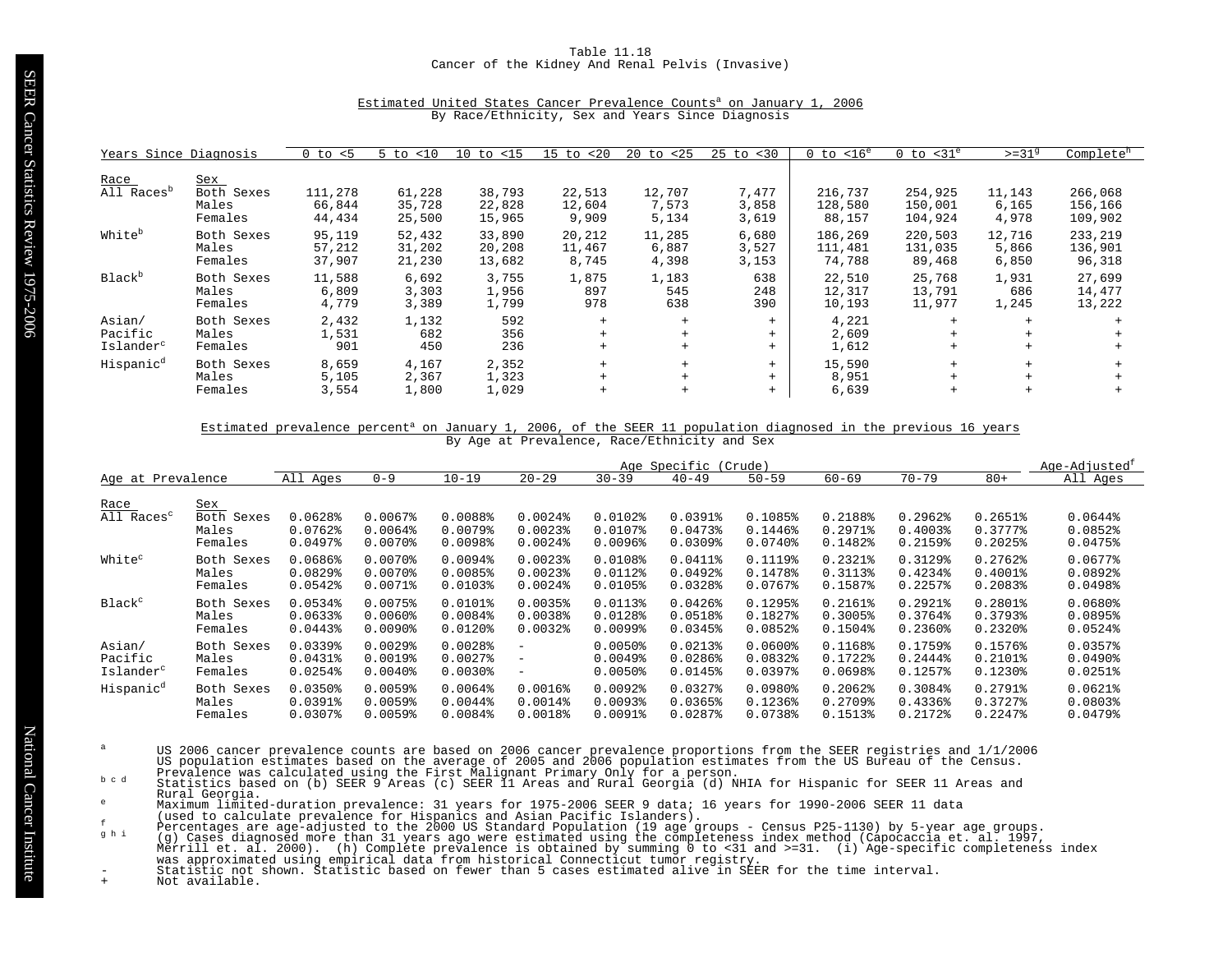# Table 11.18

## Cancer of the Kidney And Renal Pelvis (Invasive)

### Estimated United States Cancer Prevalence Counts[a] on January 1, 2006

By Race/Ethnicity, Sex and Years Since Diagnosis

| Years Since Diagnosis | | 0 to <5 | 5 to <10 | 10 to <15 | 15 to <20 | 20 to <25 | 25 to <30 | 0 to <16[e] | 0 to <31[e] | >=31[g] | Complete[h] |
|---|---|---|---|---|---|---|---|---|---|---|---|
| **Race** | **Sex** | | | | | | | | | | |
| All Races[b] | Both Sexes | 111,278 | 61,228 | 38,793 | 22,513 | 12,707 | 7,477 | 216,737 | 254,925 | 11,143 | 266,068 |
| | Males | 66,844 | 35,728 | 22,828 | 12,604 | 7,573 | 3,858 | 128,580 | 150,001 | 6,165 | 156,166 |
| | Females | 44,434 | 25,500 | 15,965 | 9,909 | 5,134 | 3,619 | 88,157 | 104,924 | 4,978 | 109,902 |
| White[b] | Both Sexes | 95,119 | 52,432 | 33,890 | 20,212 | 11,285 | 6,680 | 186,269 | 220,503 | 12,716 | 233,219 |
| | Males | 57,212 | 31,202 | 20,208 | 11,467 | 6,887 | 3,527 | 111,481 | 131,035 | 5,866 | 136,901 |
| | Females | 37,907 | 21,230 | 13,682 | 8,745 | 4,398 | 3,153 | 74,788 | 89,468 | 6,850 | 96,318 |
| Black[b] | Both Sexes | 11,588 | 6,692 | 3,755 | 1,875 | 1,183 | 638 | 22,510 | 25,768 | 1,931 | 27,699 |
| | Males | 6,809 | 3,303 | 1,956 | 897 | 545 | 248 | 12,317 | 13,791 | 686 | 14,477 |
| | Females | 4,779 | 3,389 | 1,799 | 978 | 638 | 390 | 10,193 | 11,977 | 1,245 | 13,222 |
| Asian/ Pacific Islander[c] | Both Sexes | 2,432 | 1,132 | 592 | + | + | + | 4,221 | + | + | + |
| | Males | 1,531 | 682 | 356 | + | + | + | 2,609 | + | + | + |
| | Females | 901 | 450 | 236 | + | + | + | 1,612 | + | + | + |
| Hispanic[d] | Both Sexes | 8,659 | 4,167 | 2,352 | + | + | + | 15,590 | + | + | + |
| | Males | 5,105 | 2,367 | 1,323 | + | + | + | 8,951 | + | + | + |
| | Females | 3,554 | 1,800 | 1,029 | + | + | + | 6,639 | + | + | + |

### Estimated prevalence percent[a] on January 1, 2006, of the SEER 11 population diagnosed in the previous 16 years

By Age at Prevalence, Race/Ethnicity and Sex

| | | Age Specific (Crude) | | | | | | | | | | Age-Adjusted[f] |
|---|---|---|---|---|---|---|---|---|---|---|---|---|
| Age at Prevalence | | All Ages | 0-9 | 10-19 | 20-29 | 30-39 | 40-49 | 50-59 | 60-69 | 70-79 | 80+ | All Ages |
| **Race** | **Sex** | | | | | | | | | | | |
| All Races[c] | Both Sexes | 0.0628% | 0.0067% | 0.0088% | 0.0024% | 0.0102% | 0.0391% | 0.1085% | 0.2188% | 0.2962% | 0.2651% | 0.0644% |
| | Males | 0.0762% | 0.0064% | 0.0079% | 0.0023% | 0.0107% | 0.0473% | 0.1446% | 0.2971% | 0.4003% | 0.3777% | 0.0852% |
| | Females | 0.0497% | 0.0070% | 0.0098% | 0.0024% | 0.0096% | 0.0309% | 0.0740% | 0.1482% | 0.2159% | 0.2025% | 0.0475% |
| White[c] | Both Sexes | 0.0686% | 0.0070% | 0.0094% | 0.0023% | 0.0108% | 0.0411% | 0.1119% | 0.2321% | 0.3129% | 0.2762% | 0.0677% |
| | Males | 0.0829% | 0.0070% | 0.0085% | 0.0023% | 0.0112% | 0.0492% | 0.1478% | 0.3113% | 0.4234% | 0.4001% | 0.0892% |
| | Females | 0.0542% | 0.0071% | 0.0103% | 0.0024% | 0.0105% | 0.0328% | 0.0767% | 0.1587% | 0.2257% | 0.2083% | 0.0498% |
| Black[c] | Both Sexes | 0.0534% | 0.0075% | 0.0101% | 0.0035% | 0.0113% | 0.0426% | 0.1295% | 0.2161% | 0.2921% | 0.2801% | 0.0680% |
| | Males | 0.0633% | 0.0060% | 0.0084% | 0.0038% | 0.0128% | 0.0518% | 0.1827% | 0.3005% | 0.3764% | 0.3793% | 0.0895% |
| | Females | 0.0443% | 0.0090% | 0.0120% | 0.0032% | 0.0099% | 0.0345% | 0.0852% | 0.1504% | 0.2360% | 0.2320% | 0.0524% |
| Asian/ Pacific Islander[c] | Both Sexes | 0.0339% | 0.0029% | 0.0028% | - | 0.0050% | 0.0213% | 0.0600% | 0.1168% | 0.1759% | 0.1576% | 0.0357% |
| | Males | 0.0431% | 0.0019% | 0.0027% | - | 0.0049% | 0.0286% | 0.0832% | 0.1722% | 0.2444% | 0.2101% | 0.0490% |
| | Females | 0.0254% | 0.0040% | 0.0030% | - | 0.0050% | 0.0145% | 0.0397% | 0.0698% | 0.1257% | 0.1230% | 0.0251% |
| Hispanic[d] | Both Sexes | 0.0350% | 0.0059% | 0.0064% | 0.0016% | 0.0092% | 0.0327% | 0.0980% | 0.2062% | 0.3084% | 0.2791% | 0.0621% |
| | Males | 0.0391% | 0.0059% | 0.0044% | 0.0014% | 0.0093% | 0.0365% | 0.1236% | 0.2709% | 0.4336% | 0.3727% | 0.0803% |
| | Females | 0.0307% | 0.0059% | 0.0084% | 0.0018% | 0.0091% | 0.0287% | 0.0738% | 0.1513% | 0.2172% | 0.2247% | 0.0479% |

[a] US 2006 cancer prevalence counts are based on 2006 cancer prevalence proportions from the SEER registries and 1/1/2006 US population estimates based on the average of 2005 and 2006 population estimates from the US Bureau of the Census. Prevalence was calculated using the First Malignant Primary Only for a person.

[b c d] Statistics based on (b) SEER 9 Areas (c) SEER 11 Areas and Rural Georgia (d) NHIA for Hispanic for SEER 11 Areas and Rural Georgia.

[e] Maximum limited-duration prevalence: 31 years for 1975-2006 SEER 9 data; 16 years for 1990-2006 SEER 11 data (used to calculate prevalence for Hispanics and Asian Pacific Islanders).

[f] Percentages are age-adjusted to the 2000 US Standard Population (19 age groups - Census P25-1130) by 5-year age groups.

[g h i] (g) Cases diagnosed more than 31 years ago were estimated using the completeness index method (Capocaccia et. al. 1997, Merrill et. al. 2000). (h) Complete prevalence is obtained by summing 0 to <31 and >=31. (i) Age-specific completeness index was approximated using empirical data from historical Connecticut tumor registry.

\- Statistic not shown. Statistic based on fewer than 5 cases estimated alive in SEER for the time interval.

\+ Not available.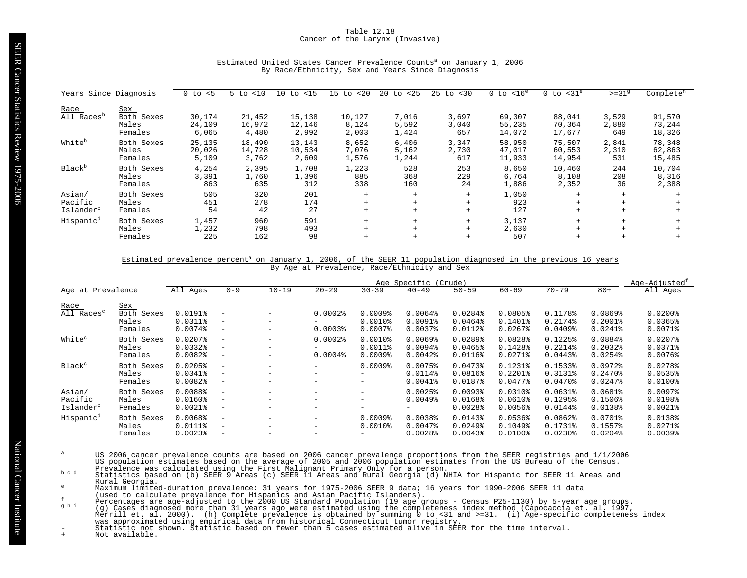# Table 12.18
## Cancer of the Larynx (Invasive)

### Estimated United States Cancer Prevalence Counts[a] on January 1, 2006
By Race/Ethnicity, Sex and Years Since Diagnosis

| Years Since Diagnosis | | 0 to <5 | 5 to <10 | 10 to <15 | 15 to <20 | 20 to <25 | 25 to <30 | 0 to <16[e] | 0 to <31[e] | >=31[g] | Complete[h] |
|---|---|---|---|---|---|---|---|---|---|---|---|
| **Race** | **Sex** | | | | | | | | | | |
| All Races[b] | Both Sexes | 30,174 | 21,452 | 15,138 | 10,127 | 7,016 | 3,697 | 69,307 | 88,041 | 3,529 | 91,570 |
| | Males | 24,109 | 16,972 | 12,146 | 8,124 | 5,592 | 3,040 | 55,235 | 70,364 | 2,880 | 73,244 |
| | Females | 6,065 | 4,480 | 2,992 | 2,003 | 1,424 | 657 | 14,072 | 17,677 | 649 | 18,326 |
| White[b] | Both Sexes | 25,135 | 18,490 | 13,143 | 8,652 | 6,406 | 3,347 | 58,950 | 75,507 | 2,841 | 78,348 |
| | Males | 20,026 | 14,728 | 10,534 | 7,076 | 5,162 | 2,730 | 47,017 | 60,553 | 2,310 | 62,863 |
| | Females | 5,109 | 3,762 | 2,609 | 1,576 | 1,244 | 617 | 11,933 | 14,954 | 531 | 15,485 |
| Black[b] | Both Sexes | 4,254 | 2,395 | 1,708 | 1,223 | 528 | 253 | 8,650 | 10,460 | 244 | 10,704 |
| | Males | 3,391 | 1,760 | 1,396 | 885 | 368 | 229 | 6,764 | 8,108 | 208 | 8,316 |
| | Females | 863 | 635 | 312 | 338 | 160 | 24 | 1,886 | 2,352 | 36 | 2,388 |
| Asian/ Pacific Islander[c] | Both Sexes | 505 | 320 | 201 | + | + | + | 1,050 | + | + | + |
| | Males | 451 | 278 | 174 | + | + | + | 923 | + | + | + |
| | Females | 54 | 42 | 27 | + | + | + | 127 | + | + | + |
| Hispanic[d] | Both Sexes | 1,457 | 960 | 591 | + | + | + | 3,137 | + | + | + |
| | Males | 1,232 | 798 | 493 | + | + | + | 2,630 | + | + | + |
| | Females | 225 | 162 | 98 | + | + | + | 507 | + | + | + |

### Estimated prevalence percent[a] on January 1, 2006, of the SEER 11 population diagnosed in the previous 16 years
By Age at Prevalence, Race/Ethnicity and Sex

| | | Age Specific (Crude) | | | | | | | | | | Age-Adjusted[f] |
|---|---|---|---|---|---|---|---|---|---|---|---|---|
| **Age at Prevalence** | | All Ages | 0-9 | 10-19 | 20-29 | 30-39 | 40-49 | 50-59 | 60-69 | 70-79 | 80+ | All Ages |
| **Race** | **Sex** | | | | | | | | | | | |
| All Races[c] | Both Sexes | 0.0191% | - | - | 0.0002% | 0.0009% | 0.0064% | 0.0284% | 0.0805% | 0.1178% | 0.0869% | 0.0200% |
| | Males | 0.0311% | - | - | - | 0.0010% | 0.0091% | 0.0464% | 0.1401% | 0.2174% | 0.2001% | 0.0365% |
| | Females | 0.0074% | - | - | 0.0003% | 0.0007% | 0.0037% | 0.0112% | 0.0267% | 0.0409% | 0.0241% | 0.0071% |
| White[c] | Both Sexes | 0.0207% | - | - | 0.0002% | 0.0010% | 0.0069% | 0.0289% | 0.0828% | 0.1225% | 0.0884% | 0.0207% |
| | Males | 0.0332% | - | - | - | 0.0011% | 0.0094% | 0.0465% | 0.1428% | 0.2214% | 0.2032% | 0.0371% |
| | Females | 0.0082% | - | - | 0.0004% | 0.0009% | 0.0042% | 0.0116% | 0.0271% | 0.0443% | 0.0254% | 0.0076% |
| Black[c] | Both Sexes | 0.0205% | - | - | - | 0.0009% | 0.0075% | 0.0473% | 0.1231% | 0.1533% | 0.0972% | 0.0278% |
| | Males | 0.0341% | - | - | - | - | 0.0114% | 0.0816% | 0.2201% | 0.3131% | 0.2470% | 0.0535% |
| | Females | 0.0082% | - | - | - | - | 0.0041% | 0.0187% | 0.0477% | 0.0470% | 0.0247% | 0.0100% |
| Asian/ Pacific Islander[c] | Both Sexes | 0.0088% | - | - | - | - | 0.0025% | 0.0093% | 0.0310% | 0.0631% | 0.0681% | 0.0097% |
| | Males | 0.0160% | - | - | - | - | 0.0049% | 0.0168% | 0.0610% | 0.1295% | 0.1506% | 0.0198% |
| | Females | 0.0021% | - | - | - | - | - | 0.0028% | 0.0056% | 0.0144% | 0.0138% | 0.0021% |
| Hispanic[d] | Both Sexes | 0.0068% | - | - | - | 0.0009% | 0.0038% | 0.0143% | 0.0536% | 0.0862% | 0.0701% | 0.0138% |
| | Males | 0.0111% | - | - | - | 0.0010% | 0.0047% | 0.0249% | 0.1049% | 0.1731% | 0.1557% | 0.0271% |
| | Females | 0.0023% | - | - | - | - | 0.0028% | 0.0043% | 0.0100% | 0.0230% | 0.0204% | 0.0039% |

[a] US 2006 cancer prevalence counts are based on 2006 cancer prevalence proportions from the SEER registries and 1/1/2006 US population estimates based on the average of 2005 and 2006 population estimates from the US Bureau of the Census. Prevalence was calculated using the First Malignant Primary Only for a person.

[b c d] Statistics based on (b) SEER 9 Areas (c) SEER 11 Areas and Rural Georgia (d) NHIA for Hispanic for SEER 11 Areas and Rural Georgia.

[e] Maximum limited-duration prevalence: 31 years for 1975-2006 SEER 9 data; 16 years for 1990-2006 SEER 11 data (used to calculate prevalence for Hispanics and Asian Pacific Islanders).

[f] Percentages are age-adjusted to the 2000 US Standard Population (19 age groups - Census P25-1130) by 5-year age groups.

[g h i] (g) Cases diagnosed more than 31 years ago were estimated using the completeness index method (Capocaccia et. al. 1997, Merrill et. al. 2000). (h) Complete prevalence is obtained by summing 0 to <31 and >=31. (i) Age-specific completeness index was approximated using empirical data from historical Connecticut tumor registry.

\- Statistic not shown. Statistic based on fewer than 5 cases estimated alive in SEER for the time interval.

\+ Not available.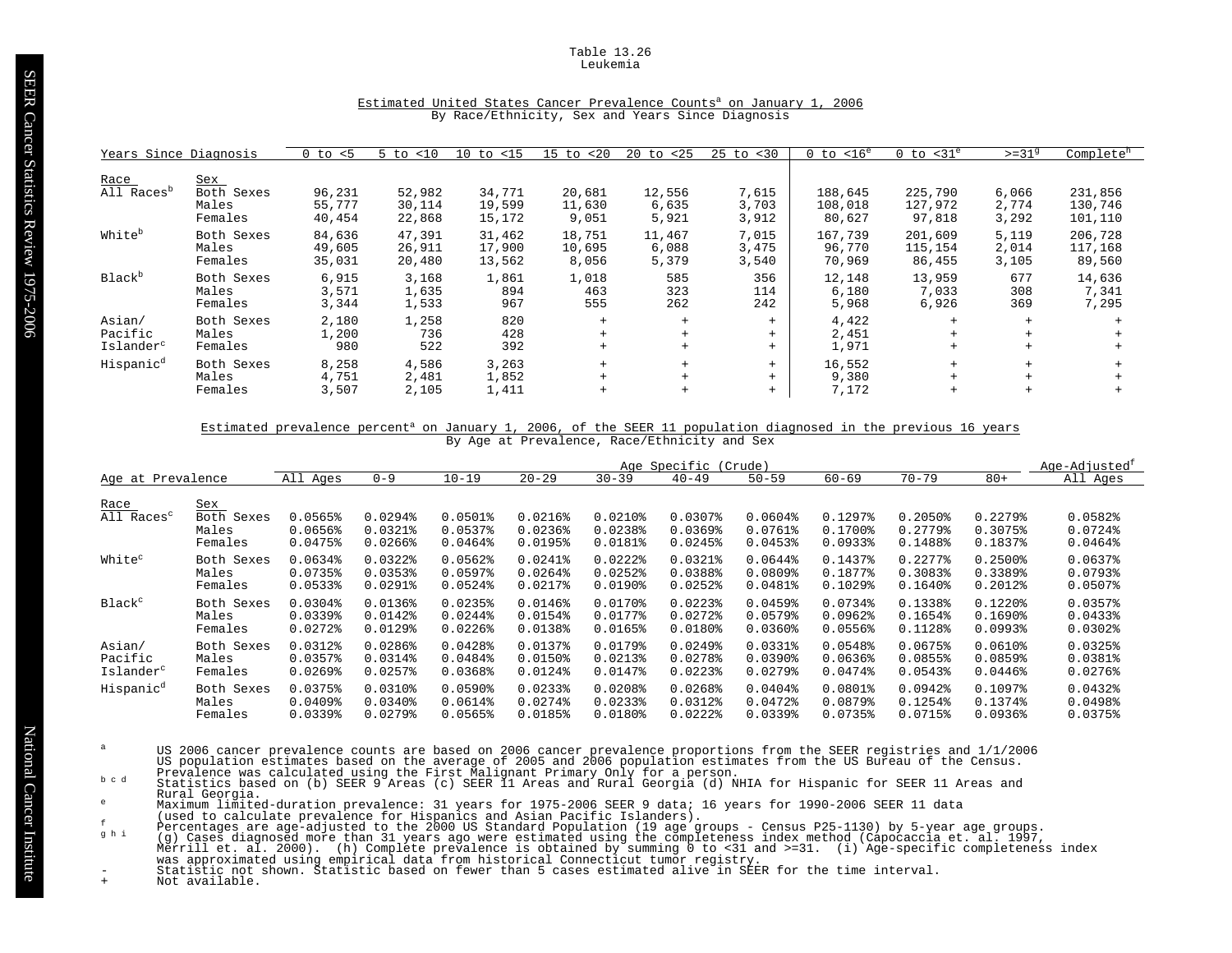Table 13.26
Leukemia

## Estimated United States Cancer Prevalence Counts[a] on January 1, 2006
By Race/Ethnicity, Sex and Years Since Diagnosis

| Years Since Diagnosis | | 0 to <5 | 5 to <10 | 10 to <15 | 15 to <20 | 20 to <25 | 25 to <30 | 0 to <16[e] | 0 to <31[e] | >=31[g] | Complete[h] |
|---|---|---|---|---|---|---|---|---|---|---|---|
| **Race** | **Sex** | | | | | | | | | | |
| All Races[b] | Both Sexes | 96,231 | 52,982 | 34,771 | 20,681 | 12,556 | 7,615 | 188,645 | 225,790 | 6,066 | 231,856 |
| | Males | 55,777 | 30,114 | 19,599 | 11,630 | 6,635 | 3,703 | 108,018 | 127,972 | 2,774 | 130,746 |
| | Females | 40,454 | 22,868 | 15,172 | 9,051 | 5,921 | 3,912 | 80,627 | 97,818 | 3,292 | 101,110 |
| White[b] | Both Sexes | 84,636 | 47,391 | 31,462 | 18,751 | 11,467 | 7,015 | 167,739 | 201,609 | 5,119 | 206,728 |
| | Males | 49,605 | 26,911 | 17,900 | 10,695 | 6,088 | 3,475 | 96,770 | 115,154 | 2,014 | 117,168 |
| | Females | 35,031 | 20,480 | 13,562 | 8,056 | 5,379 | 3,540 | 70,969 | 86,455 | 3,105 | 89,560 |
| Black[b] | Both Sexes | 6,915 | 3,168 | 1,861 | 1,018 | 585 | 356 | 12,148 | 13,959 | 677 | 14,636 |
| | Males | 3,571 | 1,635 | 894 | 463 | 323 | 114 | 6,180 | 7,033 | 308 | 7,341 |
| | Females | 3,344 | 1,533 | 967 | 555 | 262 | 242 | 5,968 | 6,926 | 369 | 7,295 |
| Asian/ Pacific Islander[c] | Both Sexes | 2,180 | 1,258 | 820 | + | + | + | 4,422 | + | + | + |
| | Males | 1,200 | 736 | 428 | + | + | + | 2,451 | + | + | + |
| | Females | 980 | 522 | 392 | + | + | + | 1,971 | + | + | + |
| Hispanic[d] | Both Sexes | 8,258 | 4,586 | 3,263 | + | + | + | 16,552 | + | + | + |
| | Males | 4,751 | 2,481 | 1,852 | + | + | + | 9,380 | + | + | + |
| | Females | 3,507 | 2,105 | 1,411 | + | + | + | 7,172 | + | + | + |

## Estimated prevalence percent[a] on January 1, 2006, of the SEER 11 population diagnosed in the previous 16 years
By Age at Prevalence, Race/Ethnicity and Sex

| | | Age Specific (Crude) | | | | | | | | | | Age-Adjusted[f] |
|---|---|---|---|---|---|---|---|---|---|---|---|---|
| Age at Prevalence | | All Ages | 0-9 | 10-19 | 20-29 | 30-39 | 40-49 | 50-59 | 60-69 | 70-79 | 80+ | All Ages |
| **Race** | **Sex** | | | | | | | | | | | |
| All Races[c] | Both Sexes | 0.0565% | 0.0294% | 0.0501% | 0.0216% | 0.0210% | 0.0307% | 0.0604% | 0.1297% | 0.2050% | 0.2279% | 0.0582% |
| | Males | 0.0656% | 0.0321% | 0.0537% | 0.0236% | 0.0238% | 0.0369% | 0.0761% | 0.1700% | 0.2779% | 0.3075% | 0.0724% |
| | Females | 0.0475% | 0.0266% | 0.0464% | 0.0195% | 0.0181% | 0.0245% | 0.0453% | 0.0933% | 0.1488% | 0.1837% | 0.0464% |
| White[c] | Both Sexes | 0.0634% | 0.0322% | 0.0562% | 0.0241% | 0.0222% | 0.0321% | 0.0644% | 0.1437% | 0.2277% | 0.2500% | 0.0637% |
| | Males | 0.0735% | 0.0353% | 0.0597% | 0.0264% | 0.0252% | 0.0388% | 0.0809% | 0.1877% | 0.3083% | 0.3389% | 0.0793% |
| | Females | 0.0533% | 0.0291% | 0.0524% | 0.0217% | 0.0190% | 0.0252% | 0.0481% | 0.1029% | 0.1640% | 0.2012% | 0.0507% |
| Black[c] | Both Sexes | 0.0304% | 0.0136% | 0.0235% | 0.0146% | 0.0170% | 0.0223% | 0.0459% | 0.0734% | 0.1338% | 0.1220% | 0.0357% |
| | Males | 0.0339% | 0.0142% | 0.0244% | 0.0154% | 0.0177% | 0.0272% | 0.0579% | 0.0962% | 0.1654% | 0.1690% | 0.0433% |
| | Females | 0.0272% | 0.0129% | 0.0226% | 0.0138% | 0.0165% | 0.0180% | 0.0360% | 0.0556% | 0.1128% | 0.0993% | 0.0302% |
| Asian/ Pacific Islander[c] | Both Sexes | 0.0312% | 0.0286% | 0.0428% | 0.0137% | 0.0179% | 0.0249% | 0.0331% | 0.0548% | 0.0675% | 0.0610% | 0.0325% |
| | Males | 0.0357% | 0.0314% | 0.0484% | 0.0150% | 0.0213% | 0.0278% | 0.0390% | 0.0636% | 0.0855% | 0.0859% | 0.0381% |
| | Females | 0.0269% | 0.0257% | 0.0368% | 0.0124% | 0.0147% | 0.0223% | 0.0279% | 0.0474% | 0.0543% | 0.0446% | 0.0276% |
| Hispanic[d] | Both Sexes | 0.0375% | 0.0310% | 0.0590% | 0.0233% | 0.0208% | 0.0268% | 0.0404% | 0.0801% | 0.0942% | 0.1097% | 0.0432% |
| | Males | 0.0409% | 0.0340% | 0.0614% | 0.0274% | 0.0233% | 0.0312% | 0.0472% | 0.0879% | 0.1254% | 0.1374% | 0.0498% |
| | Females | 0.0339% | 0.0279% | 0.0565% | 0.0185% | 0.0180% | 0.0222% | 0.0339% | 0.0735% | 0.0715% | 0.0936% | 0.0375% |

[a] US 2006 cancer prevalence counts are based on 2006 cancer prevalence proportions from the SEER registries and 1/1/2006 US population estimates based on the average of 2005 and 2006 population estimates from the US Bureau of the Census. Prevalence was calculated using the First Malignant Primary Only for a person.

[b c d] Statistics based on (b) SEER 9 Areas (c) SEER 11 Areas and Rural Georgia (d) NHIA for Hispanic for SEER 11 Areas and Rural Georgia.

[e] Maximum limited-duration prevalence: 31 years for 1975-2006 SEER 9 data; 16 years for 1990-2006 SEER 11 data (used to calculate prevalence for Hispanics and Asian Pacific Islanders).

[f] Percentages are age-adjusted to the 2000 US Standard Population (19 age groups - Census P25-1130) by 5-year age groups.

[g h i] (g) Cases diagnosed more than 31 years ago were estimated using the completeness index method (Capocaccia et. al. 1997, Merrill et. al. 2000). (h) Complete prevalence is obtained by summing 0 to <31 and >=31. (i) Age-specific completeness index was approximated using empirical data from historical Connecticut tumor registry.

\- Statistic not shown. Statistic based on fewer than 5 cases estimated alive in SEER for the time interval.

\+ Not available.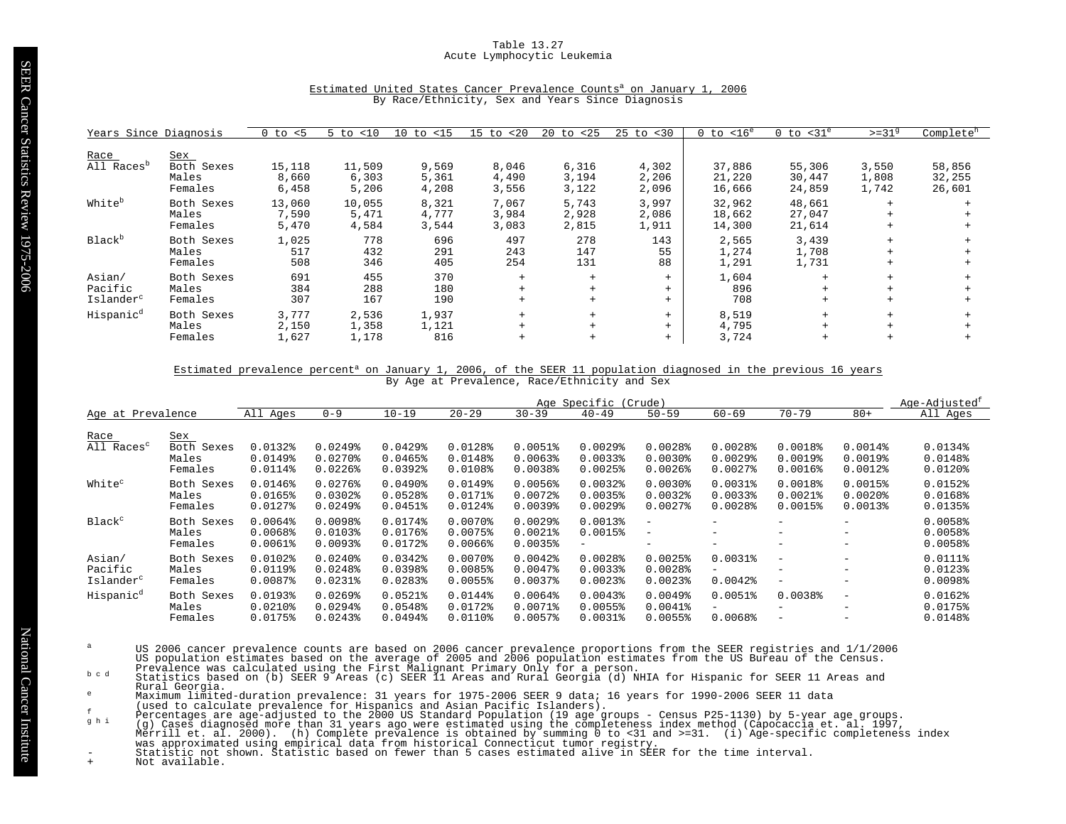# Table 13.27
## Acute Lymphocytic Leukemia

### Estimated United States Cancer Prevalence Counts[a] on January 1, 2006
By Race/Ethnicity, Sex and Years Since Diagnosis

| Years Since Diagnosis | | 0 to <5 | 5 to <10 | 10 to <15 | 15 to <20 | 20 to <25 | 25 to <30 | 0 to <16[e] | 0 to <31[e] | >=31[g] | Complete[h] |
|---|---|---|---|---|---|---|---|---|---|---|---|
| **Race** | **Sex** | | | | | | | | | | |
| All Races[b] | Both Sexes | 15,118 | 11,509 | 9,569 | 8,046 | 6,316 | 4,302 | 37,886 | 55,306 | 3,550 | 58,856 |
| | Males | 8,660 | 6,303 | 5,361 | 4,490 | 3,194 | 2,206 | 21,220 | 30,447 | 1,808 | 32,255 |
| | Females | 6,458 | 5,206 | 4,208 | 3,556 | 3,122 | 2,096 | 16,666 | 24,859 | 1,742 | 26,601 |
| White[b] | Both Sexes | 13,060 | 10,055 | 8,321 | 7,067 | 5,743 | 3,997 | 32,962 | 48,661 | + | + |
| | Males | 7,590 | 5,471 | 4,777 | 3,984 | 2,928 | 2,086 | 18,662 | 27,047 | + | + |
| | Females | 5,470 | 4,584 | 3,544 | 3,083 | 2,815 | 1,911 | 14,300 | 21,614 | + | + |
| Black[b] | Both Sexes | 1,025 | 778 | 696 | 497 | 278 | 143 | 2,565 | 3,439 | + | + |
| | Males | 517 | 432 | 291 | 243 | 147 | 55 | 1,274 | 1,708 | + | + |
| | Females | 508 | 346 | 405 | 254 | 131 | 88 | 1,291 | 1,731 | + | + |
| Asian/ Pacific Islander[c] | Both Sexes | 691 | 455 | 370 | + | + | + | 1,604 | + | + | + |
| | Males | 384 | 288 | 180 | + | + | + | 896 | + | + | + |
| | Females | 307 | 167 | 190 | + | + | + | 708 | + | + | + |
| Hispanic[d] | Both Sexes | 3,777 | 2,536 | 1,937 | + | + | + | 8,519 | + | + | + |
| | Males | 2,150 | 1,358 | 1,121 | + | + | + | 4,795 | + | + | + |
| | Females | 1,627 | 1,178 | 816 | + | + | + | 3,724 | + | + | + |

### Estimated prevalence percent[a] on January 1, 2006, of the SEER 11 population diagnosed in the previous 16 years
By Age at Prevalence, Race/Ethnicity and Sex

| | | Age Specific (Crude) | | | | | | | | | | Age-Adjusted[f] |
|---|---|---|---|---|---|---|---|---|---|---|---|---|
| Age at Prevalence | | All Ages | 0-9 | 10-19 | 20-29 | 30-39 | 40-49 | 50-59 | 60-69 | 70-79 | 80+ | All Ages |
| **Race** | **Sex** | | | | | | | | | | | |
| All Races[c] | Both Sexes | 0.0132% | 0.0249% | 0.0429% | 0.0128% | 0.0051% | 0.0029% | 0.0028% | 0.0028% | 0.0018% | 0.0014% | 0.0134% |
| | Males | 0.0149% | 0.0270% | 0.0465% | 0.0148% | 0.0063% | 0.0033% | 0.0030% | 0.0029% | 0.0019% | 0.0019% | 0.0148% |
| | Females | 0.0114% | 0.0226% | 0.0392% | 0.0108% | 0.0038% | 0.0025% | 0.0026% | 0.0027% | 0.0016% | 0.0012% | 0.0120% |
| White[c] | Both Sexes | 0.0146% | 0.0276% | 0.0490% | 0.0149% | 0.0056% | 0.0032% | 0.0030% | 0.0031% | 0.0018% | 0.0015% | 0.0152% |
| | Males | 0.0165% | 0.0302% | 0.0528% | 0.0171% | 0.0072% | 0.0035% | 0.0032% | 0.0033% | 0.0021% | 0.0020% | 0.0168% |
| | Females | 0.0127% | 0.0249% | 0.0451% | 0.0124% | 0.0039% | 0.0029% | 0.0027% | 0.0028% | 0.0015% | 0.0013% | 0.0135% |
| Black[c] | Both Sexes | 0.0064% | 0.0098% | 0.0174% | 0.0070% | 0.0029% | 0.0013% | - | - | - | - | 0.0058% |
| | Males | 0.0068% | 0.0103% | 0.0176% | 0.0075% | 0.0021% | 0.0015% | - | - | - | - | 0.0058% |
| | Females | 0.0061% | 0.0093% | 0.0172% | 0.0066% | 0.0035% | - | - | - | - | - | 0.0058% |
| Asian/ Pacific Islander[c] | Both Sexes | 0.0102% | 0.0240% | 0.0342% | 0.0070% | 0.0042% | 0.0028% | 0.0025% | 0.0031% | - | - | 0.0111% |
| | Males | 0.0119% | 0.0248% | 0.0398% | 0.0085% | 0.0047% | 0.0033% | 0.0028% | - | - | - | 0.0123% |
| | Females | 0.0087% | 0.0231% | 0.0283% | 0.0055% | 0.0037% | 0.0023% | 0.0023% | 0.0042% | - | - | 0.0098% |
| Hispanic[d] | Both Sexes | 0.0193% | 0.0269% | 0.0521% | 0.0144% | 0.0064% | 0.0043% | 0.0049% | 0.0051% | 0.0038% | - | 0.0162% |
| | Males | 0.0210% | 0.0294% | 0.0548% | 0.0172% | 0.0071% | 0.0055% | 0.0041% | - | - | - | 0.0175% |
| | Females | 0.0175% | 0.0243% | 0.0494% | 0.0110% | 0.0057% | 0.0031% | 0.0055% | 0.0068% | - | - | 0.0148% |

a US 2006 cancer prevalence counts are based on 2006 cancer prevalence proportions from the SEER registries and 1/1/2006 US population estimates based on the average of 2005 and 2006 population estimates from the US Bureau of the Census. Prevalence was calculated using the First Malignant Primary Only for a person.

b c d Statistics based on (b) SEER 9 Areas (c) SEER 11 Areas and Rural Georgia (d) NHIA for Hispanic for SEER 11 Areas and Rural Georgia.

e Maximum limited-duration prevalence: 31 years for 1975-2006 SEER 9 data; 16 years for 1990-2006 SEER 11 data (used to calculate prevalence for Hispanics and Asian Pacific Islanders).

f Percentages are age-adjusted to the 2000 US Standard Population (19 age groups - Census P25-1130) by 5-year age groups.

g h i (g) Cases diagnosed more than 31 years ago were estimated using the completeness index method (Capocaccia et. al. 1997, Merrill et. al. 2000). (h) Complete prevalence is obtained by summing 0 to <31 and >=31. (i) Age-specific completeness index was approximated using empirical data from historical Connecticut tumor registry.

\- Statistic not shown. Statistic based on fewer than 5 cases estimated alive in SEER for the time interval.

\+ Not available.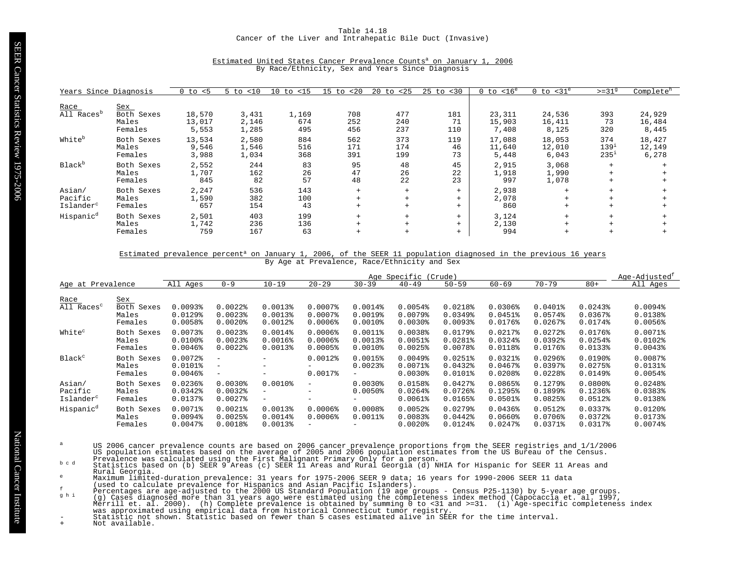Table 14.18
Cancer of the Liver and Intrahepatic Bile Duct (Invasive)

Estimated United States Cancer Prevalence Counts[a] on January 1, 2006
By Race/Ethnicity, Sex and Years Since Diagnosis

| Race | Sex | 0 to <5 | 5 to <10 | 10 to <15 | 15 to <20 | 20 to <25 | 25 to <30 | 0 to <16[e] | 0 to <31[e] | >=31[g] | Complete[h] |
|---|---|---|---|---|---|---|---|---|---|---|---|
| All Races[b] | Both Sexes | 18,570 | 3,431 | 1,169 | 708 | 477 | 181 | 23,311 | 24,536 | 393 | 24,929 |
| | Males | 13,017 | 2,146 | 674 | 252 | 240 | 71 | 15,903 | 16,411 | 73 | 16,484 |
| | Females | 5,553 | 1,285 | 495 | 456 | 237 | 110 | 7,408 | 8,125 | 320 | 8,445 |
| White[b] | Both Sexes | 13,534 | 2,580 | 884 | 562 | 373 | 119 | 17,088 | 18,053 | 374 | 18,427 |
| | Males | 9,546 | 1,546 | 516 | 171 | 174 | 46 | 11,640 | 12,010 | 139[i] | 12,149 |
| | Females | 3,988 | 1,034 | 368 | 391 | 199 | 73 | 5,448 | 6,043 | 235[i] | 6,278 |
| Black[b] | Both Sexes | 2,552 | 244 | 83 | 95 | 48 | 45 | 2,915 | 3,068 | + | + |
| | Males | 1,707 | 162 | 26 | 47 | 26 | 22 | 1,918 | 1,990 | + | + |
| | Females | 845 | 82 | 57 | 48 | 22 | 23 | 997 | 1,078 | + | + |
| Asian/ Pacific Islander[c] | Both Sexes | 2,247 | 536 | 143 | + | + | + | 2,938 | + | + | + |
| | Males | 1,590 | 382 | 100 | + | + | + | 2,078 | + | + | + |
| | Females | 657 | 154 | 43 | + | + | + | 860 | + | + | + |
| Hispanic[d] | Both Sexes | 2,501 | 403 | 199 | + | + | + | 3,124 | + | + | + |
| | Males | 1,742 | 236 | 136 | + | + | + | 2,130 | + | + | + |
| | Females | 759 | 167 | 63 | + | + | + | 994 | + | + | + |

Estimated prevalence percent[a] on January 1, 2006, of the SEER 11 population diagnosed in the previous 16 years
By Age at Prevalence, Race/Ethnicity and Sex

| Race | Sex | All Ages | 0-9 | 10-19 | 20-29 | 30-39 | 40-49 | 50-59 | 60-69 | 70-79 | 80+ | Age-Adjusted[f] All Ages |
|---|---|---|---|---|---|---|---|---|---|---|---|---|
| All Races[c] | Both Sexes | 0.0093% | 0.0022% | 0.0013% | 0.0007% | 0.0014% | 0.0054% | 0.0218% | 0.0306% | 0.0401% | 0.0243% | 0.0094% |
| | Males | 0.0129% | 0.0023% | 0.0013% | 0.0007% | 0.0019% | 0.0079% | 0.0349% | 0.0451% | 0.0574% | 0.0367% | 0.0138% |
| | Females | 0.0058% | 0.0020% | 0.0012% | 0.0006% | 0.0010% | 0.0030% | 0.0093% | 0.0176% | 0.0267% | 0.0174% | 0.0056% |
| White[c] | Both Sexes | 0.0073% | 0.0023% | 0.0014% | 0.0006% | 0.0011% | 0.0038% | 0.0179% | 0.0217% | 0.0272% | 0.0176% | 0.0071% |
| | Males | 0.0100% | 0.0023% | 0.0016% | 0.0006% | 0.0013% | 0.0051% | 0.0281% | 0.0324% | 0.0392% | 0.0254% | 0.0102% |
| | Females | 0.0046% | 0.0022% | 0.0013% | 0.0005% | 0.0010% | 0.0025% | 0.0078% | 0.0118% | 0.0176% | 0.0133% | 0.0043% |
| Black[c] | Both Sexes | 0.0072% | - | - | 0.0012% | 0.0015% | 0.0049% | 0.0251% | 0.0321% | 0.0296% | 0.0190% | 0.0087% |
| | Males | 0.0101% | - | - | - | 0.0023% | 0.0071% | 0.0432% | 0.0467% | 0.0397% | 0.0275% | 0.0131% |
| | Females | 0.0046% | - | - | 0.0017% | - | 0.0030% | 0.0101% | 0.0208% | 0.0228% | 0.0149% | 0.0054% |
| Asian/ Pacific Islander[c] | Both Sexes | 0.0236% | 0.0030% | 0.0010% | - | 0.0030% | 0.0158% | 0.0427% | 0.0865% | 0.1279% | 0.0800% | 0.0248% |
| | Males | 0.0342% | 0.0032% | - | - | 0.0050% | 0.0264% | 0.0726% | 0.1295% | 0.1899% | 0.1236% | 0.0383% |
| | Females | 0.0137% | 0.0027% | - | - | - | 0.0061% | 0.0165% | 0.0501% | 0.0825% | 0.0512% | 0.0138% |
| Hispanic[d] | Both Sexes | 0.0071% | 0.0021% | 0.0013% | 0.0006% | 0.0008% | 0.0052% | 0.0279% | 0.0436% | 0.0512% | 0.0337% | 0.0120% |
| | Males | 0.0094% | 0.0025% | 0.0014% | 0.0006% | 0.0011% | 0.0083% | 0.0442% | 0.0660% | 0.0706% | 0.0372% | 0.0173% |
| | Females | 0.0047% | 0.0018% | 0.0013% | - | - | 0.0020% | 0.0124% | 0.0247% | 0.0371% | 0.0317% | 0.0074% |

a US 2006 cancer prevalence counts are based on 2006 cancer prevalence proportions from the SEER registries and 1/1/2006 US population estimates based on the average of 2005 and 2006 population estimates from the US Bureau of the Census. Prevalence was calculated using the First Malignant Primary Only for a person.
b c d Statistics based on (b) SEER 9 Areas (c) SEER 11 Areas and Rural Georgia (d) NHIA for Hispanic for SEER 11 Areas and Rural Georgia.
e Maximum limited-duration prevalence: 31 years for 1975-2006 SEER 9 data; 16 years for 1990-2006 SEER 11 data (used to calculate prevalence for Hispanics and Asian Pacific Islanders).
f Percentages are age-adjusted to the 2000 US Standard Population (19 age groups - Census P25-1130) by 5-year age groups.
g h i (g) Cases diagnosed more than 31 years ago were estimated using the completeness index method (Capocaccia et. al. 1997, Merrill et. al. 2000). (h) Complete prevalence is obtained by summing 0 to <31 and >=31. (i) Age-specific completeness index was approximated using empirical data from historical Connecticut tumor registry.
- Statistic not shown. Statistic based on fewer than 5 cases estimated alive in SEER for the time interval.
+ Not available.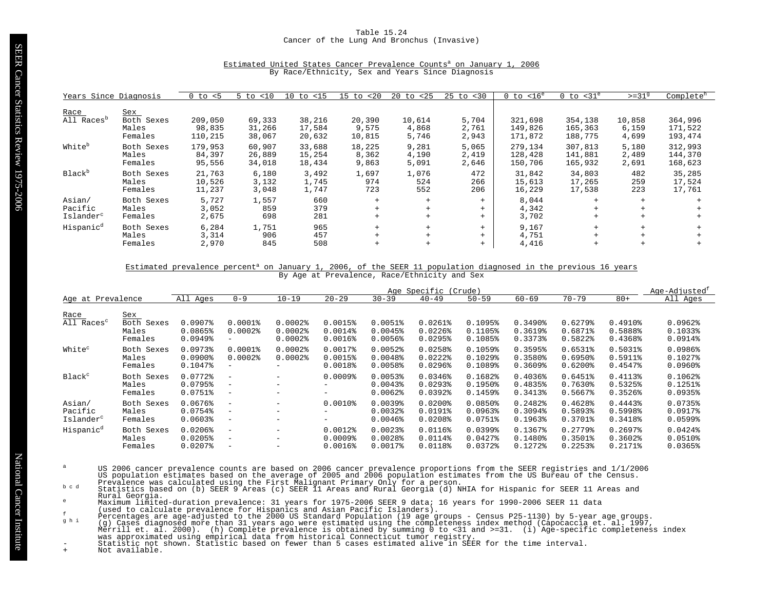Table 15.24
Cancer of the Lung And Bronchus (Invasive)

Estimated United States Cancer Prevalence Counts[a] on January 1, 2006
By Race/Ethnicity, Sex and Years Since Diagnosis

| Years Since Diagnosis | | 0 to <5 | 5 to <10 | 10 to <15 | 15 to <20 | 20 to <25 | 25 to <30 | 0 to <16[e] | 0 to <31[e] | >=31[g] | Complete[h] |
|---|---|---|---|---|---|---|---|---|---|---|---|
| Race | Sex | | | | | | | | | | |
| All Races[b] | Both Sexes | 209,050 | 69,333 | 38,216 | 20,390 | 10,614 | 5,704 | 321,698 | 354,138 | 10,858 | 364,996 |
| | Males | 98,835 | 31,266 | 17,584 | 9,575 | 4,868 | 2,761 | 149,826 | 165,363 | 6,159 | 171,522 |
| | Females | 110,215 | 38,067 | 20,632 | 10,815 | 5,746 | 2,943 | 171,872 | 188,775 | 4,699 | 193,474 |
| White[b] | Both Sexes | 179,953 | 60,907 | 33,688 | 18,225 | 9,281 | 5,065 | 279,134 | 307,813 | 5,180 | 312,993 |
| | Males | 84,397 | 26,889 | 15,254 | 8,362 | 4,190 | 2,419 | 128,428 | 141,881 | 2,489 | 144,370 |
| | Females | 95,556 | 34,018 | 18,434 | 9,863 | 5,091 | 2,646 | 150,706 | 165,932 | 2,691 | 168,623 |
| Black[b] | Both Sexes | 21,763 | 6,180 | 3,492 | 1,697 | 1,076 | 472 | 31,842 | 34,803 | 482 | 35,285 |
| | Males | 10,526 | 3,132 | 1,745 | 974 | 524 | 266 | 15,613 | 17,265 | 259 | 17,524 |
| | Females | 11,237 | 3,048 | 1,747 | 723 | 552 | 206 | 16,229 | 17,538 | 223 | 17,761 |
| Asian/ Pacific Islander[c] | Both Sexes | 5,727 | 1,557 | 660 | + | + | + | 8,044 | + | + | + |
| | Males | 3,052 | 859 | 379 | + | + | + | 4,342 | + | + | + |
| | Females | 2,675 | 698 | 281 | + | + | + | 3,702 | + | + | + |
| Hispanic[d] | Both Sexes | 6,284 | 1,751 | 965 | + | + | + | 9,167 | + | + | + |
| | Males | 3,314 | 906 | 457 | + | + | + | 4,751 | + | + | + |
| | Females | 2,970 | 845 | 508 | + | + | + | 4,416 | + | + | + |

Estimated prevalence percent[a] on January 1, 2006, of the SEER 11 population diagnosed in the previous 16 years
By Age at Prevalence, Race/Ethnicity and Sex

| | | Age Specific (Crude) | | | | | | | | | | | Age-Adjusted[f] |
|---|---|---|---|---|---|---|---|---|---|---|---|---|---|
| Age at Prevalence | | All Ages | 0-9 | 10-19 | 20-29 | 30-39 | 40-49 | 50-59 | 60-69 | 70-79 | 80+ | | All Ages |
| Race | Sex | | | | | | | | | | | | |
| All Races[c] | Both Sexes | 0.0907% | 0.0001% | 0.0002% | 0.0015% | 0.0051% | 0.0261% | 0.1095% | 0.3490% | 0.6279% | 0.4910% | | 0.0962% |
| | Males | 0.0865% | 0.0002% | 0.0002% | 0.0014% | 0.0045% | 0.0226% | 0.1105% | 0.3619% | 0.6871% | 0.5888% | | 0.1033% |
| | Females | 0.0949% | - | 0.0002% | 0.0016% | 0.0056% | 0.0295% | 0.1085% | 0.3373% | 0.5822% | 0.4368% | | 0.0914% |
| White[c] | Both Sexes | 0.0973% | 0.0001% | 0.0002% | 0.0017% | 0.0052% | 0.0258% | 0.1059% | 0.3595% | 0.6531% | 0.5031% | | 0.0986% |
| | Males | 0.0900% | 0.0002% | 0.0002% | 0.0015% | 0.0048% | 0.0222% | 0.1029% | 0.3580% | 0.6950% | 0.5911% | | 0.1027% |
| | Females | 0.1047% | - | - | 0.0018% | 0.0058% | 0.0296% | 0.1089% | 0.3609% | 0.6200% | 0.4547% | | 0.0960% |
| Black[c] | Both Sexes | 0.0772% | - | - | 0.0009% | 0.0053% | 0.0346% | 0.1682% | 0.4036% | 0.6451% | 0.4113% | | 0.1062% |
| | Males | 0.0795% | - | - | - | 0.0043% | 0.0293% | 0.1950% | 0.4835% | 0.7630% | 0.5325% | | 0.1251% |
| | Females | 0.0751% | - | - | - | 0.0062% | 0.0392% | 0.1459% | 0.3413% | 0.5667% | 0.3526% | | 0.0935% |
| Asian/ Pacific Islander[c] | Both Sexes | 0.0676% | - | - | 0.0010% | 0.0039% | 0.0200% | 0.0850% | 0.2482% | 0.4628% | 0.4443% | | 0.0735% |
| | Males | 0.0754% | - | - | - | 0.0032% | 0.0191% | 0.0963% | 0.3094% | 0.5893% | 0.5998% | | 0.0917% |
| | Females | 0.0603% | - | - | - | 0.0046% | 0.0208% | 0.0751% | 0.1963% | 0.3701% | 0.3418% | | 0.0599% |
| Hispanic[d] | Both Sexes | 0.0206% | - | - | 0.0012% | 0.0023% | 0.0116% | 0.0399% | 0.1367% | 0.2779% | 0.2697% | | 0.0424% |
| | Males | 0.0205% | - | - | 0.0009% | 0.0028% | 0.0114% | 0.0427% | 0.1480% | 0.3501% | 0.3602% | | 0.0510% |
| | Females | 0.0207% | - | - | 0.0016% | 0.0017% | 0.0118% | 0.0372% | 0.1272% | 0.2253% | 0.2171% | | 0.0365% |

[a] US 2006 cancer prevalence counts are based on 2006 cancer prevalence proportions from the SEER registries and 1/1/2006 US population estimates based on the average of 2005 and 2006 population estimates from the US Bureau of the Census. Prevalence was calculated using the First Malignant Primary Only for a person.

[b c d] Statistics based on (b) SEER 9 Areas (c) SEER 11 Areas and Rural Georgia (d) NHIA for Hispanic for SEER 11 Areas and Rural Georgia.

[e] Maximum limited-duration prevalence: 31 years for 1975-2006 SEER 9 data; 16 years for 1990-2006 SEER 11 data (used to calculate prevalence for Hispanics and Asian Pacific Islanders).

[f] Percentages are age-adjusted to the 2000 US Standard Population (19 age groups - Census P25-1130) by 5-year age groups.

[g h i] (g) Cases diagnosed more than 31 years ago were estimated using the completeness index method (Capocaccia et. al. 1997, Merrill et. al. 2000). (h) Complete prevalence is obtained by summing 0 to <31 and >=31. (i) Age-specific completeness index was approximated using empirical data from historical Connecticut tumor registry.

- Statistic not shown. Statistic based on fewer than 5 cases estimated alive in SEER for the time interval.

+ Not available.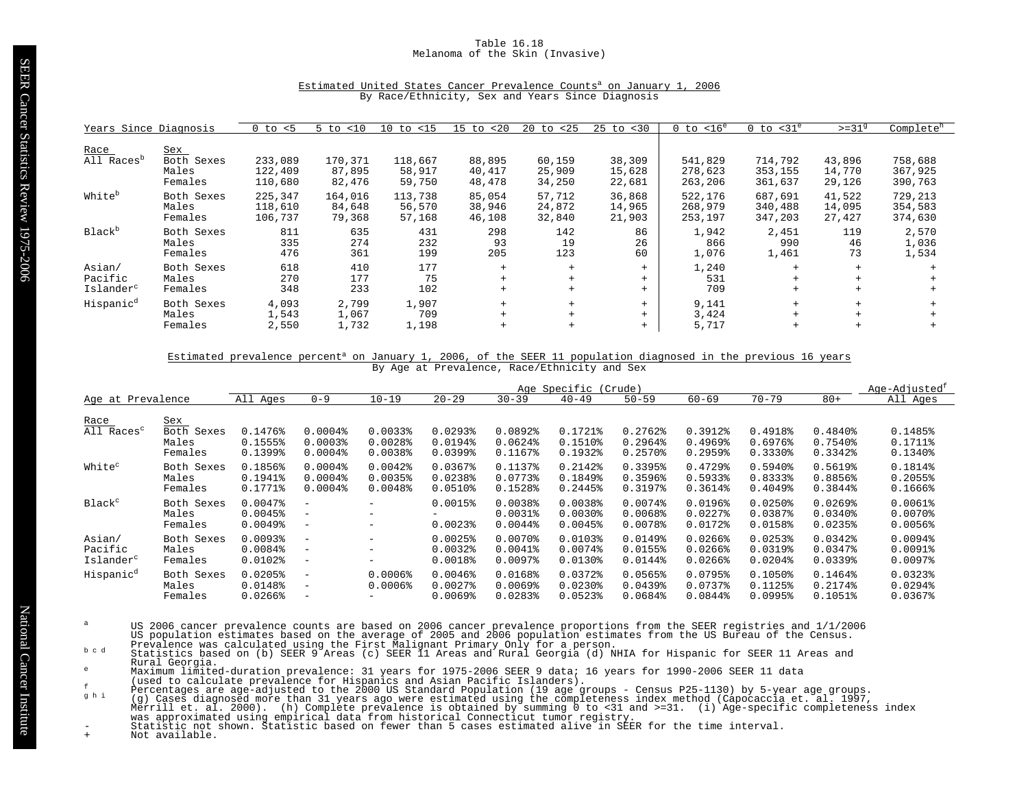# Table 16.18
## Melanoma of the Skin (Invasive)

### Estimated United States Cancer Prevalence Counts[a] on January 1, 2006
By Race/Ethnicity, Sex and Years Since Diagnosis

| Years Since Diagnosis | | 0 to <5 | 5 to <10 | 10 to <15 | 15 to <20 | 20 to <25 | 25 to <30 | 0 to <16[e] | 0 to <31[e] | >=31[g] | Complete[h] |
|---|---|---|---|---|---|---|---|---|---|---|---|
| **Race** | **Sex** | | | | | | | | | | |
| All Races[b] | Both Sexes | 233,089 | 170,371 | 118,667 | 88,895 | 60,159 | 38,309 | 541,829 | 714,792 | 43,896 | 758,688 |
| | Males | 122,409 | 87,895 | 58,917 | 40,417 | 25,909 | 15,628 | 278,623 | 353,155 | 14,770 | 367,925 |
| | Females | 110,680 | 82,476 | 59,750 | 48,478 | 34,250 | 22,681 | 263,206 | 361,637 | 29,126 | 390,763 |
| White[b] | Both Sexes | 225,347 | 164,016 | 113,738 | 85,054 | 57,712 | 36,868 | 522,176 | 687,691 | 41,522 | 729,213 |
| | Males | 118,610 | 84,648 | 56,570 | 38,946 | 24,872 | 14,965 | 268,979 | 340,488 | 14,095 | 354,583 |
| | Females | 106,737 | 79,368 | 57,168 | 46,108 | 32,840 | 21,903 | 253,197 | 347,203 | 27,427 | 374,630 |
| Black[b] | Both Sexes | 811 | 635 | 431 | 298 | 142 | 86 | 1,942 | 2,451 | 119 | 2,570 |
| | Males | 335 | 274 | 232 | 93 | 19 | 26 | 866 | 990 | 46 | 1,036 |
| | Females | 476 | 361 | 199 | 205 | 123 | 60 | 1,076 | 1,461 | 73 | 1,534 |
| Asian/ Pacific Islander[c] | Both Sexes | 618 | 410 | 177 | + | + | + | 1,240 | + | + | + |
| | Males | 270 | 177 | 75 | + | + | + | 531 | + | + | + |
| | Females | 348 | 233 | 102 | + | + | + | 709 | + | + | + |
| Hispanic[d] | Both Sexes | 4,093 | 2,799 | 1,907 | + | + | + | 9,141 | + | + | + |
| | Males | 1,543 | 1,067 | 709 | + | + | + | 3,424 | + | + | + |
| | Females | 2,550 | 1,732 | 1,198 | + | + | + | 5,717 | + | + | + |

### Estimated prevalence percent[a] on January 1, 2006, of the SEER 11 population diagnosed in the previous 16 years
By Age at Prevalence, Race/Ethnicity and Sex

| | | Age Specific (Crude) | | | | | | | | | | Age-Adjusted[f] |
|---|---|---|---|---|---|---|---|---|---|---|---|---|
| Age at Prevalence | | All Ages | 0-9 | 10-19 | 20-29 | 30-39 | 40-49 | 50-59 | 60-69 | 70-79 | 80+ | All Ages |
| **Race** | **Sex** | | | | | | | | | | | |
| All Races[c] | Both Sexes | 0.1476% | 0.0004% | 0.0033% | 0.0293% | 0.0892% | 0.1721% | 0.2762% | 0.3912% | 0.4918% | 0.4840% | 0.1485% |
| | Males | 0.1555% | 0.0003% | 0.0028% | 0.0194% | 0.0624% | 0.1510% | 0.2964% | 0.4969% | 0.6976% | 0.7540% | 0.1711% |
| | Females | 0.1399% | 0.0004% | 0.0038% | 0.0399% | 0.1167% | 0.1932% | 0.2570% | 0.2959% | 0.3330% | 0.3342% | 0.1340% |
| White[c] | Both Sexes | 0.1856% | 0.0004% | 0.0042% | 0.0367% | 0.1137% | 0.2142% | 0.3395% | 0.4729% | 0.5940% | 0.5619% | 0.1814% |
| | Males | 0.1941% | 0.0004% | 0.0035% | 0.0238% | 0.0773% | 0.1849% | 0.3596% | 0.5933% | 0.8333% | 0.8856% | 0.2055% |
| | Females | 0.1771% | 0.0004% | 0.0048% | 0.0510% | 0.1528% | 0.2445% | 0.3197% | 0.3614% | 0.4049% | 0.3844% | 0.1666% |
| Black[c] | Both Sexes | 0.0047% | - | - | 0.0015% | 0.0038% | 0.0038% | 0.0074% | 0.0196% | 0.0250% | 0.0269% | 0.0061% |
| | Males | 0.0045% | - | - | - | 0.0031% | 0.0030% | 0.0068% | 0.0227% | 0.0387% | 0.0340% | 0.0070% |
| | Females | 0.0049% | - | - | 0.0023% | 0.0044% | 0.0045% | 0.0078% | 0.0172% | 0.0158% | 0.0235% | 0.0056% |
| Asian/ Pacific Islander[c] | Both Sexes | 0.0093% | - | - | 0.0025% | 0.0070% | 0.0103% | 0.0149% | 0.0266% | 0.0253% | 0.0342% | 0.0094% |
| | Males | 0.0084% | - | - | 0.0032% | 0.0041% | 0.0074% | 0.0155% | 0.0266% | 0.0319% | 0.0347% | 0.0091% |
| | Females | 0.0102% | - | - | 0.0018% | 0.0097% | 0.0130% | 0.0144% | 0.0266% | 0.0204% | 0.0339% | 0.0097% |
| Hispanic[d] | Both Sexes | 0.0205% | - | 0.0006% | 0.0046% | 0.0168% | 0.0372% | 0.0565% | 0.0795% | 0.1050% | 0.1464% | 0.0323% |
| | Males | 0.0148% | - | 0.0006% | 0.0027% | 0.0069% | 0.0230% | 0.0439% | 0.0737% | 0.1125% | 0.2174% | 0.0294% |
| | Females | 0.0266% | - | - | 0.0069% | 0.0283% | 0.0523% | 0.0684% | 0.0844% | 0.0995% | 0.1051% | 0.0367% |

[a] US 2006 cancer prevalence counts are based on 2006 cancer prevalence proportions from the SEER registries and 1/1/2006 US population estimates based on the average of 2005 and 2006 population estimates from the US Bureau of the Census. Prevalence was calculated using the First Malignant Primary Only for a person.

[b c d] Statistics based on (b) SEER 9 Areas (c) SEER 11 Areas and Rural Georgia (d) NHIA for Hispanic for SEER 11 Areas and Rural Georgia.

[e] Maximum limited-duration prevalence: 31 years for 1975-2006 SEER 9 data; 16 years for 1990-2006 SEER 11 data (used to calculate prevalence for Hispanics and Asian Pacific Islanders).

[f] Percentages are age-adjusted to the 2000 US Standard Population (19 age groups - Census P25-1130) by 5-year age groups.

[g h i] (g) Cases diagnosed more than 31 years ago were estimated using the completeness index method (Capocaccia et. al. 1997, Merrill et. al. 2000). (h) Complete prevalence is obtained by summing 0 to <31 and >=31. (i) Age-specific completeness index was approximated using empirical data from historical Connecticut tumor registry.

- Statistic not shown. Statistic based on fewer than 5 cases estimated alive in SEER for the time interval.

+ Not available.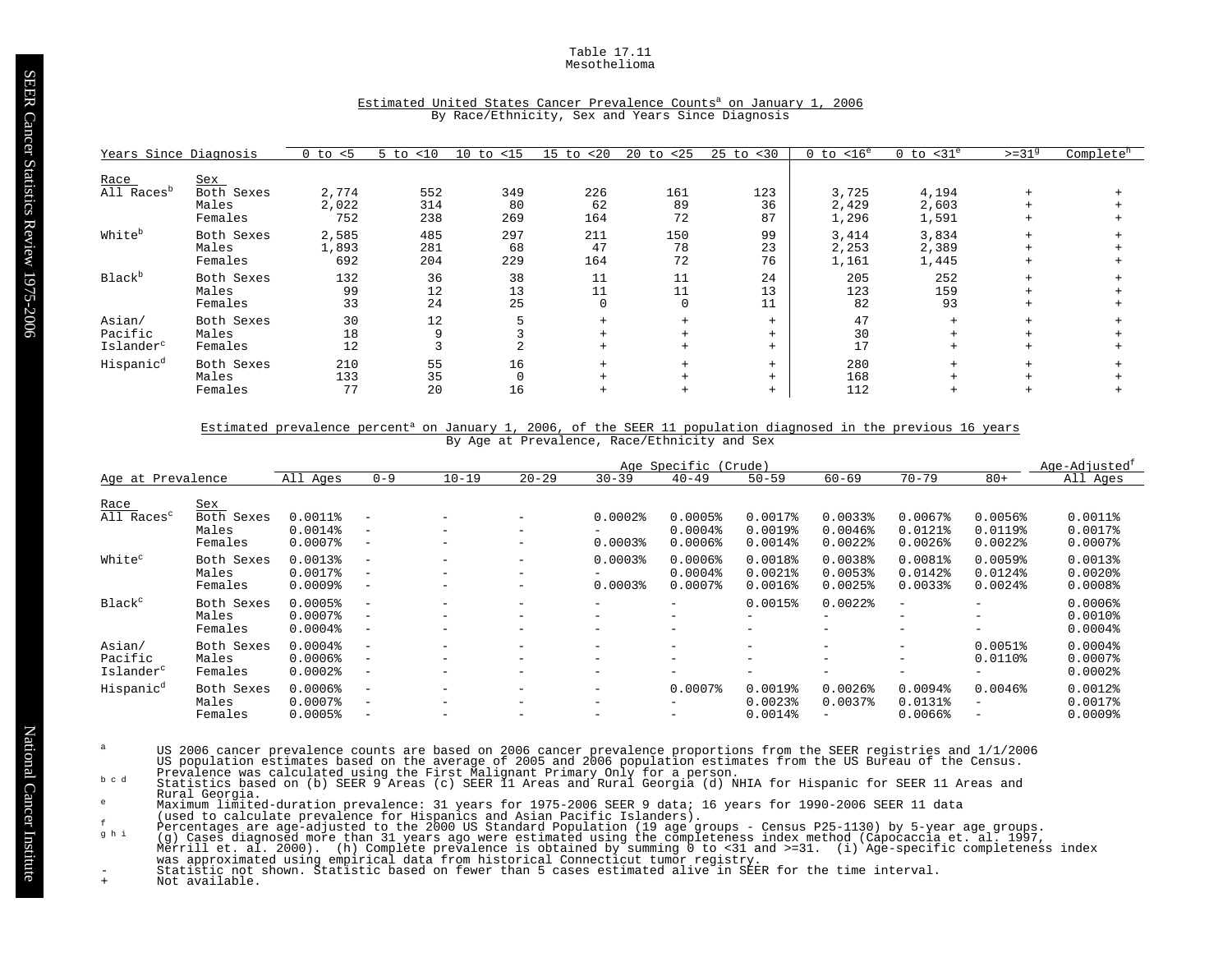Table 17.11
Mesothelioma

Estimated United States Cancer Prevalence Counts[a] on January 1, 2006
By Race/Ethnicity, Sex and Years Since Diagnosis

| Race | Sex | 0 to <5 | 5 to <10 | 10 to <15 | 15 to <20 | 20 to <25 | 25 to <30 | 0 to <16[e] | 0 to <31[e] | >=31[g] | Complete[h] |
|---|---|---|---|---|---|---|---|---|---|---|---|
| All Races[b] | Both Sexes | 2,774 | 552 | 349 | 226 | 161 | 123 | 3,725 | 4,194 | + | + |
| | Males | 2,022 | 314 | 80 | 62 | 89 | 36 | 2,429 | 2,603 | + | + |
| | Females | 752 | 238 | 269 | 164 | 72 | 87 | 1,296 | 1,591 | + | + |
| White[b] | Both Sexes | 2,585 | 485 | 297 | 211 | 150 | 99 | 3,414 | 3,834 | + | + |
| | Males | 1,893 | 281 | 68 | 47 | 78 | 23 | 2,253 | 2,389 | + | + |
| | Females | 692 | 204 | 229 | 164 | 72 | 76 | 1,161 | 1,445 | + | + |
| Black[b] | Both Sexes | 132 | 36 | 38 | 11 | 11 | 24 | 205 | 252 | + | + |
| | Males | 99 | 12 | 13 | 11 | 11 | 13 | 123 | 159 | + | + |
| | Females | 33 | 24 | 25 | 0 | 0 | 11 | 82 | 93 | + | + |
| Asian/Pacific Islander[c] | Both Sexes | 30 | 12 | 5 | + | + | + | 47 | + | + | + |
| | Males | 18 | 9 | 3 | + | + | + | 30 | + | + | + |
| | Females | 12 | 3 | 2 | + | + | + | 17 | + | + | + |
| Hispanic[d] | Both Sexes | 210 | 55 | 16 | + | + | + | 280 | + | + | + |
| | Males | 133 | 35 | 0 | + | + | + | 168 | + | + | + |
| | Females | 77 | 20 | 16 | + | + | + | 112 | + | + | + |

Estimated prevalence percent[a] on January 1, 2006, of the SEER 11 population diagnosed in the previous 16 years
By Age at Prevalence, Race/Ethnicity and Sex

| Race | Sex | All Ages | 0-9 | 10-19 | 20-29 | 30-39 | 40-49 | 50-59 | 60-69 | 70-79 | 80+ | Age-Adjusted[f] All Ages |
|---|---|---|---|---|---|---|---|---|---|---|---|---|
| | | Age Specific (Crude) | | | | | | | | | | |
| All Races[c] | Both Sexes | 0.0011% | - | - | - | 0.0002% | 0.0005% | 0.0017% | 0.0033% | 0.0067% | 0.0056% | 0.0011% |
| | Males | 0.0014% | - | - | - | - | 0.0004% | 0.0019% | 0.0046% | 0.0121% | 0.0119% | 0.0017% |
| | Females | 0.0007% | - | - | - | 0.0003% | 0.0006% | 0.0014% | 0.0022% | 0.0026% | 0.0022% | 0.0007% |
| White[c] | Both Sexes | 0.0013% | - | - | - | 0.0003% | 0.0006% | 0.0018% | 0.0038% | 0.0081% | 0.0059% | 0.0013% |
| | Males | 0.0017% | - | - | - | - | 0.0004% | 0.0021% | 0.0053% | 0.0142% | 0.0124% | 0.0020% |
| | Females | 0.0009% | - | - | - | 0.0003% | 0.0007% | 0.0016% | 0.0025% | 0.0033% | 0.0024% | 0.0008% |
| Black[c] | Both Sexes | 0.0005% | - | - | - | - | - | 0.0015% | 0.0022% | - | - | 0.0006% |
| | Males | 0.0007% | - | - | - | - | - | - | - | - | - | 0.0010% |
| | Females | 0.0004% | - | - | - | - | - | - | - | - | - | 0.0004% |
| Asian/Pacific Islander[c] | Both Sexes | 0.0004% | - | - | - | - | - | - | - | - | 0.0051% | 0.0004% |
| | Males | 0.0006% | - | - | - | - | - | - | - | - | 0.0110% | 0.0007% |
| | Females | 0.0002% | - | - | - | - | - | - | - | - | - | 0.0002% |
| Hispanic[d] | Both Sexes | 0.0006% | - | - | - | - | 0.0007% | 0.0019% | 0.0026% | 0.0094% | 0.0046% | 0.0012% |
| | Males | 0.0007% | - | - | - | - | - | 0.0023% | 0.0037% | 0.0131% | - | 0.0017% |
| | Females | 0.0005% | - | - | - | - | - | 0.0014% | - | 0.0066% | - | 0.0009% |

[a] US 2006 cancer prevalence counts are based on 2006 cancer prevalence proportions from the SEER registries and 1/1/2006 US population estimates based on the average of 2005 and 2006 population estimates from the US Bureau of the Census. Prevalence was calculated using the First Malignant Primary Only for a person.

[b c d] Statistics based on (b) SEER 9 Areas (c) SEER 11 Areas and Rural Georgia (d) NHIA for Hispanic for SEER 11 Areas and Rural Georgia.

[e] Maximum limited-duration prevalence: 31 years for 1975-2006 SEER 9 data; 16 years for 1990-2006 SEER 11 data (used to calculate prevalence for Hispanics and Asian Pacific Islanders).

[f] Percentages are age-adjusted to the 2000 US Standard Population (19 age groups - Census P25-1130) by 5-year age groups.

[g h i] (g) Cases diagnosed more than 31 years ago were estimated using the completeness index method (Capocaccia et. al. 1997, Merrill et. al. 2000). (h) Complete prevalence is obtained by summing 0 to <31 and >=31. (i) Age-specific completeness index was approximated using empirical data from historical Connecticut tumor registry.

\- Statistic not shown. Statistic based on fewer than 5 cases estimated alive in SEER for the time interval.

\+ Not available.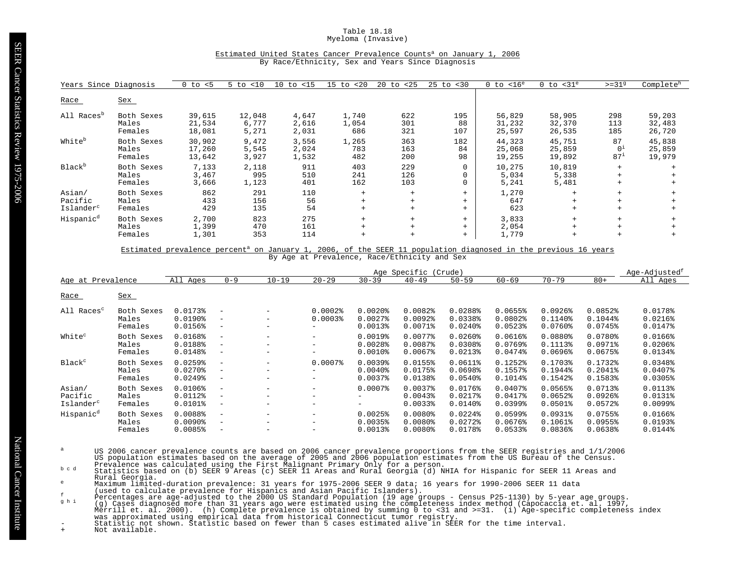Table 18.18
Myeloma (Invasive)

Estimated United States Cancer Prevalence Counts[a] on January 1, 2006
By Race/Ethnicity, Sex and Years Since Diagnosis

| Years Since Diagnosis | | 0 to <5 | 5 to <10 | 10 to <15 | 15 to <20 | 20 to <25 | 25 to <30 | 0 to <16[e] | 0 to <31[e] | >=31[g] | Complete[h] |
|---|---|---|---|---|---|---|---|---|---|---|---|
| Race | Sex | | | | | | | | | | |
| All Races[b] | Both Sexes | 39,615 | 12,048 | 4,647 | 1,740 | 622 | 195 | 56,829 | 58,905 | 298 | 59,203 |
| | Males | 21,534 | 6,777 | 2,616 | 1,054 | 301 | 88 | 31,232 | 32,370 | 113 | 32,483 |
| | Females | 18,081 | 5,271 | 2,031 | 686 | 321 | 107 | 25,597 | 26,535 | 185 | 26,720 |
| White[b] | Both Sexes | 30,902 | 9,472 | 3,556 | 1,265 | 363 | 182 | 44,323 | 45,751 | 87 | 45,838 |
| | Males | 17,260 | 5,545 | 2,024 | 783 | 163 | 84 | 25,068 | 25,859 | 0[i] | 25,859 |
| | Females | 13,642 | 3,927 | 1,532 | 482 | 200 | 98 | 19,255 | 19,892 | 87[i] | 19,979 |
| Black[b] | Both Sexes | 7,133 | 2,118 | 911 | 403 | 229 | 0 | 10,275 | 10,819 | + | + |
| | Males | 3,467 | 995 | 510 | 241 | 126 | 0 | 5,034 | 5,338 | + | + |
| | Females | 3,666 | 1,123 | 401 | 162 | 103 | 0 | 5,241 | 5,481 | + | + |
| Asian/ Pacific Islander[c] | Both Sexes | 862 | 291 | 110 | + | + | + | 1,270 | + | + | + |
| | Males | 433 | 156 | 56 | + | + | + | 647 | + | + | + |
| | Females | 429 | 135 | 54 | + | + | + | 623 | + | + | + |
| Hispanic[d] | Both Sexes | 2,700 | 823 | 275 | + | + | + | 3,833 | + | + | + |
| | Males | 1,399 | 470 | 161 | + | + | + | 2,054 | + | + | + |
| | Females | 1,301 | 353 | 114 | + | + | + | 1,779 | + | + | + |

Estimated prevalence percent[a] on January 1, 2006, of the SEER 11 population diagnosed in the previous 16 years
By Age at Prevalence, Race/Ethnicity and Sex

| | | Age Specific (Crude) | | | | | | | | | | Age-Adjusted[f] |
|---|---|---|---|---|---|---|---|---|---|---|---|---|
| Age at Prevalence | | All Ages | 0-9 | 10-19 | 20-29 | 30-39 | 40-49 | 50-59 | 60-69 | 70-79 | 80+ | All Ages |
| Race | Sex | | | | | | | | | | | |
| All Races[c] | Both Sexes | 0.0173% | - | - | 0.0002% | 0.0020% | 0.0082% | 0.0288% | 0.0655% | 0.0926% | 0.0852% | 0.0178% |
| | Males | 0.0190% | - | - | 0.0003% | 0.0027% | 0.0092% | 0.0338% | 0.0802% | 0.1140% | 0.1044% | 0.0216% |
| | Females | 0.0156% | - | - | - | 0.0013% | 0.0071% | 0.0240% | 0.0523% | 0.0760% | 0.0745% | 0.0147% |
| White[c] | Both Sexes | 0.0168% | - | - | - | 0.0019% | 0.0077% | 0.0260% | 0.0616% | 0.0880% | 0.0780% | 0.0166% |
| | Males | 0.0188% | - | - | - | 0.0028% | 0.0087% | 0.0308% | 0.0769% | 0.1113% | 0.0971% | 0.0206% |
| | Females | 0.0148% | - | - | - | 0.0010% | 0.0067% | 0.0213% | 0.0474% | 0.0696% | 0.0675% | 0.0134% |
| Black[c] | Both Sexes | 0.0259% | - | - | 0.0007% | 0.0039% | 0.0155% | 0.0611% | 0.1252% | 0.1703% | 0.1732% | 0.0348% |
| | Males | 0.0270% | - | - | - | 0.0040% | 0.0175% | 0.0698% | 0.1557% | 0.1944% | 0.2041% | 0.0407% |
| | Females | 0.0249% | - | - | - | 0.0037% | 0.0138% | 0.0540% | 0.1014% | 0.1542% | 0.1583% | 0.0305% |
| Asian/ Pacific Islander[c] | Both Sexes | 0.0106% | - | - | - | 0.0007% | 0.0037% | 0.0176% | 0.0407% | 0.0565% | 0.0713% | 0.0113% |
| | Males | 0.0112% | - | - | - | - | 0.0043% | 0.0217% | 0.0417% | 0.0652% | 0.0926% | 0.0131% |
| | Females | 0.0101% | - | - | - | - | 0.0033% | 0.0140% | 0.0399% | 0.0501% | 0.0572% | 0.0099% |
| Hispanic[d] | Both Sexes | 0.0088% | - | - | - | 0.0025% | 0.0080% | 0.0224% | 0.0599% | 0.0931% | 0.0755% | 0.0166% |
| | Males | 0.0090% | - | - | - | 0.0035% | 0.0080% | 0.0272% | 0.0676% | 0.1061% | 0.0955% | 0.0193% |
| | Females | 0.0085% | - | - | - | 0.0013% | 0.0080% | 0.0178% | 0.0533% | 0.0836% | 0.0638% | 0.0144% |

a US 2006 cancer prevalence counts are based on 2006 cancer prevalence proportions from the SEER registries and 1/1/2006 US population estimates based on the average of 2005 and 2006 population estimates from the US Bureau of the Census. Prevalence was calculated using the First Malignant Primary Only for a person.

b c d Statistics based on (b) SEER 9 Areas (c) SEER 11 Areas and Rural Georgia (d) NHIA for Hispanic for SEER 11 Areas and Rural Georgia.

e Maximum limited-duration prevalence: 31 years for 1975-2006 SEER 9 data; 16 years for 1990-2006 SEER 11 data (used to calculate prevalence for Hispanics and Asian Pacific Islanders).

f Percentages are age-adjusted to the 2000 US Standard Population (19 age groups - Census P25-1130) by 5-year age groups.

g h i (g) Cases diagnosed more than 31 years ago were estimated using the completeness index method (Capocaccia et. al. 1997, Merrill et. al. 2000). (h) Complete prevalence is obtained by summing 0 to <31 and >=31. (i) Age-specific completeness index was approximated using empirical data from historical Connecticut tumor registry.

\- Statistic not shown. Statistic based on fewer than 5 cases estimated alive in SEER for the time interval.

\+ Not available.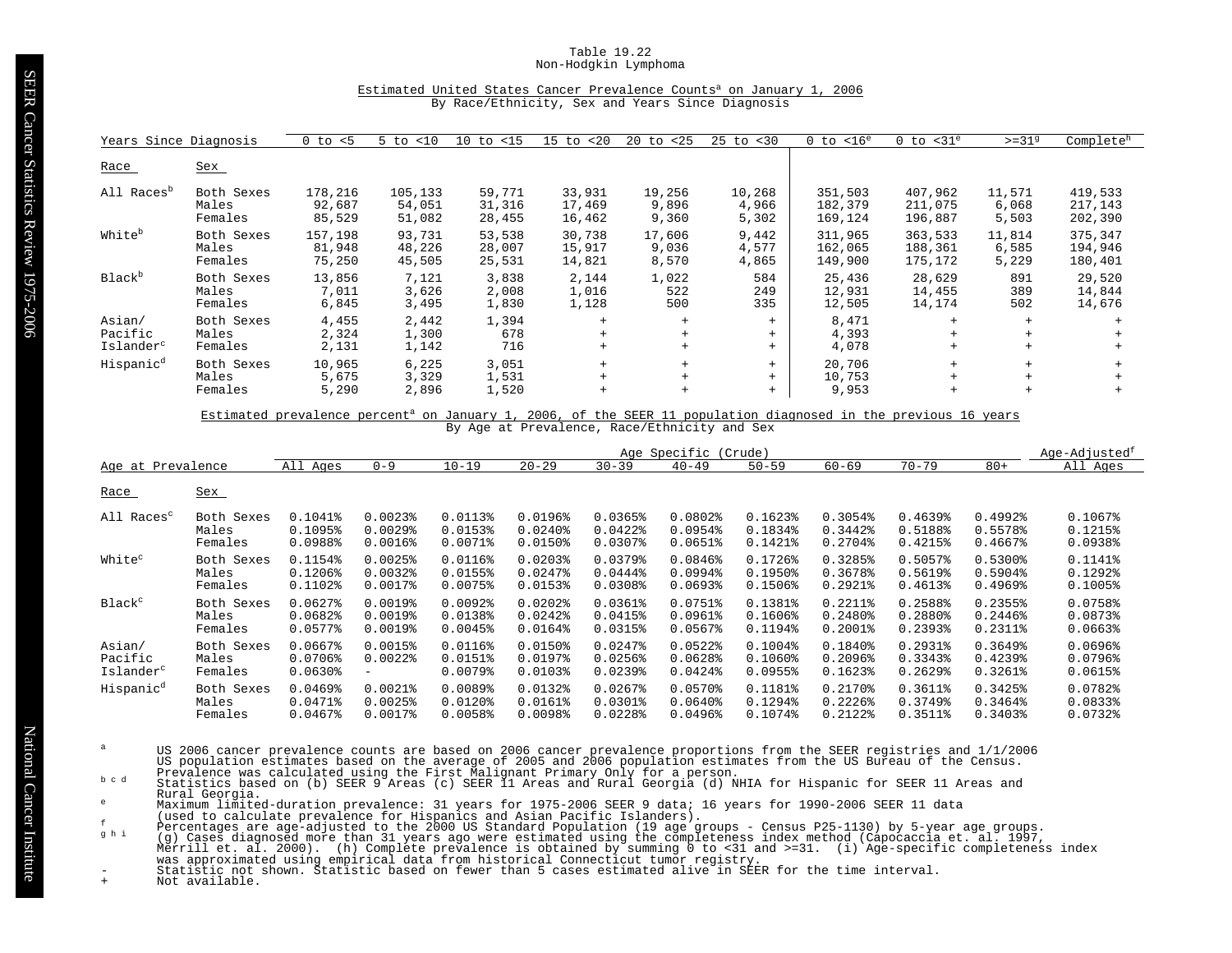Table 19.22
Non-Hodgkin Lymphoma

Estimated United States Cancer Prevalence Counts[a] on January 1, 2006
By Race/Ethnicity, Sex and Years Since Diagnosis

| Years Since Diagnosis | | 0 to <5 | 5 to <10 | 10 to <15 | 15 to <20 | 20 to <25 | 25 to <30 | 0 to <16[e] | 0 to <31[e] | >=31[g] | Complete[h] |
|---|---|---|---|---|---|---|---|---|---|---|---|
| Race | Sex | | | | | | | | | | |
| All Races[b] | Both Sexes | 178,216 | 105,133 | 59,771 | 33,931 | 19,256 | 10,268 | 351,503 | 407,962 | 11,571 | 419,533 |
| | Males | 92,687 | 54,051 | 31,316 | 17,469 | 9,896 | 4,966 | 182,379 | 211,075 | 6,068 | 217,143 |
| | Females | 85,529 | 51,082 | 28,455 | 16,462 | 9,360 | 5,302 | 169,124 | 196,887 | 5,503 | 202,390 |
| White[b] | Both Sexes | 157,198 | 93,731 | 53,538 | 30,738 | 17,606 | 9,442 | 311,965 | 363,533 | 11,814 | 375,347 |
| | Males | 81,948 | 48,226 | 28,007 | 15,917 | 9,036 | 4,577 | 162,065 | 188,361 | 6,585 | 194,946 |
| | Females | 75,250 | 45,505 | 25,531 | 14,821 | 8,570 | 4,865 | 149,900 | 175,172 | 5,229 | 180,401 |
| Black[b] | Both Sexes | 13,856 | 7,121 | 3,838 | 2,144 | 1,022 | 584 | 25,436 | 28,629 | 891 | 29,520 |
| | Males | 7,011 | 3,626 | 2,008 | 1,016 | 522 | 249 | 12,931 | 14,455 | 389 | 14,844 |
| | Females | 6,845 | 3,495 | 1,830 | 1,128 | 500 | 335 | 12,505 | 14,174 | 502 | 14,676 |
| Asian/ Pacific Islander[c] | Both Sexes | 4,455 | 2,442 | 1,394 | + | + | + | 8,471 | + | + | + |
| | Males | 2,324 | 1,300 | 678 | + | + | + | 4,393 | + | + | + |
| | Females | 2,131 | 1,142 | 716 | + | + | + | 4,078 | + | + | + |
| Hispanic[d] | Both Sexes | 10,965 | 6,225 | 3,051 | + | + | + | 20,706 | + | + | + |
| | Males | 5,675 | 3,329 | 1,531 | + | + | + | 10,753 | + | + | + |
| | Females | 5,290 | 2,896 | 1,520 | + | + | + | 9,953 | + | + | + |

Estimated prevalence percent[a] on January 1, 2006, of the SEER 11 population diagnosed in the previous 16 years
By Age at Prevalence, Race/Ethnicity and Sex

| | | Age Specific (Crude) | | | | | | | | | | Age-Adjusted[f] |
|---|---|---|---|---|---|---|---|---|---|---|---|---|
| Age at Prevalence | | All Ages | 0-9 | 10-19 | 20-29 | 30-39 | 40-49 | 50-59 | 60-69 | 70-79 | 80+ | All Ages |
| Race | Sex | | | | | | | | | | | |
| All Races[c] | Both Sexes | 0.1041% | 0.0023% | 0.0113% | 0.0196% | 0.0365% | 0.0802% | 0.1623% | 0.3054% | 0.4639% | 0.4992% | 0.1067% |
| | Males | 0.1095% | 0.0029% | 0.0153% | 0.0240% | 0.0422% | 0.0954% | 0.1834% | 0.3442% | 0.5188% | 0.5578% | 0.1215% |
| | Females | 0.0988% | 0.0016% | 0.0071% | 0.0150% | 0.0307% | 0.0651% | 0.1421% | 0.2704% | 0.4215% | 0.4667% | 0.0938% |
| White[c] | Both Sexes | 0.1154% | 0.0025% | 0.0116% | 0.0203% | 0.0379% | 0.0846% | 0.1726% | 0.3285% | 0.5057% | 0.5300% | 0.1141% |
| | Males | 0.1206% | 0.0032% | 0.0155% | 0.0247% | 0.0444% | 0.0994% | 0.1950% | 0.3678% | 0.5619% | 0.5904% | 0.1292% |
| | Females | 0.1102% | 0.0017% | 0.0075% | 0.0153% | 0.0308% | 0.0693% | 0.1506% | 0.2921% | 0.4613% | 0.4969% | 0.1005% |
| Black[c] | Both Sexes | 0.0627% | 0.0019% | 0.0092% | 0.0202% | 0.0361% | 0.0751% | 0.1381% | 0.2211% | 0.2588% | 0.2355% | 0.0758% |
| | Males | 0.0682% | 0.0019% | 0.0138% | 0.0242% | 0.0415% | 0.0961% | 0.1606% | 0.2480% | 0.2880% | 0.2446% | 0.0873% |
| | Females | 0.0577% | 0.0019% | 0.0045% | 0.0164% | 0.0315% | 0.0567% | 0.1194% | 0.2001% | 0.2393% | 0.2311% | 0.0663% |
| Asian/ Pacific Islander[c] | Both Sexes | 0.0667% | 0.0015% | 0.0116% | 0.0150% | 0.0247% | 0.0522% | 0.1004% | 0.1840% | 0.2931% | 0.3649% | 0.0696% |
| | Males | 0.0706% | 0.0022% | 0.0151% | 0.0197% | 0.0256% | 0.0628% | 0.1060% | 0.2096% | 0.3343% | 0.4239% | 0.0796% |
| | Females | 0.0630% | - | 0.0079% | 0.0103% | 0.0239% | 0.0424% | 0.0955% | 0.1623% | 0.2629% | 0.3261% | 0.0615% |
| Hispanic[d] | Both Sexes | 0.0469% | 0.0021% | 0.0089% | 0.0132% | 0.0267% | 0.0570% | 0.1181% | 0.2170% | 0.3611% | 0.3425% | 0.0782% |
| | Males | 0.0471% | 0.0025% | 0.0120% | 0.0161% | 0.0301% | 0.0640% | 0.1294% | 0.2226% | 0.3749% | 0.3464% | 0.0833% |
| | Females | 0.0467% | 0.0017% | 0.0058% | 0.0098% | 0.0228% | 0.0496% | 0.1074% | 0.2122% | 0.3511% | 0.3403% | 0.0732% |

a US 2006 cancer prevalence counts are based on 2006 cancer prevalence proportions from the SEER registries and 1/1/2006 US population estimates based on the average of 2005 and 2006 population estimates from the US Bureau of the Census. Prevalence was calculated using the First Malignant Primary Only for a person.
b c d Statistics based on (b) SEER 9 Areas (c) SEER 11 Areas and Rural Georgia (d) NHIA for Hispanic for SEER 11 Areas and Rural Georgia.
e Maximum limited-duration prevalence: 31 years for 1975-2006 SEER 9 data; 16 years for 1990-2006 SEER 11 data (used to calculate prevalence for Hispanics and Asian Pacific Islanders).
f Percentages are age-adjusted to the 2000 US Standard Population (19 age groups - Census P25-1130) by 5-year age groups.
g h i (g) Cases diagnosed more than 31 years ago were estimated using the completeness index method (Capocaccia et. al. 1997, Merrill et. al. 2000). (h) Complete prevalence is obtained by summing 0 to <31 and >=31. (i) Age-specific completeness index was approximated using empirical data from historical Connecticut tumor registry.
\- Statistic not shown. Statistic based on fewer than 5 cases estimated alive in SEER for the time interval.
\+ Not available.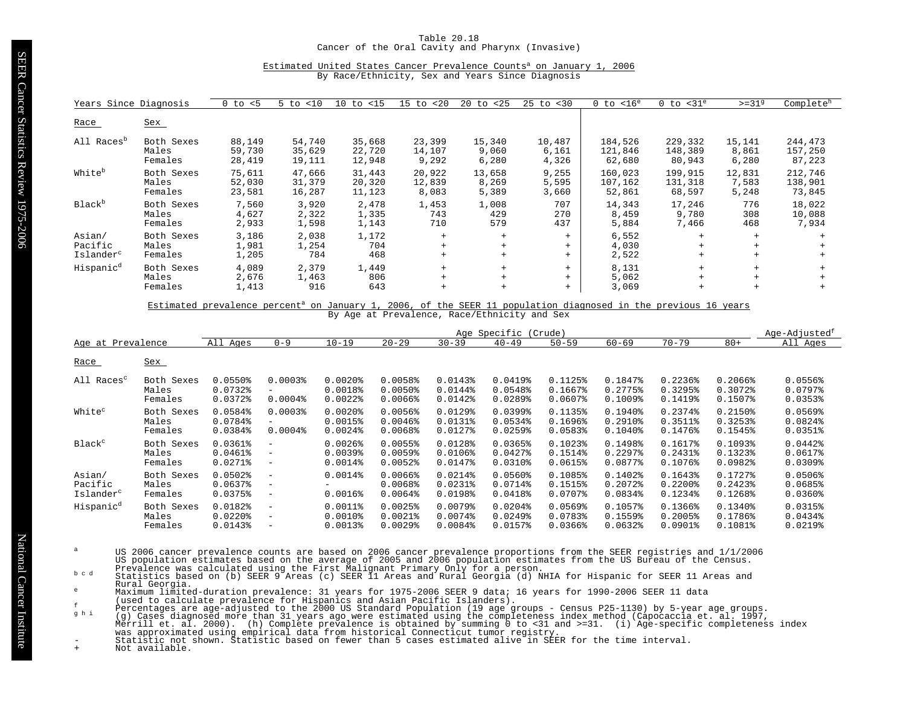# Table 20.18
## Cancer of the Oral Cavity and Pharynx (Invasive)

### Estimated United States Cancer Prevalence Counts[a] on January 1, 2006
By Race/Ethnicity, Sex and Years Since Diagnosis

| Race | Sex | 0 to <5 | 5 to <10 | 10 to <15 | 15 to <20 | 20 to <25 | 25 to <30 | 0 to <16[e] | 0 to <31[e] | >=31[g] | Complete[h] |
|---|---|---|---|---|---|---|---|---|---|---|---|
| All Races[b] | Both Sexes | 88,149 | 54,740 | 35,668 | 23,399 | 15,340 | 10,487 | 184,526 | 229,332 | 15,141 | 244,473 |
| | Males | 59,730 | 35,629 | 22,720 | 14,107 | 9,060 | 6,161 | 121,846 | 148,389 | 8,861 | 157,250 |
| | Females | 28,419 | 19,111 | 12,948 | 9,292 | 6,280 | 4,326 | 62,680 | 80,943 | 6,280 | 87,223 |
| White[b] | Both Sexes | 75,611 | 47,666 | 31,443 | 20,922 | 13,658 | 9,255 | 160,023 | 199,915 | 12,831 | 212,746 |
| | Males | 52,030 | 31,379 | 20,320 | 12,839 | 8,269 | 5,595 | 107,162 | 131,318 | 7,583 | 138,901 |
| | Females | 23,581 | 16,287 | 11,123 | 8,083 | 5,389 | 3,660 | 52,861 | 68,597 | 5,248 | 73,845 |
| Black[b] | Both Sexes | 7,560 | 3,920 | 2,478 | 1,453 | 1,008 | 707 | 14,343 | 17,246 | 776 | 18,022 |
| | Males | 4,627 | 2,322 | 1,335 | 743 | 429 | 270 | 8,459 | 9,780 | 308 | 10,088 |
| | Females | 2,933 | 1,598 | 1,143 | 710 | 579 | 437 | 5,884 | 7,466 | 468 | 7,934 |
| Asian/ Pacific Islander[c] | Both Sexes | 3,186 | 2,038 | 1,172 | + | + | + | 6,552 | + | + | + |
| | Males | 1,981 | 1,254 | 704 | + | + | + | 4,030 | + | + | + |
| | Females | 1,205 | 784 | 468 | + | + | + | 2,522 | + | + | + |
| Hispanic[d] | Both Sexes | 4,089 | 2,379 | 1,449 | + | + | + | 8,131 | + | + | + |
| | Males | 2,676 | 1,463 | 806 | + | + | + | 5,062 | + | + | + |
| | Females | 1,413 | 916 | 643 | + | + | + | 3,069 | + | + | + |

### Estimated prevalence percent[a] on January 1, 2006, of the SEER 11 population diagnosed in the previous 16 years
By Age at Prevalence, Race/Ethnicity and Sex

| | | Age Specific (Crude) | | | | | | | | | | | Age-Adjusted[f] |
|---|---|---|---|---|---|---|---|---|---|---|---|---|---|
| Race | Sex | All Ages | 0-9 | 10-19 | 20-29 | 30-39 | 40-49 | 50-59 | 60-69 | 70-79 | 80+ | | All Ages |
| All Races[c] | Both Sexes | 0.0550% | 0.0003% | 0.0020% | 0.0058% | 0.0143% | 0.0419% | 0.1125% | 0.1847% | 0.2236% | 0.2066% | | 0.0556% |
| | Males | 0.0732% | - | 0.0018% | 0.0050% | 0.0144% | 0.0548% | 0.1667% | 0.2775% | 0.3295% | 0.3072% | | 0.0797% |
| | Females | 0.0372% | 0.0004% | 0.0022% | 0.0066% | 0.0142% | 0.0289% | 0.0607% | 0.1009% | 0.1419% | 0.1507% | | 0.0353% |
| White[c] | Both Sexes | 0.0584% | 0.0003% | 0.0020% | 0.0056% | 0.0129% | 0.0399% | 0.1135% | 0.1940% | 0.2374% | 0.2150% | | 0.0569% |
| | Males | 0.0784% | - | 0.0015% | 0.0046% | 0.0131% | 0.0534% | 0.1696% | 0.2910% | 0.3511% | 0.3253% | | 0.0824% |
| | Females | 0.0384% | 0.0004% | 0.0024% | 0.0068% | 0.0127% | 0.0259% | 0.0583% | 0.1040% | 0.1476% | 0.1545% | | 0.0351% |
| Black[c] | Both Sexes | 0.0361% | - | 0.0026% | 0.0055% | 0.0128% | 0.0365% | 0.1023% | 0.1498% | 0.1617% | 0.1093% | | 0.0442% |
| | Males | 0.0461% | - | 0.0039% | 0.0059% | 0.0106% | 0.0427% | 0.1514% | 0.2297% | 0.2431% | 0.1323% | | 0.0617% |
| | Females | 0.0271% | - | 0.0014% | 0.0052% | 0.0147% | 0.0310% | 0.0615% | 0.0877% | 0.1076% | 0.0982% | | 0.0309% |
| Asian/ Pacific Islander[c] | Both Sexes | 0.0502% | - | 0.0014% | 0.0066% | 0.0214% | 0.0560% | 0.1085% | 0.1402% | 0.1643% | 0.1727% | | 0.0506% |
| | Males | 0.0637% | - | - | 0.0068% | 0.0231% | 0.0714% | 0.1515% | 0.2072% | 0.2200% | 0.2423% | | 0.0685% |
| | Females | 0.0375% | - | 0.0016% | 0.0064% | 0.0198% | 0.0418% | 0.0707% | 0.0834% | 0.1234% | 0.1268% | | 0.0360% |
| Hispanic[d] | Both Sexes | 0.0182% | - | 0.0011% | 0.0025% | 0.0079% | 0.0204% | 0.0569% | 0.1057% | 0.1366% | 0.1340% | | 0.0315% |
| | Males | 0.0220% | - | 0.0010% | 0.0021% | 0.0074% | 0.0249% | 0.0783% | 0.1559% | 0.2005% | 0.1786% | | 0.0434% |
| | Females | 0.0143% | - | 0.0013% | 0.0029% | 0.0084% | 0.0157% | 0.0366% | 0.0632% | 0.0901% | 0.1081% | | 0.0219% |

[a] US 2006 cancer prevalence counts are based on 2006 cancer prevalence proportions from the SEER registries and 1/1/2006 US population estimates based on the average of 2005 and 2006 population estimates from the US Bureau of the Census. Prevalence was calculated using the First Malignant Primary Only for a person.

[b c d] Statistics based on (b) SEER 9 Areas (c) SEER 11 Areas and Rural Georgia (d) NHIA for Hispanic for SEER 11 Areas and Rural Georgia.

[e] Maximum limited-duration prevalence: 31 years for 1975-2006 SEER 9 data; 16 years for 1990-2006 SEER 11 data (used to calculate prevalence for Hispanics and Asian Pacific Islanders).

[f] Percentages are age-adjusted to the 2000 US Standard Population (19 age groups - Census P25-1130) by 5-year age groups.

[g h i] (g) Cases diagnosed more than 31 years ago were estimated using the completeness index method (Capocaccia et. al. 1997, Merrill et. al. 2000). (h) Complete prevalence is obtained by summing 0 to <31 and >=31. (i) Age-specific completeness index was approximated using empirical data from historical Connecticut tumor registry.

- Statistic not shown. Statistic based on fewer than 5 cases estimated alive in SEER for the time interval.

+ Not available.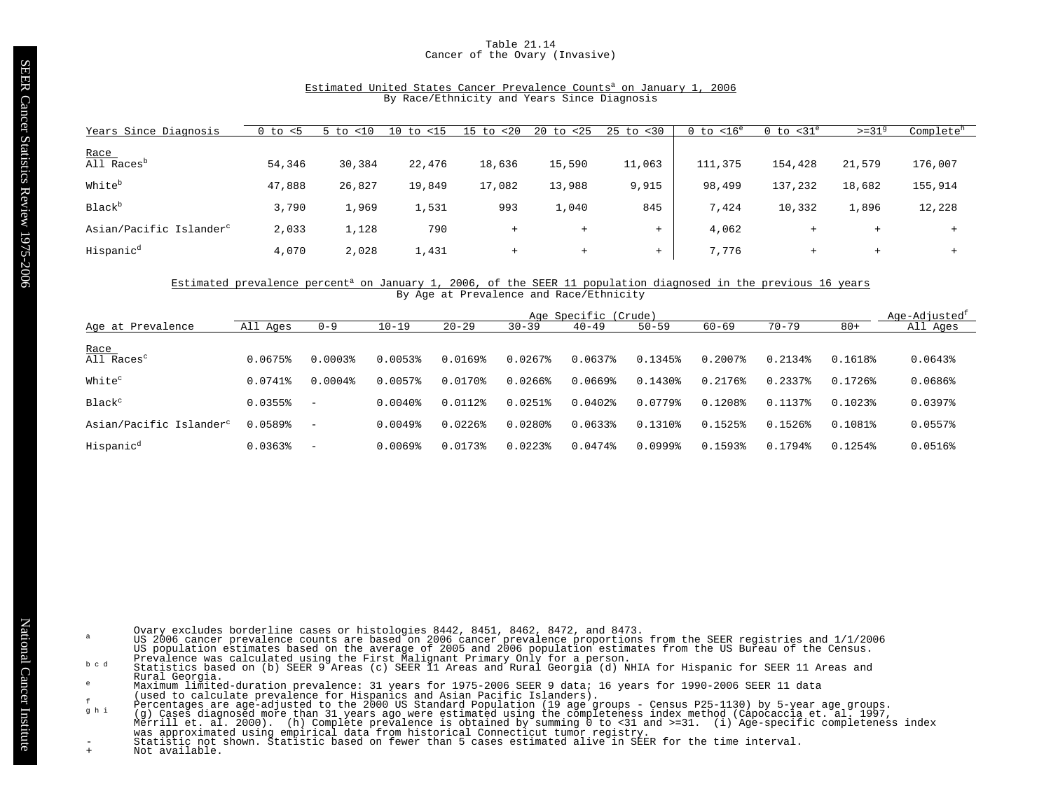# Table 21.14
## Cancer of the Ovary (Invasive)

### Estimated United States Cancer Prevalence Counts[a] on January 1, 2006
By Race/Ethnicity and Years Since Diagnosis

| Years Since Diagnosis | 0 to <5 | 5 to <10 | 10 to <15 | 15 to <20 | 20 to <25 | 25 to <30 | 0 to <16[e] | 0 to <31[e] | >=31[g] | Complete[h] |
|---|---|---|---|---|---|---|---|---|---|---|
| **Race** | | | | | | | | | | |
| All Races[b] | 54,346 | 30,384 | 22,476 | 18,636 | 15,590 | 11,063 | 111,375 | 154,428 | 21,579 | 176,007 |
| White[b] | 47,888 | 26,827 | 19,849 | 17,082 | 13,988 | 9,915 | 98,499 | 137,232 | 18,682 | 155,914 |
| Black[b] | 3,790 | 1,969 | 1,531 | 993 | 1,040 | 845 | 7,424 | 10,332 | 1,896 | 12,228 |
| Asian/Pacific Islander[c] | 2,033 | 1,128 | 790 | + | + | + | 4,062 | + | + | + |
| Hispanic[d] | 4,070 | 2,028 | 1,431 | + | + | + | 7,776 | + | + | + |

### Estimated prevalence percent[a] on January 1, 2006, of the SEER 11 population diagnosed in the previous 16 years
By Age at Prevalence and Race/Ethnicity

| | Age Specific (Crude) | | | | | | | | | | Age-Adjusted[f] |
|---|---|---|---|---|---|---|---|---|---|---|---|
| Age at Prevalence | All Ages | 0-9 | 10-19 | 20-29 | 30-39 | 40-49 | 50-59 | 60-69 | 70-79 | 80+ | All Ages |
| **Race** | | | | | | | | | | | |
| All Races[c] | 0.0675% | 0.0003% | 0.0053% | 0.0169% | 0.0267% | 0.0637% | 0.1345% | 0.2007% | 0.2134% | 0.1618% | 0.0643% |
| White[c] | 0.0741% | 0.0004% | 0.0057% | 0.0170% | 0.0266% | 0.0669% | 0.1430% | 0.2176% | 0.2337% | 0.1726% | 0.0686% |
| Black[c] | 0.0355% | - | 0.0040% | 0.0112% | 0.0251% | 0.0402% | 0.0779% | 0.1208% | 0.1137% | 0.1023% | 0.0397% |
| Asian/Pacific Islander[c] | 0.0589% | - | 0.0049% | 0.0226% | 0.0280% | 0.0633% | 0.1310% | 0.1525% | 0.1526% | 0.1081% | 0.0557% |
| Hispanic[d] | 0.0363% | - | 0.0069% | 0.0173% | 0.0223% | 0.0474% | 0.0999% | 0.1593% | 0.1794% | 0.1254% | 0.0516% |

Ovary excludes borderline cases or histologies 8442, 8451, 8462, 8472, and 8473.

a US 2006 cancer prevalence counts are based on 2006 cancer prevalence proportions from the SEER registries and 1/1/2006 US population estimates based on the average of 2005 and 2006 population estimates from the US Bureau of the Census. Prevalence was calculated using the First Malignant Primary Only for a person.

b c d Statistics based on (b) SEER 9 Areas (c) SEER 11 Areas and Rural Georgia (d) NHIA for Hispanic for SEER 11 Areas and Rural Georgia.

e Maximum limited-duration prevalence: 31 years for 1975-2006 SEER 9 data; 16 years for 1990-2006 SEER 11 data (used to calculate prevalence for Hispanics and Asian Pacific Islanders).

f Percentages are age-adjusted to the 2000 US Standard Population (19 age groups - Census P25-1130) by 5-year age groups.

g h i (g) Cases diagnosed more than 31 years ago were estimated using the completeness index method (Capocaccia et. al. 1997, Merrill et. al. 2000). (h) Complete prevalence is obtained by summing 0 to <31 and >=31. (i) Age-specific completeness index was approximated using empirical data from historical Connecticut tumor registry.

\- Statistic not shown. Statistic based on fewer than 5 cases estimated alive in SEER for the time interval.

\+ Not available.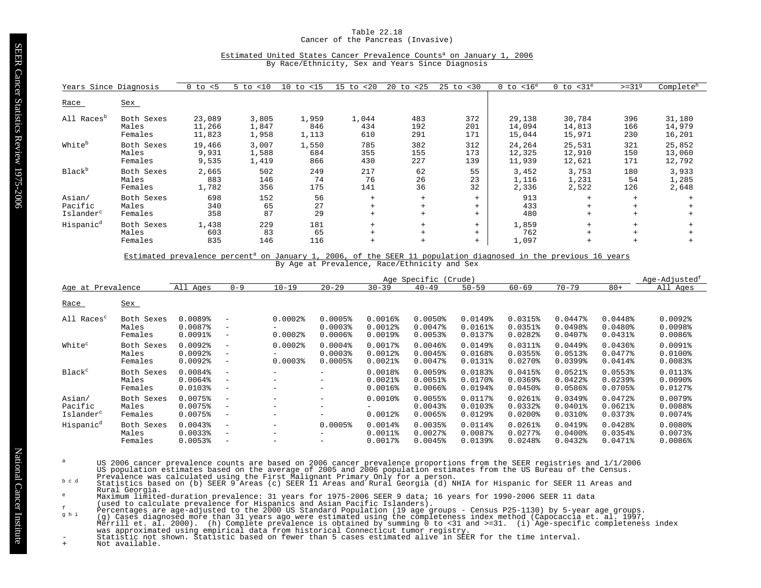Table 22.18
Cancer of the Pancreas (Invasive)

Estimated United States Cancer Prevalence Counts[a] on January 1, 2006
By Race/Ethnicity, Sex and Years Since Diagnosis

| Race | Sex | 0 to <5 | 5 to <10 | 10 to <15 | 15 to <20 | 20 to <25 | 25 to <30 | 0 to <16[e] | 0 to <31[e] | >=31[g] | Complete[h] |
|---|---|---|---|---|---|---|---|---|---|---|---|
| All Races[b] | Both Sexes | 23,089 | 3,805 | 1,959 | 1,044 | 483 | 372 | 29,138 | 30,784 | 396 | 31,180 |
| | Males | 11,266 | 1,847 | 846 | 434 | 192 | 201 | 14,094 | 14,813 | 166 | 14,979 |
| | Females | 11,823 | 1,958 | 1,113 | 610 | 291 | 171 | 15,044 | 15,971 | 230 | 16,201 |
| White[b] | Both Sexes | 19,466 | 3,007 | 1,550 | 785 | 382 | 312 | 24,264 | 25,531 | 321 | 25,852 |
| | Males | 9,931 | 1,588 | 684 | 355 | 155 | 173 | 12,325 | 12,910 | 150 | 13,060 |
| | Females | 9,535 | 1,419 | 866 | 430 | 227 | 139 | 11,939 | 12,621 | 171 | 12,792 |
| Black[b] | Both Sexes | 2,665 | 502 | 249 | 217 | 62 | 55 | 3,452 | 3,753 | 180 | 3,933 |
| | Males | 883 | 146 | 74 | 76 | 26 | 23 | 1,116 | 1,231 | 54 | 1,285 |
| | Females | 1,782 | 356 | 175 | 141 | 36 | 32 | 2,336 | 2,522 | 126 | 2,648 |
| Asian/ Pacific Islander[c] | Both Sexes | 698 | 152 | 56 | + | + | + | 913 | + | + | + |
| | Males | 340 | 65 | 27 | + | + | + | 433 | + | + | + |
| | Females | 358 | 87 | 29 | + | + | + | 480 | + | + | + |
| Hispanic[d] | Both Sexes | 1,438 | 229 | 181 | + | + | + | 1,859 | + | + | + |
| | Males | 603 | 83 | 65 | + | + | + | 762 | + | + | + |
| | Females | 835 | 146 | 116 | + | + | + | 1,097 | + | + | + |

Estimated prevalence percent[a] on January 1, 2006, of the SEER 11 population diagnosed in the previous 16 years
By Age at Prevalence, Race/Ethnicity and Sex

| | | Age Specific (Crude) | | | | | | | | | | Age-Adjusted[f] |
|---|---|---|---|---|---|---|---|---|---|---|---|---|
| Race | Sex | All Ages | 0-9 | 10-19 | 20-29 | 30-39 | 40-49 | 50-59 | 60-69 | 70-79 | 80+ | All Ages |
| All Races[c] | Both Sexes | 0.0089% | - | 0.0002% | 0.0005% | 0.0016% | 0.0050% | 0.0149% | 0.0315% | 0.0447% | 0.0448% | 0.0092% |
| | Males | 0.0087% | - | - | 0.0003% | 0.0012% | 0.0047% | 0.0161% | 0.0351% | 0.0498% | 0.0480% | 0.0098% |
| | Females | 0.0091% | - | 0.0002% | 0.0006% | 0.0019% | 0.0053% | 0.0137% | 0.0282% | 0.0407% | 0.0431% | 0.0086% |
| White[c] | Both Sexes | 0.0092% | - | 0.0002% | 0.0004% | 0.0017% | 0.0046% | 0.0149% | 0.0311% | 0.0449% | 0.0436% | 0.0091% |
| | Males | 0.0092% | - | - | 0.0003% | 0.0012% | 0.0045% | 0.0168% | 0.0355% | 0.0513% | 0.0477% | 0.0100% |
| | Females | 0.0092% | - | 0.0003% | 0.0005% | 0.0021% | 0.0047% | 0.0131% | 0.0270% | 0.0399% | 0.0414% | 0.0083% |
| Black[c] | Both Sexes | 0.0084% | - | - | - | 0.0018% | 0.0059% | 0.0183% | 0.0415% | 0.0521% | 0.0553% | 0.0113% |
| | Males | 0.0064% | - | - | - | 0.0021% | 0.0051% | 0.0170% | 0.0369% | 0.0422% | 0.0239% | 0.0090% |
| | Females | 0.0103% | - | - | - | 0.0016% | 0.0066% | 0.0194% | 0.0450% | 0.0586% | 0.0705% | 0.0127% |
| Asian/ Pacific Islander[c] | Both Sexes | 0.0075% | - | - | - | 0.0010% | 0.0055% | 0.0117% | 0.0261% | 0.0349% | 0.0472% | 0.0079% |
| | Males | 0.0075% | - | - | - | - | 0.0043% | 0.0103% | 0.0332% | 0.0401% | 0.0621% | 0.0088% |
| | Females | 0.0075% | - | - | - | 0.0012% | 0.0065% | 0.0129% | 0.0200% | 0.0310% | 0.0373% | 0.0074% |
| Hispanic[d] | Both Sexes | 0.0043% | - | - | 0.0005% | 0.0014% | 0.0035% | 0.0114% | 0.0261% | 0.0419% | 0.0428% | 0.0080% |
| | Males | 0.0033% | - | - | - | 0.0011% | 0.0027% | 0.0087% | 0.0277% | 0.0400% | 0.0354% | 0.0073% |
| | Females | 0.0053% | - | - | - | 0.0017% | 0.0045% | 0.0139% | 0.0248% | 0.0432% | 0.0471% | 0.0086% |

[a] US 2006 cancer prevalence counts are based on 2006 cancer prevalence proportions from the SEER registries and 1/1/2006 US population estimates based on the average of 2005 and 2006 population estimates from the US Bureau of the Census. Prevalence was calculated using the First Malignant Primary Only for a person.
[b c d] Statistics based on (b) SEER 9 Areas (c) SEER 11 Areas and Rural Georgia (d) NHIA for Hispanic for SEER 11 Areas and Rural Georgia.
[e] Maximum limited-duration prevalence: 31 years for 1975-2006 SEER 9 data; 16 years for 1990-2006 SEER 11 data (used to calculate prevalence for Hispanics and Asian Pacific Islanders).
[f] Percentages are age-adjusted to the 2000 US Standard Population (19 age groups - Census P25-1130) by 5-year age groups.
[g h i] (g) Cases diagnosed more than 31 years ago were estimated using the completeness index method (Capocaccia et. al. 1997, Merrill et. al. 2000). (h) Complete prevalence is obtained by summing 0 to <31 and >=31. (i) Age-specific completeness index was approximated using empirical data from historical Connecticut tumor registry.
- Statistic not shown. Statistic based on fewer than 5 cases estimated alive in SEER for the time interval.
+ Not available.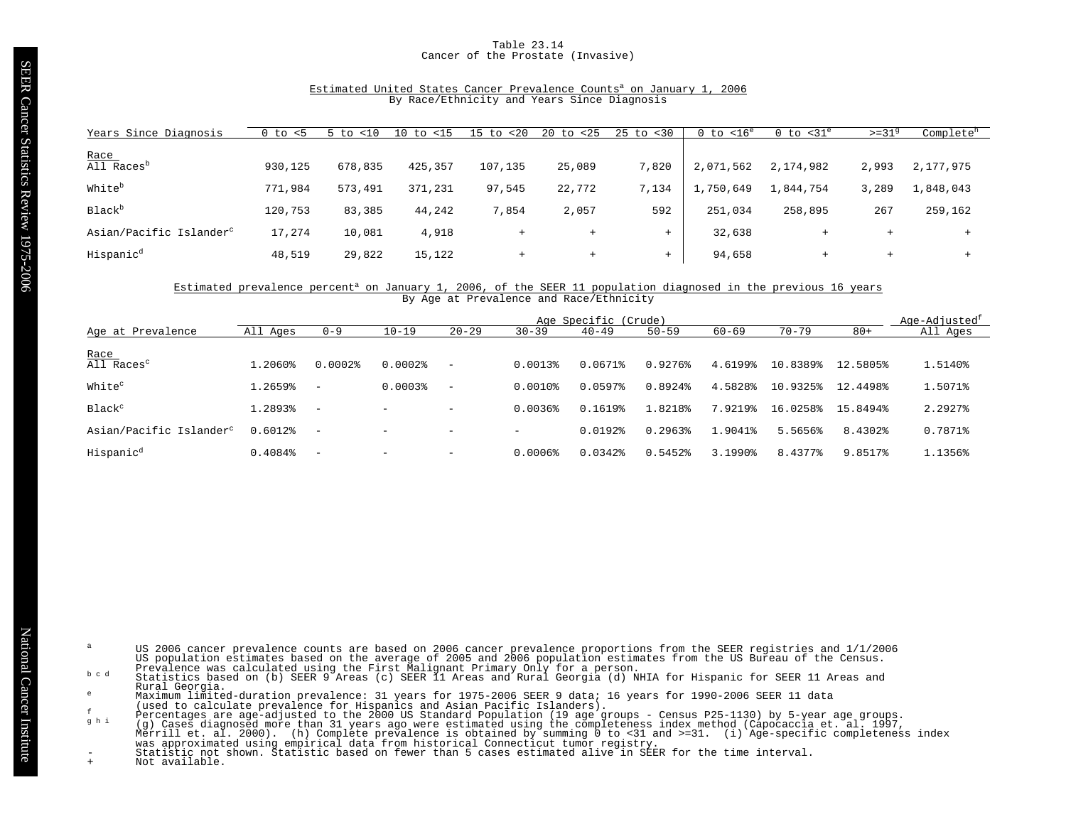Table 23.14
Cancer of the Prostate (Invasive)

Estimated United States Cancer Prevalence Counts[a] on January 1, 2006
By Race/Ethnicity and Years Since Diagnosis

| Years Since Diagnosis | 0 to <5 | 5 to <10 | 10 to <15 | 15 to <20 | 20 to <25 | 25 to <30 | 0 to <16[e] | 0 to <31[e] | >=31[g] | Complete[h] |
|---|---|---|---|---|---|---|---|---|---|---|
| Race | | | | | | | | | | |
| All Races[b] | 930,125 | 678,835 | 425,357 | 107,135 | 25,089 | 7,820 | 2,071,562 | 2,174,982 | 2,993 | 2,177,975 |
| White[b] | 771,984 | 573,491 | 371,231 | 97,545 | 22,772 | 7,134 | 1,750,649 | 1,844,754 | 3,289 | 1,848,043 |
| Black[b] | 120,753 | 83,385 | 44,242 | 7,854 | 2,057 | 592 | 251,034 | 258,895 | 267 | 259,162 |
| Asian/Pacific Islander[c] | 17,274 | 10,081 | 4,918 | + | + | + | 32,638 | + | + | + |
| Hispanic[d] | 48,519 | 29,822 | 15,122 | + | + | + | 94,658 | + | + | + |

Estimated prevalence percent[a] on January 1, 2006, of the SEER 11 population diagnosed in the previous 16 years
By Age at Prevalence and Race/Ethnicity

| | Age Specific (Crude) | | | | | | | | | | Age-Adjusted[f] |
|---|---|---|---|---|---|---|---|---|---|---|---|
| Age at Prevalence | All Ages | 0-9 | 10-19 | 20-29 | 30-39 | 40-49 | 50-59 | 60-69 | 70-79 | 80+ | All Ages |
| Race | | | | | | | | | | | |
| All Races[c] | 1.2060% | 0.0002% | 0.0002% | - | 0.0013% | 0.0671% | 0.9276% | 4.6199% | 10.8389% | 12.5805% | 1.5140% |
| White[c] | 1.2659% | - | 0.0003% | - | 0.0010% | 0.0597% | 0.8924% | 4.5828% | 10.9325% | 12.4498% | 1.5071% |
| Black[c] | 1.2893% | - | - | - | 0.0036% | 0.1619% | 1.8218% | 7.9219% | 16.0258% | 15.8494% | 2.2927% |
| Asian/Pacific Islander[c] | 0.6012% | - | - | - | - | 0.0192% | 0.2963% | 1.9041% | 5.5656% | 8.4302% | 0.7871% |
| Hispanic[d] | 0.4084% | - | - | - | 0.0006% | 0.0342% | 0.5452% | 3.1990% | 8.4377% | 9.8517% | 1.1356% |

a US 2006 cancer prevalence counts are based on 2006 cancer prevalence proportions from the SEER registries and 1/1/2006 US population estimates based on the average of 2005 and 2006 population estimates from the US Bureau of the Census. Prevalence was calculated using the First Malignant Primary Only for a person.

b c d Statistics based on (b) SEER 9 Areas (c) SEER 11 Areas and Rural Georgia (d) NHIA for Hispanic for SEER 11 Areas and Rural Georgia.

e Maximum limited-duration prevalence: 31 years for 1975-2006 SEER 9 data; 16 years for 1990-2006 SEER 11 data (used to calculate prevalence for Hispanics and Asian Pacific Islanders).

f Percentages are age-adjusted to the 2000 US Standard Population (19 age groups - Census P25-1130) by 5-year age groups.

g h i (g) Cases diagnosed more than 31 years ago were estimated using the completeness index method (Capocaccia et. al. 1997, Merrill et. al. 2000). (h) Complete prevalence is obtained by summing 0 to <31 and >=31. (i) Age-specific completeness index was approximated using empirical data from historical Connecticut tumor registry.

\- Statistic not shown. Statistic based on fewer than 5 cases estimated alive in SEER for the time interval.

\+ Not available.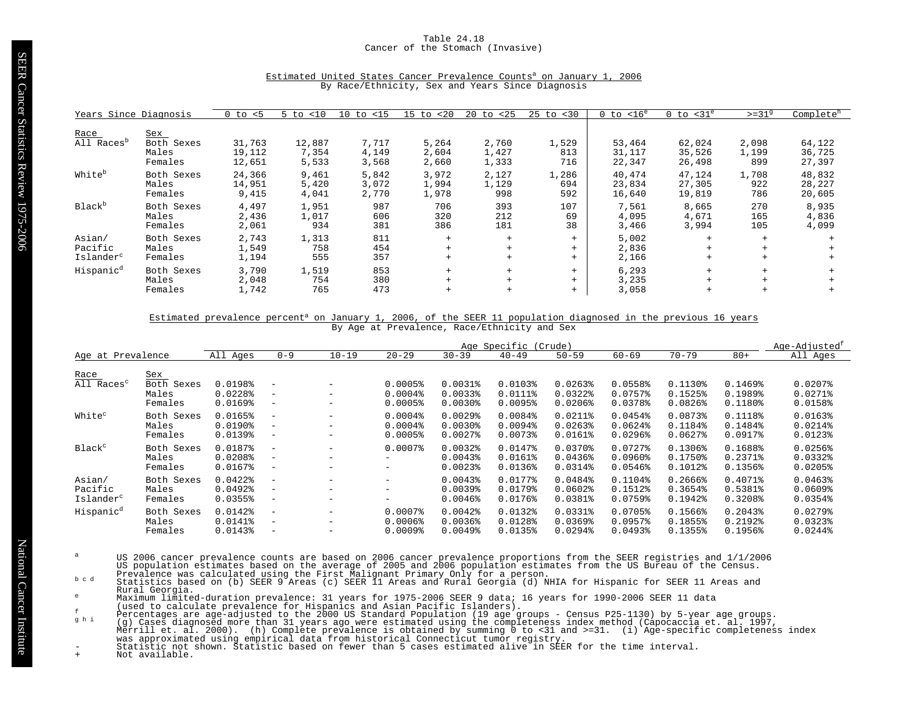Table 24.18
Cancer of the Stomach (Invasive)

Estimated United States Cancer Prevalence Counts[a] on January 1, 2006
By Race/Ethnicity, Sex and Years Since Diagnosis

| Race | Sex | 0 to <5 | 5 to <10 | 10 to <15 | 15 to <20 | 20 to <25 | 25 to <30 | 0 to <16[e] | 0 to <31[e] | >=31[g] | Complete[h] |
|---|---|---|---|---|---|---|---|---|---|---|---|
| All Races[b] | Both Sexes | 31,763 | 12,887 | 7,717 | 5,264 | 2,760 | 1,529 | 53,464 | 62,024 | 2,098 | 64,122 |
| | Males | 19,112 | 7,354 | 4,149 | 2,604 | 1,427 | 813 | 31,117 | 35,526 | 1,199 | 36,725 |
| | Females | 12,651 | 5,533 | 3,568 | 2,660 | 1,333 | 716 | 22,347 | 26,498 | 899 | 27,397 |
| White[b] | Both Sexes | 24,366 | 9,461 | 5,842 | 3,972 | 2,127 | 1,286 | 40,474 | 47,124 | 1,708 | 48,832 |
| | Males | 14,951 | 5,420 | 3,072 | 1,994 | 1,129 | 694 | 23,834 | 27,305 | 922 | 28,227 |
| | Females | 9,415 | 4,041 | 2,770 | 1,978 | 998 | 592 | 16,640 | 19,819 | 786 | 20,605 |
| Black[b] | Both Sexes | 4,497 | 1,951 | 987 | 706 | 393 | 107 | 7,561 | 8,665 | 270 | 8,935 |
| | Males | 2,436 | 1,017 | 606 | 320 | 212 | 69 | 4,095 | 4,671 | 165 | 4,836 |
| | Females | 2,061 | 934 | 381 | 386 | 181 | 38 | 3,466 | 3,994 | 105 | 4,099 |
| Asian/Pacific Islander[c] | Both Sexes | 2,743 | 1,313 | 811 | + | + | + | 5,002 | + | + | + |
| | Males | 1,549 | 758 | 454 | + | + | + | 2,836 | + | + | + |
| | Females | 1,194 | 555 | 357 | + | + | + | 2,166 | + | + | + |
| Hispanic[d] | Both Sexes | 3,790 | 1,519 | 853 | + | + | + | 6,293 | + | + | + |
| | Males | 2,048 | 754 | 380 | + | + | + | 3,235 | + | + | + |
| | Females | 1,742 | 765 | 473 | + | + | + | 3,058 | + | + | + |

Estimated prevalence percent[a] on January 1, 2006, of the SEER 11 population diagnosed in the previous 16 years
By Age at Prevalence, Race/Ethnicity and Sex

| | | Age Specific (Crude) | | | | | | | | | | Age-Adjusted[f] |
|---|---|---|---|---|---|---|---|---|---|---|---|---|
| Race | Sex | All Ages | 0-9 | 10-19 | 20-29 | 30-39 | 40-49 | 50-59 | 60-69 | 70-79 | 80+ | All Ages |
| All Races[c] | Both Sexes | 0.0198% | - | - | 0.0005% | 0.0031% | 0.0103% | 0.0263% | 0.0558% | 0.1130% | 0.1469% | 0.0207% |
| | Males | 0.0228% | - | - | 0.0004% | 0.0033% | 0.0111% | 0.0322% | 0.0757% | 0.1525% | 0.1989% | 0.0271% |
| | Females | 0.0169% | - | - | 0.0005% | 0.0030% | 0.0095% | 0.0206% | 0.0378% | 0.0826% | 0.1180% | 0.0158% |
| White[c] | Both Sexes | 0.0165% | - | - | 0.0004% | 0.0029% | 0.0084% | 0.0211% | 0.0454% | 0.0873% | 0.1118% | 0.0163% |
| | Males | 0.0190% | - | - | 0.0004% | 0.0030% | 0.0094% | 0.0263% | 0.0624% | 0.1184% | 0.1484% | 0.0214% |
| | Females | 0.0139% | - | - | 0.0005% | 0.0027% | 0.0073% | 0.0161% | 0.0296% | 0.0627% | 0.0917% | 0.0123% |
| Black[c] | Both Sexes | 0.0187% | - | - | 0.0007% | 0.0032% | 0.0147% | 0.0370% | 0.0727% | 0.1306% | 0.1688% | 0.0256% |
| | Males | 0.0208% | - | - | - | 0.0043% | 0.0161% | 0.0436% | 0.0960% | 0.1750% | 0.2371% | 0.0332% |
| | Females | 0.0167% | - | - | - | 0.0023% | 0.0136% | 0.0314% | 0.0546% | 0.1012% | 0.1356% | 0.0205% |
| Asian/Pacific Islander[c] | Both Sexes | 0.0422% | - | - | - | 0.0043% | 0.0177% | 0.0484% | 0.1104% | 0.2666% | 0.4071% | 0.0463% |
| | Males | 0.0492% | - | - | - | 0.0039% | 0.0179% | 0.0602% | 0.1512% | 0.3654% | 0.5381% | 0.0609% |
| | Females | 0.0355% | - | - | - | 0.0046% | 0.0176% | 0.0381% | 0.0759% | 0.1942% | 0.3208% | 0.0354% |
| Hispanic[d] | Both Sexes | 0.0142% | - | - | 0.0007% | 0.0042% | 0.0132% | 0.0331% | 0.0705% | 0.1566% | 0.2043% | 0.0279% |
| | Males | 0.0141% | - | - | 0.0006% | 0.0036% | 0.0128% | 0.0369% | 0.0957% | 0.1855% | 0.2192% | 0.0323% |
| | Females | 0.0143% | - | - | 0.0009% | 0.0049% | 0.0135% | 0.0294% | 0.0493% | 0.1355% | 0.1956% | 0.0244% |

[a] US 2006 cancer prevalence counts are based on 2006 cancer prevalence proportions from the SEER registries and 1/1/2006 US population estimates based on the average of 2005 and 2006 population estimates from the US Bureau of the Census. Prevalence was calculated using the First Malignant Primary Only for a person.

[b c d] Statistics based on (b) SEER 9 Areas (c) SEER 11 Areas and Rural Georgia (d) NHIA for Hispanic for SEER 11 Areas and Rural Georgia.

[e] Maximum limited-duration prevalence: 31 years for 1975-2006 SEER 9 data; 16 years for 1990-2006 SEER 11 data (used to calculate prevalence for Hispanics and Asian Pacific Islanders).

[f] Percentages are age-adjusted to the 2000 US Standard Population (19 age groups - Census P25-1130) by 5-year age groups.

[g h i] (g) Cases diagnosed more than 31 years ago were estimated using the completeness index method (Capocaccia et. al. 1997, Merrill et. al. 2000). (h) Complete prevalence is obtained by summing 0 to <31 and >=31. (i) Age-specific completeness index was approximated using empirical data from historical Connecticut tumor registry.

\- Statistic not shown. Statistic based on fewer than 5 cases estimated alive in SEER for the time interval.

\+ Not available.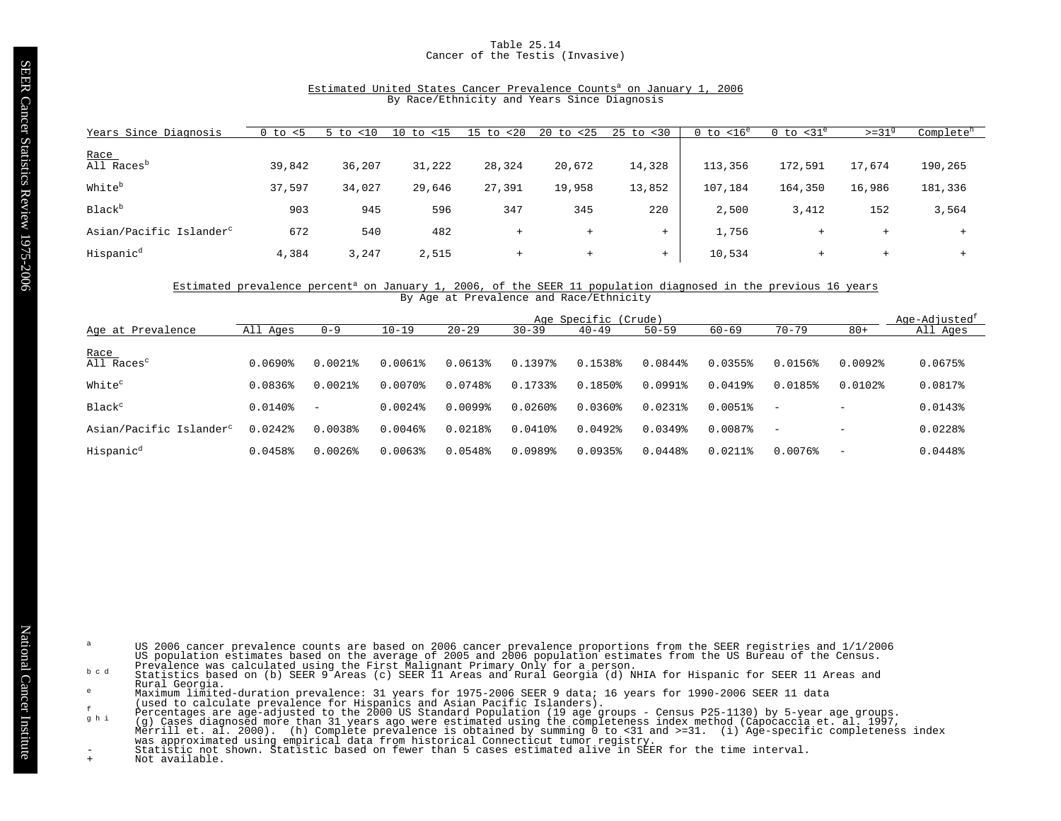# Table 25.14
## Cancer of the Testis (Invasive)

### Estimated United States Cancer Prevalence Counts[a] on January 1, 2006
By Race/Ethnicity and Years Since Diagnosis

| Years Since Diagnosis | 0 to <5 | 5 to <10 | 10 to <15 | 15 to <20 | 20 to <25 | 25 to <30 | 0 to <16[e] | 0 to <31[e] | >=31[g] | Complete[h] |
|---|---|---|---|---|---|---|---|---|---|---|
| **Race** | | | | | | | | | | |
| All Races[b] | 39,842 | 36,207 | 31,222 | 28,324 | 20,672 | 14,328 | 113,356 | 172,591 | 17,674 | 190,265 |
| White[b] | 37,597 | 34,027 | 29,646 | 27,391 | 19,958 | 13,852 | 107,184 | 164,350 | 16,986 | 181,336 |
| Black[b] | 903 | 945 | 596 | 347 | 345 | 220 | 2,500 | 3,412 | 152 | 3,564 |
| Asian/Pacific Islander[c] | 672 | 540 | 482 | + | + | + | 1,756 | + | + | + |
| Hispanic[d] | 4,384 | 3,247 | 2,515 | + | + | + | 10,534 | + | + | + |

### Estimated prevalence percent[a] on January 1, 2006, of the SEER 11 population diagnosed in the previous 16 years
By Age at Prevalence and Race/Ethnicity

| | | Age Specific (Crude) | | | | | | | | | Age-Adjusted[f] |
|---|---|---|---|---|---|---|---|---|---|---|---|
| Age at Prevalence | All Ages | 0-9 | 10-19 | 20-29 | 30-39 | 40-49 | 50-59 | 60-69 | 70-79 | 80+ | All Ages |
| **Race** | | | | | | | | | | | |
| All Races[c] | 0.0690% | 0.0021% | 0.0061% | 0.0613% | 0.1397% | 0.1538% | 0.0844% | 0.0355% | 0.0156% | 0.0092% | 0.0675% |
| White[c] | 0.0836% | 0.0021% | 0.0070% | 0.0748% | 0.1733% | 0.1850% | 0.0991% | 0.0419% | 0.0185% | 0.0102% | 0.0817% |
| Black[c] | 0.0140% | - | 0.0024% | 0.0099% | 0.0260% | 0.0360% | 0.0231% | 0.0051% | - | - | 0.0143% |
| Asian/Pacific Islander[c] | 0.0242% | 0.0038% | 0.0046% | 0.0218% | 0.0410% | 0.0492% | 0.0349% | 0.0087% | - | - | 0.0228% |
| Hispanic[d] | 0.0458% | 0.0026% | 0.0063% | 0.0548% | 0.0989% | 0.0935% | 0.0448% | 0.0211% | 0.0076% | - | 0.0448% |

[a] US 2006 cancer prevalence counts are based on 2006 cancer prevalence proportions from the SEER registries and 1/1/2006 US population estimates based on the average of 2005 and 2006 population estimates from the US Bureau of the Census. Prevalence was calculated using the First Malignant Primary Only for a person.

[b c d] Statistics based on (b) SEER 9 Areas (c) SEER 11 Areas and Rural Georgia (d) NHIA for Hispanic for SEER 11 Areas and Rural Georgia.

[e] Maximum limited-duration prevalence: 31 years for 1975-2006 SEER 9 data; 16 years for 1990-2006 SEER 11 data (used to calculate prevalence for Hispanics and Asian Pacific Islanders).

[f] Percentages are age-adjusted to the 2000 US Standard Population (19 age groups - Census P25-1130) by 5-year age groups.

[g h i] (g) Cases diagnosed more than 31 years ago were estimated using the completeness index method (Capocaccia et. al. 1997, Merrill et. al. 2000). (h) Complete prevalence is obtained by summing 0 to <31 and >=31. (i) Age-specific completeness index was approximated using empirical data from historical Connecticut tumor registry.

\- Statistic not shown. Statistic based on fewer than 5 cases estimated alive in SEER for the time interval.

\+ Not available.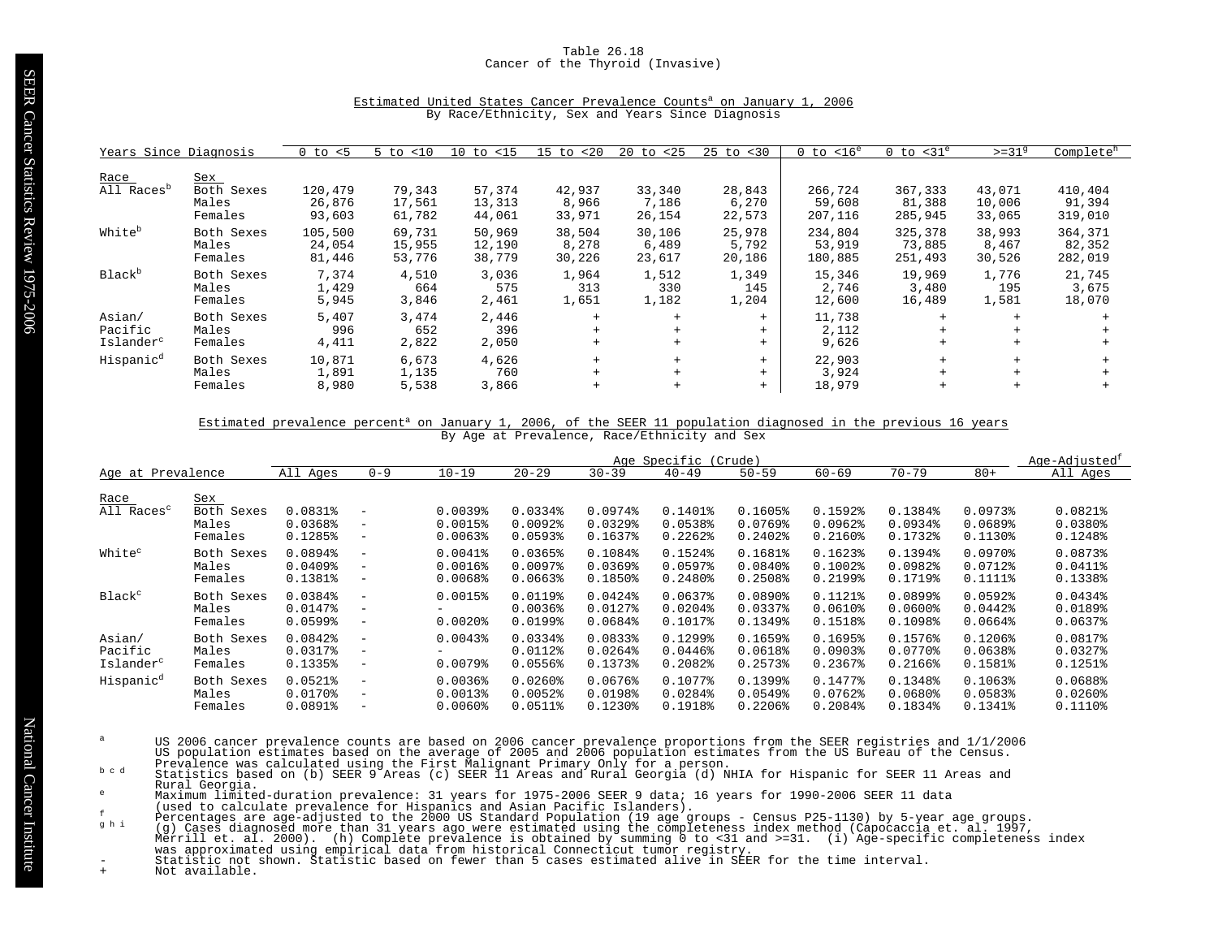# Table 26.18
## Cancer of the Thyroid (Invasive)

### Estimated United States Cancer Prevalence Counts[a] on January 1, 2006
By Race/Ethnicity, Sex and Years Since Diagnosis

| Race | Sex | 0 to <5 | 5 to <10 | 10 to <15 | 15 to <20 | 20 to <25 | 25 to <30 | 0 to <16[e] | 0 to <31[e] | >=31[g] | Complete[h] |
|---|---|---|---|---|---|---|---|---|---|---|---|
| All Races[b] | Both Sexes | 120,479 | 79,343 | 57,374 | 42,937 | 33,340 | 28,843 | 266,724 | 367,333 | 43,071 | 410,404 |
| | Males | 26,876 | 17,561 | 13,313 | 8,966 | 7,186 | 6,270 | 59,608 | 81,388 | 10,006 | 91,394 |
| | Females | 93,603 | 61,782 | 44,061 | 33,971 | 26,154 | 22,573 | 207,116 | 285,945 | 33,065 | 319,010 |
| White[b] | Both Sexes | 105,500 | 69,731 | 50,969 | 38,504 | 30,106 | 25,978 | 234,804 | 325,378 | 38,993 | 364,371 |
| | Males | 24,054 | 15,955 | 12,190 | 8,278 | 6,489 | 5,792 | 53,919 | 73,885 | 8,467 | 82,352 |
| | Females | 81,446 | 53,776 | 38,779 | 30,226 | 23,617 | 20,186 | 180,885 | 251,493 | 30,526 | 282,019 |
| Black[b] | Both Sexes | 7,374 | 4,510 | 3,036 | 1,964 | 1,512 | 1,349 | 15,346 | 19,969 | 1,776 | 21,745 |
| | Males | 1,429 | 664 | 575 | 313 | 330 | 145 | 2,746 | 3,480 | 195 | 3,675 |
| | Females | 5,945 | 3,846 | 2,461 | 1,651 | 1,182 | 1,204 | 12,600 | 16,489 | 1,581 | 18,070 |
| Asian/Pacific Islander[c] | Both Sexes | 5,407 | 3,474 | 2,446 | + | + | + | 11,738 | + | + | + |
| | Males | 996 | 652 | 396 | + | + | + | 2,112 | + | + | + |
| | Females | 4,411 | 2,822 | 2,050 | + | + | + | 9,626 | + | + | + |
| Hispanic[d] | Both Sexes | 10,871 | 6,673 | 4,626 | + | + | + | 22,903 | + | + | + |
| | Males | 1,891 | 1,135 | 760 | + | + | + | 3,924 | + | + | + |
| | Females | 8,980 | 5,538 | 3,866 | + | + | + | 18,979 | + | + | + |

### Estimated prevalence percent[a] on January 1, 2006, of the SEER 11 population diagnosed in the previous 16 years
By Age at Prevalence, Race/Ethnicity and Sex

| | | Age Specific (Crude) | | | | | | | | | | Age-Adjusted[f] |
|---|---|---|---|---|---|---|---|---|---|---|---|---|
| Race | Sex | All Ages | 0-9 | 10-19 | 20-29 | 30-39 | 40-49 | 50-59 | 60-69 | 70-79 | 80+ | All Ages |
| All Races[c] | Both Sexes | 0.0831% | - | 0.0039% | 0.0334% | 0.0974% | 0.1401% | 0.1605% | 0.1592% | 0.1384% | 0.0973% | 0.0821% |
| | Males | 0.0368% | - | 0.0015% | 0.0092% | 0.0329% | 0.0538% | 0.0769% | 0.0962% | 0.0934% | 0.0689% | 0.0380% |
| | Females | 0.1285% | - | 0.0063% | 0.0593% | 0.1637% | 0.2262% | 0.2402% | 0.2160% | 0.1732% | 0.1130% | 0.1248% |
| White[c] | Both Sexes | 0.0894% | - | 0.0041% | 0.0365% | 0.1084% | 0.1524% | 0.1681% | 0.1623% | 0.1394% | 0.0970% | 0.0873% |
| | Males | 0.0409% | - | 0.0016% | 0.0097% | 0.0369% | 0.0597% | 0.0840% | 0.1002% | 0.0982% | 0.0712% | 0.0411% |
| | Females | 0.1381% | - | 0.0068% | 0.0663% | 0.1850% | 0.2480% | 0.2508% | 0.2199% | 0.1719% | 0.1111% | 0.1338% |
| Black[c] | Both Sexes | 0.0384% | - | 0.0015% | 0.0119% | 0.0424% | 0.0637% | 0.0890% | 0.1121% | 0.0899% | 0.0592% | 0.0434% |
| | Males | 0.0147% | - | - | 0.0036% | 0.0127% | 0.0204% | 0.0337% | 0.0610% | 0.0600% | 0.0442% | 0.0189% |
| | Females | 0.0599% | - | 0.0020% | 0.0199% | 0.0684% | 0.1017% | 0.1349% | 0.1518% | 0.1098% | 0.0664% | 0.0637% |
| Asian/Pacific Islander[c] | Both Sexes | 0.0842% | - | 0.0043% | 0.0334% | 0.0833% | 0.1299% | 0.1659% | 0.1695% | 0.1576% | 0.1206% | 0.0817% |
| | Males | 0.0317% | - | - | 0.0112% | 0.0264% | 0.0446% | 0.0618% | 0.0903% | 0.0770% | 0.0638% | 0.0327% |
| | Females | 0.1335% | - | 0.0079% | 0.0556% | 0.1373% | 0.2082% | 0.2573% | 0.2367% | 0.2166% | 0.1581% | 0.1251% |
| Hispanic[d] | Both Sexes | 0.0521% | - | 0.0036% | 0.0260% | 0.0676% | 0.1077% | 0.1399% | 0.1477% | 0.1348% | 0.1063% | 0.0688% |
| | Males | 0.0170% | - | 0.0013% | 0.0052% | 0.0198% | 0.0284% | 0.0549% | 0.0762% | 0.0680% | 0.0583% | 0.0260% |
| | Females | 0.0891% | - | 0.0060% | 0.0511% | 0.1230% | 0.1918% | 0.2206% | 0.2084% | 0.1834% | 0.1341% | 0.1110% |

[a] US 2006 cancer prevalence counts are based on 2006 cancer prevalence proportions from the SEER registries and 1/1/2006 US population estimates based on the average of 2005 and 2006 population estimates from the US Bureau of the Census. Prevalence was calculated using the First Malignant Primary Only for a person.

[b c d] Statistics based on (b) SEER 9 Areas (c) SEER 11 Areas and Rural Georgia (d) NHIA for Hispanic for SEER 11 Areas and Rural Georgia.

[e] Maximum limited-duration prevalence: 31 years for 1975-2006 SEER 9 data; 16 years for 1990-2006 SEER 11 data (used to calculate prevalence for Hispanics and Asian Pacific Islanders).

[f] Percentages are age-adjusted to the 2000 US Standard Population (19 age groups - Census P25-1130) by 5-year age groups.

[g h i] (g) Cases diagnosed more than 31 years ago were estimated using the completeness index method (Capocaccia et. al. 1997, Merrill et. al. 2000). (h) Complete prevalence is obtained by summing 0 to <31 and >=31. (i) Age-specific completeness index was approximated using empirical data from historical Connecticut tumor registry.

\- Statistic not shown. Statistic based on fewer than 5 cases estimated alive in SEER for the time interval.

\+ Not available.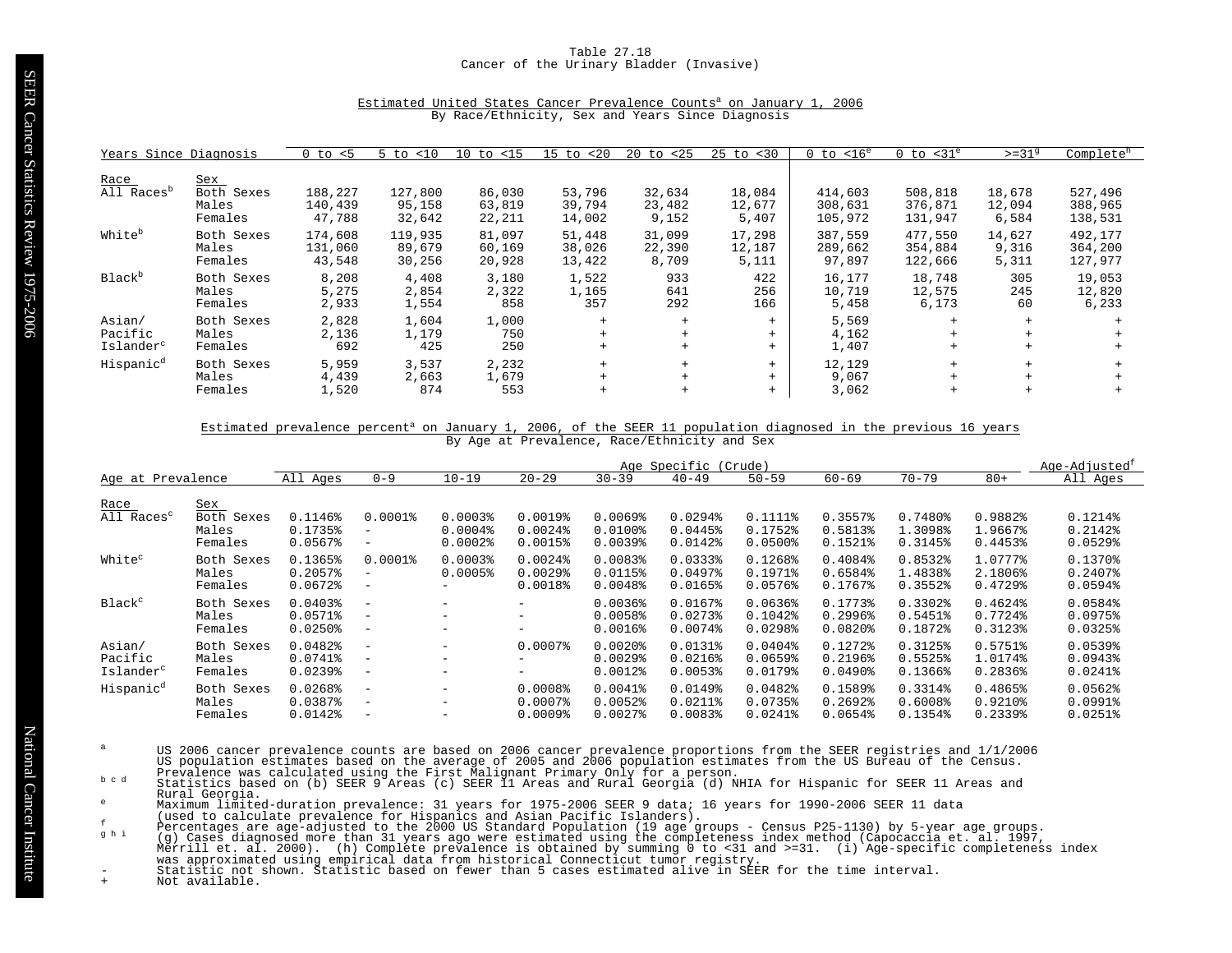# Table 27.18
## Cancer of the Urinary Bladder (Invasive)

### Estimated United States Cancer Prevalence Counts[a] on January 1, 2006
By Race/Ethnicity, Sex and Years Since Diagnosis

| Race | Sex | 0 to <5 | 5 to <10 | 10 to <15 | 15 to <20 | 20 to <25 | 25 to <30 | 0 to <16[e] | 0 to <31[e] | >=31[g] | Complete[h] |
|---|---|---|---|---|---|---|---|---|---|---|---|
| All Races[b] | Both Sexes | 188,227 | 127,800 | 86,030 | 53,796 | 32,634 | 18,084 | 414,603 | 508,818 | 18,678 | 527,496 |
| | Males | 140,439 | 95,158 | 63,819 | 39,794 | 23,482 | 12,677 | 308,631 | 376,871 | 12,094 | 388,965 |
| | Females | 47,788 | 32,642 | 22,211 | 14,002 | 9,152 | 5,407 | 105,972 | 131,947 | 6,584 | 138,531 |
| White[b] | Both Sexes | 174,608 | 119,935 | 81,097 | 51,448 | 31,099 | 17,298 | 387,559 | 477,550 | 14,627 | 492,177 |
| | Males | 131,060 | 89,679 | 60,169 | 38,026 | 22,390 | 12,187 | 289,662 | 354,884 | 9,316 | 364,200 |
| | Females | 43,548 | 30,256 | 20,928 | 13,422 | 8,709 | 5,111 | 97,897 | 122,666 | 5,311 | 127,977 |
| Black[b] | Both Sexes | 8,208 | 4,408 | 3,180 | 1,522 | 933 | 422 | 16,177 | 18,748 | 305 | 19,053 |
| | Males | 5,275 | 2,854 | 2,322 | 1,165 | 641 | 256 | 10,719 | 12,575 | 245 | 12,820 |
| | Females | 2,933 | 1,554 | 858 | 357 | 292 | 166 | 5,458 | 6,173 | 60 | 6,233 |
| Asian/Pacific Islander[c] | Both Sexes | 2,828 | 1,604 | 1,000 | + | + | + | 5,569 | + | + | + |
| | Males | 2,136 | 1,179 | 750 | + | + | + | 4,162 | + | + | + |
| | Females | 692 | 425 | 250 | + | + | + | 1,407 | + | + | + |
| Hispanic[d] | Both Sexes | 5,959 | 3,537 | 2,232 | + | + | + | 12,129 | + | + | + |
| | Males | 4,439 | 2,663 | 1,679 | + | + | + | 9,067 | + | + | + |
| | Females | 1,520 | 874 | 553 | + | + | + | 3,062 | + | + | + |

### Estimated prevalence percent[a] on January 1, 2006, of the SEER 11 population diagnosed in the previous 16 years
By Age at Prevalence, Race/Ethnicity and Sex

| Race | Sex | Age Specific (Crude) All Ages | 0-9 | 10-19 | 20-29 | 30-39 | 40-49 | 50-59 | 60-69 | 70-79 | 80+ | Age-Adjusted[f] All Ages |
|---|---|---|---|---|---|---|---|---|---|---|---|---|
| All Races[c] | Both Sexes | 0.1146% | 0.0001% | 0.0003% | 0.0019% | 0.0069% | 0.0294% | 0.1111% | 0.3557% | 0.7480% | 0.9882% | 0.1214% |
| | Males | 0.1735% | - | 0.0004% | 0.0024% | 0.0100% | 0.0445% | 0.1752% | 0.5813% | 1.3098% | 1.9667% | 0.2142% |
| | Females | 0.0567% | - | 0.0002% | 0.0015% | 0.0039% | 0.0142% | 0.0500% | 0.1521% | 0.3145% | 0.4453% | 0.0529% |
| White[c] | Both Sexes | 0.1365% | 0.0001% | 0.0003% | 0.0024% | 0.0083% | 0.0333% | 0.1268% | 0.4084% | 0.8532% | 1.0777% | 0.1370% |
| | Males | 0.2057% | - | 0.0005% | 0.0029% | 0.0115% | 0.0497% | 0.1971% | 0.6584% | 1.4838% | 2.1806% | 0.2407% |
| | Females | 0.0672% | - | - | 0.0018% | 0.0048% | 0.0165% | 0.0576% | 0.1767% | 0.3552% | 0.4729% | 0.0594% |
| Black[c] | Both Sexes | 0.0403% | - | - | - | 0.0036% | 0.0167% | 0.0636% | 0.1773% | 0.3302% | 0.4624% | 0.0584% |
| | Males | 0.0571% | - | - | - | 0.0058% | 0.0273% | 0.1042% | 0.2996% | 0.5451% | 0.7724% | 0.0975% |
| | Females | 0.0250% | - | - | - | 0.0016% | 0.0074% | 0.0298% | 0.0820% | 0.1872% | 0.3123% | 0.0325% |
| Asian/Pacific Islander[c] | Both Sexes | 0.0482% | - | - | 0.0007% | 0.0020% | 0.0131% | 0.0404% | 0.1272% | 0.3125% | 0.5751% | 0.0539% |
| | Males | 0.0741% | - | - | - | 0.0029% | 0.0216% | 0.0659% | 0.2196% | 0.5525% | 1.0174% | 0.0943% |
| | Females | 0.0239% | - | - | - | 0.0012% | 0.0053% | 0.0179% | 0.0490% | 0.1366% | 0.2836% | 0.0241% |
| Hispanic[d] | Both Sexes | 0.0268% | - | - | 0.0008% | 0.0041% | 0.0149% | 0.0482% | 0.1589% | 0.3314% | 0.4865% | 0.0562% |
| | Males | 0.0387% | - | - | 0.0007% | 0.0052% | 0.0211% | 0.0735% | 0.2692% | 0.6008% | 0.9210% | 0.0991% |
| | Females | 0.0142% | - | - | 0.0009% | 0.0027% | 0.0083% | 0.0241% | 0.0654% | 0.1354% | 0.2339% | 0.0251% |

a US 2006 cancer prevalence counts are based on 2006 cancer prevalence proportions from the SEER registries and 1/1/2006 US population estimates based on the average of 2005 and 2006 population estimates from the US Bureau of the Census. Prevalence was calculated using the First Malignant Primary Only for a person.

b c d Statistics based on (b) SEER 9 Areas (c) SEER 11 Areas and Rural Georgia (d) NHIA for Hispanic for SEER 11 Areas and Rural Georgia.

e Maximum limited-duration prevalence: 31 years for 1975-2006 SEER 9 data; 16 years for 1990-2006 SEER 11 data (used to calculate prevalence for Hispanics and Asian Pacific Islanders).

f Percentages are age-adjusted to the 2000 US Standard Population (19 age groups - Census P25-1130) by 5-year age groups.

g h i (g) Cases diagnosed more than 31 years ago were estimated using the completeness index method (Capocaccia et. al. 1997, Merrill et. al. 2000). (h) Complete prevalence is obtained by summing 0 to <31 and >=31. (i) Age-specific completeness index was approximated using empirical data from historical Connecticut tumor registry.

- Statistic not shown. Statistic based on fewer than 5 cases estimated alive in SEER for the time interval.

+ Not available.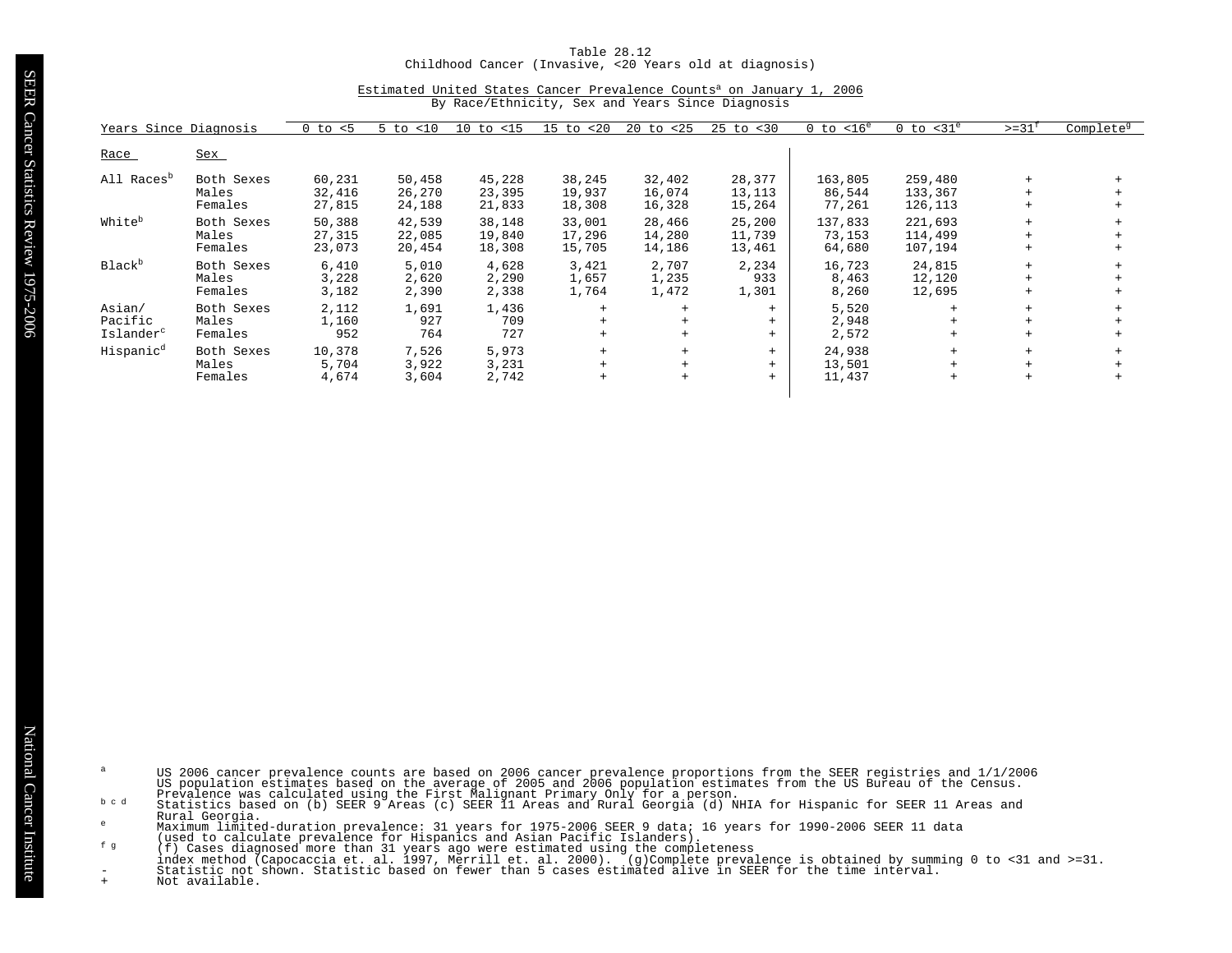Table 28.12
Childhood Cancer (Invasive, <20 Years old at diagnosis)

Estimated United States Cancer Prevalence Counts[a] on January 1, 2006
By Race/Ethnicity, Sex and Years Since Diagnosis

| Race | Sex | 0 to <5 | 5 to <10 | 10 to <15 | 15 to <20 | 20 to <25 | 25 to <30 | 0 to <16[e] | 0 to <31[e] | >=31[f] | Complete[g] |
|---|---|---|---|---|---|---|---|---|---|---|---|
| All Races[b] | Both Sexes | 60,231 | 50,458 | 45,228 | 38,245 | 32,402 | 28,377 | 163,805 | 259,480 | + | + |
| | Males | 32,416 | 26,270 | 23,395 | 19,937 | 16,074 | 13,113 | 86,544 | 133,367 | + | + |
| | Females | 27,815 | 24,188 | 21,833 | 18,308 | 16,328 | 15,264 | 77,261 | 126,113 | + | + |
| White[b] | Both Sexes | 50,388 | 42,539 | 38,148 | 33,001 | 28,466 | 25,200 | 137,833 | 221,693 | + | + |
| | Males | 27,315 | 22,085 | 19,840 | 17,296 | 14,280 | 11,739 | 73,153 | 114,499 | + | + |
| | Females | 23,073 | 20,454 | 18,308 | 15,705 | 14,186 | 13,461 | 64,680 | 107,194 | + | + |
| Black[b] | Both Sexes | 6,410 | 5,010 | 4,628 | 3,421 | 2,707 | 2,234 | 16,723 | 24,815 | + | + |
| | Males | 3,228 | 2,620 | 2,290 | 1,657 | 1,235 | 933 | 8,463 | 12,120 | + | + |
| | Females | 3,182 | 2,390 | 2,338 | 1,764 | 1,472 | 1,301 | 8,260 | 12,695 | + | + |
| Asian/ Pacific Islander[c] | Both Sexes | 2,112 | 1,691 | 1,436 | + | + | + | 5,520 | + | + | + |
| | Males | 1,160 | 927 | 709 | + | + | + | 2,948 | + | + | + |
| | Females | 952 | 764 | 727 | + | + | + | 2,572 | + | + | + |
| Hispanic[d] | Both Sexes | 10,378 | 7,526 | 5,973 | + | + | + | 24,938 | + | + | + |
| | Males | 5,704 | 3,922 | 3,231 | + | + | + | 13,501 | + | + | + |
| | Females | 4,674 | 3,604 | 2,742 | + | + | + | 11,437 | + | + | + |

[a] US 2006 cancer prevalence counts are based on 2006 cancer prevalence proportions from the SEER registries and 1/1/2006 US population estimates based on the average of 2005 and 2006 population estimates from the US Bureau of the Census. Prevalence was calculated using the First Malignant Primary Only for a person.

[b c d] Statistics based on (b) SEER 9 Areas (c) SEER 11 Areas and Rural Georgia (d) NHIA for Hispanic for SEER 11 Areas and Rural Georgia.

[e] Maximum limited-duration prevalence: 31 years for 1975-2006 SEER 9 data; 16 years for 1990-2006 SEER 11 data (used to calculate prevalence for Hispanics and Asian Pacific Islanders).

[f g] (f) Cases diagnosed more than 31 years ago were estimated using the completeness index method (Capocaccia et. al. 1997, Merrill et. al. 2000). (g)Complete prevalence is obtained by summing 0 to <31 and >=31.

- Statistic not shown. Statistic based on fewer than 5 cases estimated alive in SEER for the time interval.

+ Not available.